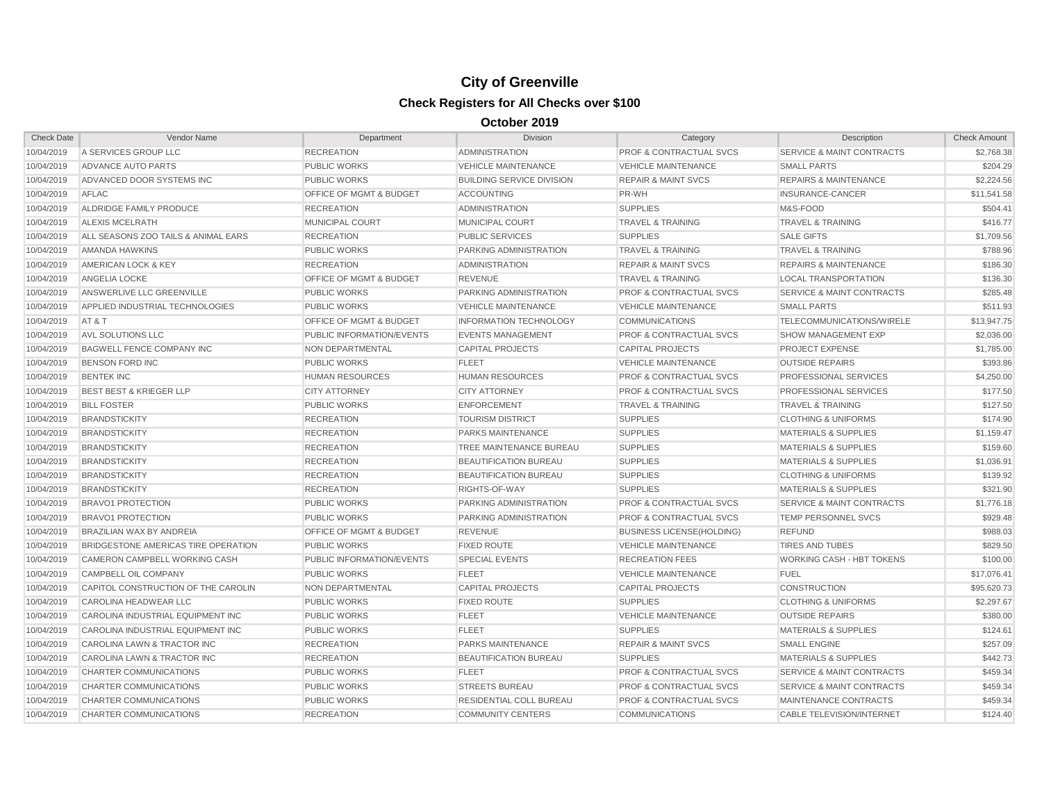# City of Greenville

## Check Registers for All Checks over $100

### October 2019

| Check Date | Vendor Name | Department | Division | Category | Description | Check Amount |
|---|---|---|---|---|---|---|
| 10/04/2019 | A SERVICES GROUP LLC | RECREATION | ADMINISTRATION | PROF & CONTRACTUAL SVCS | SERVICE & MAINT CONTRACTS | $2,768.38 |
| 10/04/2019 | ADVANCE AUTO PARTS | PUBLIC WORKS | VEHICLE MAINTENANCE | VEHICLE MAINTENANCE | SMALL PARTS | $204.29 |
| 10/04/2019 | ADVANCED DOOR SYSTEMS INC | PUBLIC WORKS | BUILDING SERVICE DIVISION | REPAIR & MAINT SVCS | REPAIRS & MAINTENANCE | $2,224.56 |
| 10/04/2019 | AFLAC | OFFICE OF MGMT & BUDGET | ACCOUNTING | PR-WH | INSURANCE-CANCER | $11,541.58 |
| 10/04/2019 | ALDRIDGE FAMILY PRODUCE | RECREATION | ADMINISTRATION | SUPPLIES | M&S-FOOD | $504.41 |
| 10/04/2019 | ALEXIS MCELRATH | MUNICIPAL COURT | MUNICIPAL COURT | TRAVEL & TRAINING | TRAVEL & TRAINING | $416.77 |
| 10/04/2019 | ALL SEASONS ZOO TAILS & ANIMAL EARS | RECREATION | PUBLIC SERVICES | SUPPLIES | SALE GIFTS | $1,709.56 |
| 10/04/2019 | AMANDA HAWKINS | PUBLIC WORKS | PARKING ADMINISTRATION | TRAVEL & TRAINING | TRAVEL & TRAINING | $788.96 |
| 10/04/2019 | AMERICAN LOCK & KEY | RECREATION | ADMINISTRATION | REPAIR & MAINT SVCS | REPAIRS & MAINTENANCE | $186.30 |
| 10/04/2019 | ANGELIA LOCKE | OFFICE OF MGMT & BUDGET | REVENUE | TRAVEL & TRAINING | LOCAL TRANSPORTATION | $136.30 |
| 10/04/2019 | ANSWERLIVE LLC GREENVILLE | PUBLIC WORKS | PARKING ADMINISTRATION | PROF & CONTRACTUAL SVCS | SERVICE & MAINT CONTRACTS | $285.48 |
| 10/04/2019 | APPLIED INDUSTRIAL TECHNOLOGIES | PUBLIC WORKS | VEHICLE MAINTENANCE | VEHICLE MAINTENANCE | SMALL PARTS | $511.93 |
| 10/04/2019 | AT & T | OFFICE OF MGMT & BUDGET | INFORMATION TECHNOLOGY | COMMUNICATIONS | TELECOMMUNICATIONS/WIRELE | $13,947.75 |
| 10/04/2019 | AVL SOLUTIONS LLC | PUBLIC INFORMATION/EVENTS | EVENTS MANAGEMENT | PROF & CONTRACTUAL SVCS | SHOW MANAGEMENT EXP | $2,036.00 |
| 10/04/2019 | BAGWELL FENCE COMPANY INC | NON DEPARTMENTAL | CAPITAL PROJECTS | CAPITAL PROJECTS | PROJECT EXPENSE | $1,785.00 |
| 10/04/2019 | BENSON FORD INC | PUBLIC WORKS | FLEET | VEHICLE MAINTENANCE | OUTSIDE REPAIRS | $393.86 |
| 10/04/2019 | BENTEK INC | HUMAN RESOURCES | HUMAN RESOURCES | PROF & CONTRACTUAL SVCS | PROFESSIONAL SERVICES | $4,250.00 |
| 10/04/2019 | BEST BEST & KRIEGER LLP | CITY ATTORNEY | CITY ATTORNEY | PROF & CONTRACTUAL SVCS | PROFESSIONAL SERVICES | $177.50 |
| 10/04/2019 | BILL FOSTER | PUBLIC WORKS | ENFORCEMENT | TRAVEL & TRAINING | TRAVEL & TRAINING | $127.50 |
| 10/04/2019 | BRANDSTICKITY | RECREATION | TOURISM DISTRICT | SUPPLIES | CLOTHING & UNIFORMS | $174.90 |
| 10/04/2019 | BRANDSTICKITY | RECREATION | PARKS MAINTENANCE | SUPPLIES | MATERIALS & SUPPLIES | $1,159.47 |
| 10/04/2019 | BRANDSTICKITY | RECREATION | TREE MAINTENANCE BUREAU | SUPPLIES | MATERIALS & SUPPLIES | $159.60 |
| 10/04/2019 | BRANDSTICKITY | RECREATION | BEAUTIFICATION BUREAU | SUPPLIES | MATERIALS & SUPPLIES | $1,036.91 |
| 10/04/2019 | BRANDSTICKITY | RECREATION | BEAUTIFICATION BUREAU | SUPPLIES | CLOTHING & UNIFORMS | $139.92 |
| 10/04/2019 | BRANDSTICKITY | RECREATION | RIGHTS-OF-WAY | SUPPLIES | MATERIALS & SUPPLIES | $321.90 |
| 10/04/2019 | BRAVO1 PROTECTION | PUBLIC WORKS | PARKING ADMINISTRATION | PROF & CONTRACTUAL SVCS | SERVICE & MAINT CONTRACTS | $1,776.18 |
| 10/04/2019 | BRAVO1 PROTECTION | PUBLIC WORKS | PARKING ADMINISTRATION | PROF & CONTRACTUAL SVCS | TEMP PERSONNEL SVCS | $929.48 |
| 10/04/2019 | BRAZILIAN WAX BY ANDREIA | OFFICE OF MGMT & BUDGET | REVENUE | BUSINESS LICENSE(HOLDING) | REFUND | $988.03 |
| 10/04/2019 | BRIDGESTONE AMERICAS TIRE OPERATION | PUBLIC WORKS | FIXED ROUTE | VEHICLE MAINTENANCE | TIRES AND TUBES | $829.50 |
| 10/04/2019 | CAMERON CAMPBELL WORKING CASH | PUBLIC INFORMATION/EVENTS | SPECIAL EVENTS | RECREATION FEES | WORKING CASH - HBT TOKENS | $100.00 |
| 10/04/2019 | CAMPBELL OIL COMPANY | PUBLIC WORKS | FLEET | VEHICLE MAINTENANCE | FUEL | $17,076.41 |
| 10/04/2019 | CAPITOL CONSTRUCTION OF THE CAROLIN | NON DEPARTMENTAL | CAPITAL PROJECTS | CAPITAL PROJECTS | CONSTRUCTION | $95,620.73 |
| 10/04/2019 | CAROLINA HEADWEAR LLC | PUBLIC WORKS | FIXED ROUTE | SUPPLIES | CLOTHING & UNIFORMS | $2,297.67 |
| 10/04/2019 | CAROLINA INDUSTRIAL EQUIPMENT INC | PUBLIC WORKS | FLEET | VEHICLE MAINTENANCE | OUTSIDE REPAIRS | $380.00 |
| 10/04/2019 | CAROLINA INDUSTRIAL EQUIPMENT INC | PUBLIC WORKS | FLEET | SUPPLIES | MATERIALS & SUPPLIES | $124.61 |
| 10/04/2019 | CAROLINA LAWN & TRACTOR INC | RECREATION | PARKS MAINTENANCE | REPAIR & MAINT SVCS | SMALL ENGINE | $257.09 |
| 10/04/2019 | CAROLINA LAWN & TRACTOR INC | RECREATION | BEAUTIFICATION BUREAU | SUPPLIES | MATERIALS & SUPPLIES | $442.73 |
| 10/04/2019 | CHARTER COMMUNICATIONS | PUBLIC WORKS | FLEET | PROF & CONTRACTUAL SVCS | SERVICE & MAINT CONTRACTS | $459.34 |
| 10/04/2019 | CHARTER COMMUNICATIONS | PUBLIC WORKS | STREETS BUREAU | PROF & CONTRACTUAL SVCS | SERVICE & MAINT CONTRACTS | $459.34 |
| 10/04/2019 | CHARTER COMMUNICATIONS | PUBLIC WORKS | RESIDENTIAL COLL BUREAU | PROF & CONTRACTUAL SVCS | MAINTENANCE CONTRACTS | $459.34 |
| 10/04/2019 | CHARTER COMMUNICATIONS | RECREATION | COMMUNITY CENTERS | COMMUNICATIONS | CABLE TELEVISION/INTERNET | $124.40 |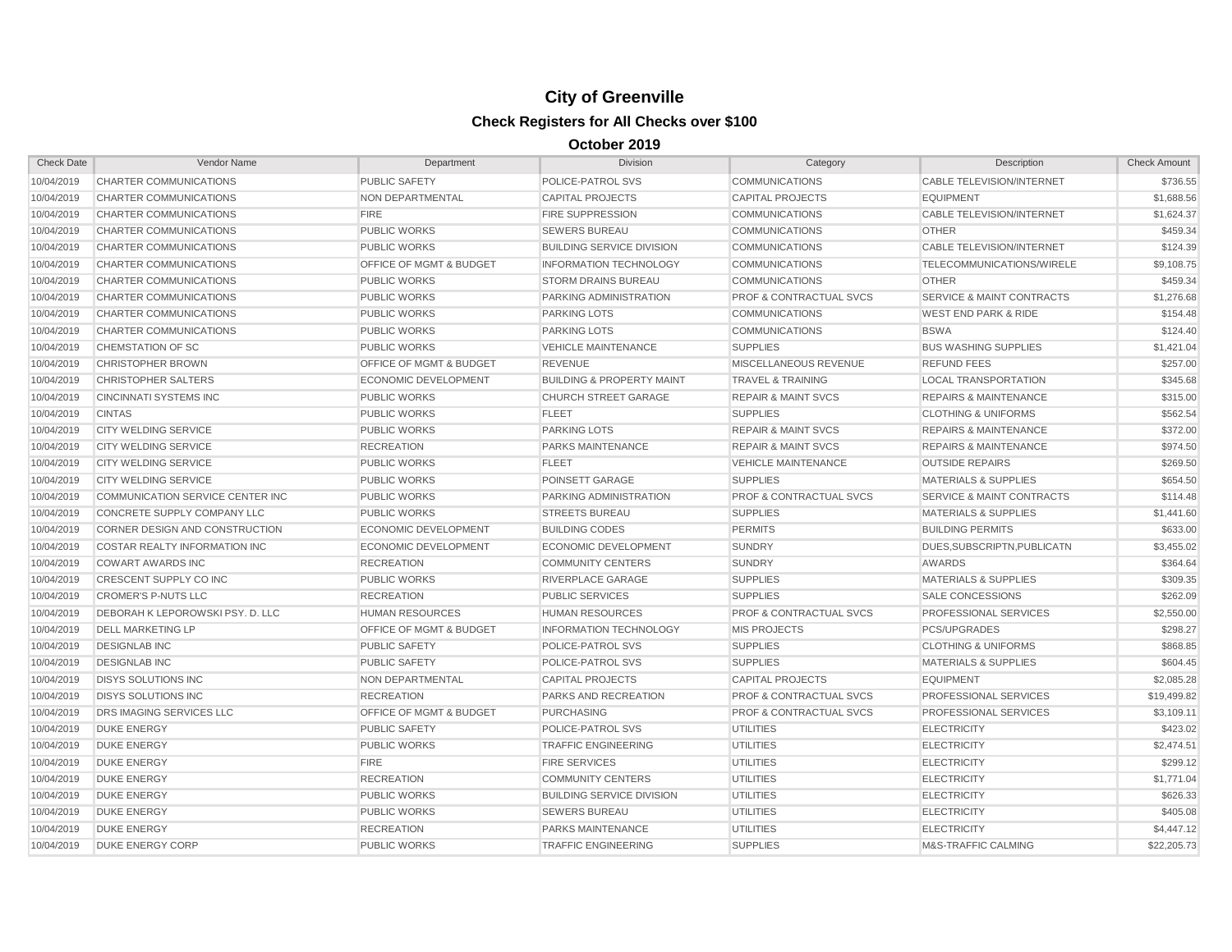# City of Greenville

## Check Registers for All Checks over $100

### October 2019

| Check Date | Vendor Name | Department | Division | Category | Description | Check Amount |
|---|---|---|---|---|---|---|
| 10/04/2019 | CHARTER COMMUNICATIONS | PUBLIC SAFETY | POLICE-PATROL SVS | COMMUNICATIONS | CABLE TELEVISION/INTERNET | $736.55 |
| 10/04/2019 | CHARTER COMMUNICATIONS | NON DEPARTMENTAL | CAPITAL PROJECTS | CAPITAL PROJECTS | EQUIPMENT | $1,688.56 |
| 10/04/2019 | CHARTER COMMUNICATIONS | FIRE | FIRE SUPPRESSION | COMMUNICATIONS | CABLE TELEVISION/INTERNET | $1,624.37 |
| 10/04/2019 | CHARTER COMMUNICATIONS | PUBLIC WORKS | SEWERS BUREAU | COMMUNICATIONS | OTHER | $459.34 |
| 10/04/2019 | CHARTER COMMUNICATIONS | PUBLIC WORKS | BUILDING SERVICE DIVISION | COMMUNICATIONS | CABLE TELEVISION/INTERNET | $124.39 |
| 10/04/2019 | CHARTER COMMUNICATIONS | OFFICE OF MGMT & BUDGET | INFORMATION TECHNOLOGY | COMMUNICATIONS | TELECOMMUNICATIONS/WIRELE | $9,108.75 |
| 10/04/2019 | CHARTER COMMUNICATIONS | PUBLIC WORKS | STORM DRAINS BUREAU | COMMUNICATIONS | OTHER | $459.34 |
| 10/04/2019 | CHARTER COMMUNICATIONS | PUBLIC WORKS | PARKING ADMINISTRATION | PROF & CONTRACTUAL SVCS | SERVICE & MAINT CONTRACTS | $1,276.68 |
| 10/04/2019 | CHARTER COMMUNICATIONS | PUBLIC WORKS | PARKING LOTS | COMMUNICATIONS | WEST END PARK & RIDE | $154.48 |
| 10/04/2019 | CHARTER COMMUNICATIONS | PUBLIC WORKS | PARKING LOTS | COMMUNICATIONS | BSWA | $124.40 |
| 10/04/2019 | CHEMSTATION OF SC | PUBLIC WORKS | VEHICLE MAINTENANCE | SUPPLIES | BUS WASHING SUPPLIES | $1,421.04 |
| 10/04/2019 | CHRISTOPHER BROWN | OFFICE OF MGMT & BUDGET | REVENUE | MISCELLANEOUS REVENUE | REFUND FEES | $257.00 |
| 10/04/2019 | CHRISTOPHER SALTERS | ECONOMIC DEVELOPMENT | BUILDING & PROPERTY MAINT | TRAVEL & TRAINING | LOCAL TRANSPORTATION | $345.68 |
| 10/04/2019 | CINCINNATI SYSTEMS INC | PUBLIC WORKS | CHURCH STREET GARAGE | REPAIR & MAINT SVCS | REPAIRS & MAINTENANCE | $315.00 |
| 10/04/2019 | CINTAS | PUBLIC WORKS | FLEET | SUPPLIES | CLOTHING & UNIFORMS | $562.54 |
| 10/04/2019 | CITY WELDING SERVICE | PUBLIC WORKS | PARKING LOTS | REPAIR & MAINT SVCS | REPAIRS & MAINTENANCE | $372.00 |
| 10/04/2019 | CITY WELDING SERVICE | RECREATION | PARKS MAINTENANCE | REPAIR & MAINT SVCS | REPAIRS & MAINTENANCE | $974.50 |
| 10/04/2019 | CITY WELDING SERVICE | PUBLIC WORKS | FLEET | VEHICLE MAINTENANCE | OUTSIDE REPAIRS | $269.50 |
| 10/04/2019 | CITY WELDING SERVICE | PUBLIC WORKS | POINSETT GARAGE | SUPPLIES | MATERIALS & SUPPLIES | $654.50 |
| 10/04/2019 | COMMUNICATION SERVICE CENTER INC | PUBLIC WORKS | PARKING ADMINISTRATION | PROF & CONTRACTUAL SVCS | SERVICE & MAINT CONTRACTS | $114.48 |
| 10/04/2019 | CONCRETE SUPPLY COMPANY LLC | PUBLIC WORKS | STREETS BUREAU | SUPPLIES | MATERIALS & SUPPLIES | $1,441.60 |
| 10/04/2019 | CORNER DESIGN AND CONSTRUCTION | ECONOMIC DEVELOPMENT | BUILDING CODES | PERMITS | BUILDING PERMITS | $633.00 |
| 10/04/2019 | COSTAR REALTY INFORMATION INC | ECONOMIC DEVELOPMENT | ECONOMIC DEVELOPMENT | SUNDRY | DUES,SUBSCRIPTN,PUBLICATN | $3,455.02 |
| 10/04/2019 | COWART AWARDS INC | RECREATION | COMMUNITY CENTERS | SUNDRY | AWARDS | $364.64 |
| 10/04/2019 | CRESCENT SUPPLY CO INC | PUBLIC WORKS | RIVERPLACE GARAGE | SUPPLIES | MATERIALS & SUPPLIES | $309.35 |
| 10/04/2019 | CROMER'S P-NUTS LLC | RECREATION | PUBLIC SERVICES | SUPPLIES | SALE CONCESSIONS | $262.09 |
| 10/04/2019 | DEBORAH K LEPOROWSKI PSY. D. LLC | HUMAN RESOURCES | HUMAN RESOURCES | PROF & CONTRACTUAL SVCS | PROFESSIONAL SERVICES | $2,550.00 |
| 10/04/2019 | DELL MARKETING LP | OFFICE OF MGMT & BUDGET | INFORMATION TECHNOLOGY | MIS PROJECTS | PCS/UPGRADES | $298.27 |
| 10/04/2019 | DESIGNLAB INC | PUBLIC SAFETY | POLICE-PATROL SVS | SUPPLIES | CLOTHING & UNIFORMS | $868.85 |
| 10/04/2019 | DESIGNLAB INC | PUBLIC SAFETY | POLICE-PATROL SVS | SUPPLIES | MATERIALS & SUPPLIES | $604.45 |
| 10/04/2019 | DISYS SOLUTIONS INC | NON DEPARTMENTAL | CAPITAL PROJECTS | CAPITAL PROJECTS | EQUIPMENT | $2,085.28 |
| 10/04/2019 | DISYS SOLUTIONS INC | RECREATION | PARKS AND RECREATION | PROF & CONTRACTUAL SVCS | PROFESSIONAL SERVICES | $19,499.82 |
| 10/04/2019 | DRS IMAGING SERVICES LLC | OFFICE OF MGMT & BUDGET | PURCHASING | PROF & CONTRACTUAL SVCS | PROFESSIONAL SERVICES | $3,109.11 |
| 10/04/2019 | DUKE ENERGY | PUBLIC SAFETY | POLICE-PATROL SVS | UTILITIES | ELECTRICITY | $423.02 |
| 10/04/2019 | DUKE ENERGY | PUBLIC WORKS | TRAFFIC ENGINEERING | UTILITIES | ELECTRICITY | $2,474.51 |
| 10/04/2019 | DUKE ENERGY | FIRE | FIRE SERVICES | UTILITIES | ELECTRICITY | $299.12 |
| 10/04/2019 | DUKE ENERGY | RECREATION | COMMUNITY CENTERS | UTILITIES | ELECTRICITY | $1,771.04 |
| 10/04/2019 | DUKE ENERGY | PUBLIC WORKS | BUILDING SERVICE DIVISION | UTILITIES | ELECTRICITY | $626.33 |
| 10/04/2019 | DUKE ENERGY | PUBLIC WORKS | SEWERS BUREAU | UTILITIES | ELECTRICITY | $405.08 |
| 10/04/2019 | DUKE ENERGY | RECREATION | PARKS MAINTENANCE | UTILITIES | ELECTRICITY | $4,447.12 |
| 10/04/2019 | DUKE ENERGY CORP | PUBLIC WORKS | TRAFFIC ENGINEERING | SUPPLIES | M&S-TRAFFIC CALMING | $22,205.73 |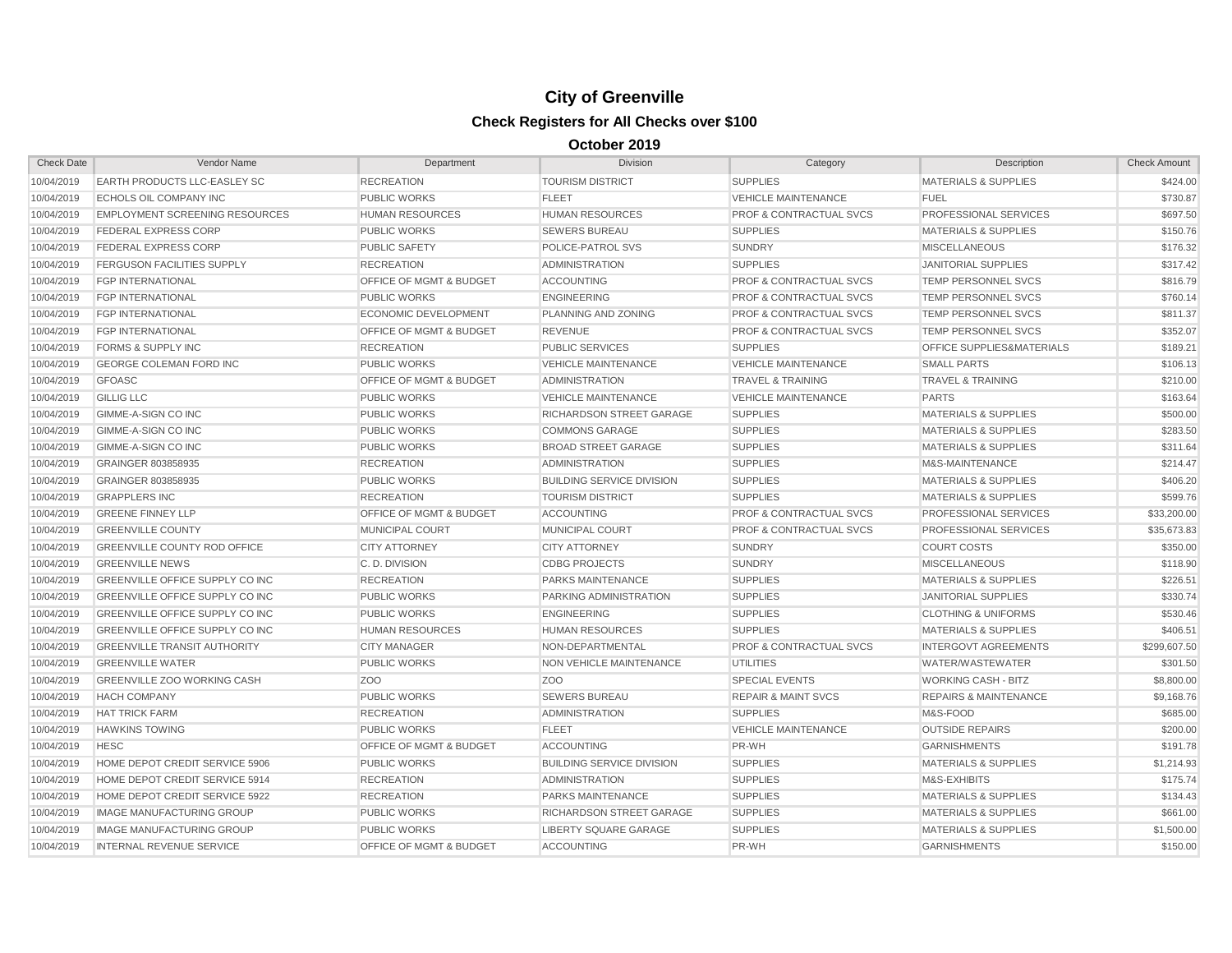# City of Greenville

## Check Registers for All Checks over $100

### October 2019

| Check Date | Vendor Name | Department | Division | Category | Description | Check Amount |
|---|---|---|---|---|---|---|
| 10/04/2019 | EARTH PRODUCTS LLC-EASLEY SC | RECREATION | TOURISM DISTRICT | SUPPLIES | MATERIALS & SUPPLIES | $424.00 |
| 10/04/2019 | ECHOLS OIL COMPANY INC | PUBLIC WORKS | FLEET | VEHICLE MAINTENANCE | FUEL | $730.87 |
| 10/04/2019 | EMPLOYMENT SCREENING RESOURCES | HUMAN RESOURCES | HUMAN RESOURCES | PROF & CONTRACTUAL SVCS | PROFESSIONAL SERVICES | $697.50 |
| 10/04/2019 | FEDERAL EXPRESS CORP | PUBLIC WORKS | SEWERS BUREAU | SUPPLIES | MATERIALS & SUPPLIES | $150.76 |
| 10/04/2019 | FEDERAL EXPRESS CORP | PUBLIC SAFETY | POLICE-PATROL SVS | SUNDRY | MISCELLANEOUS | $176.32 |
| 10/04/2019 | FERGUSON FACILITIES SUPPLY | RECREATION | ADMINISTRATION | SUPPLIES | JANITORIAL SUPPLIES | $317.42 |
| 10/04/2019 | FGP INTERNATIONAL | OFFICE OF MGMT & BUDGET | ACCOUNTING | PROF & CONTRACTUAL SVCS | TEMP PERSONNEL SVCS | $816.79 |
| 10/04/2019 | FGP INTERNATIONAL | PUBLIC WORKS | ENGINEERING | PROF & CONTRACTUAL SVCS | TEMP PERSONNEL SVCS | $760.14 |
| 10/04/2019 | FGP INTERNATIONAL | ECONOMIC DEVELOPMENT | PLANNING AND ZONING | PROF & CONTRACTUAL SVCS | TEMP PERSONNEL SVCS | $811.37 |
| 10/04/2019 | FGP INTERNATIONAL | OFFICE OF MGMT & BUDGET | REVENUE | PROF & CONTRACTUAL SVCS | TEMP PERSONNEL SVCS | $352.07 |
| 10/04/2019 | FORMS & SUPPLY INC | RECREATION | PUBLIC SERVICES | SUPPLIES | OFFICE SUPPLIES&MATERIALS | $189.21 |
| 10/04/2019 | GEORGE COLEMAN FORD INC | PUBLIC WORKS | VEHICLE MAINTENANCE | VEHICLE MAINTENANCE | SMALL PARTS | $106.13 |
| 10/04/2019 | GFOASC | OFFICE OF MGMT & BUDGET | ADMINISTRATION | TRAVEL & TRAINING | TRAVEL & TRAINING | $210.00 |
| 10/04/2019 | GILLIG LLC | PUBLIC WORKS | VEHICLE MAINTENANCE | VEHICLE MAINTENANCE | PARTS | $163.64 |
| 10/04/2019 | GIMME-A-SIGN CO INC | PUBLIC WORKS | RICHARDSON STREET GARAGE | SUPPLIES | MATERIALS & SUPPLIES | $500.00 |
| 10/04/2019 | GIMME-A-SIGN CO INC | PUBLIC WORKS | COMMONS GARAGE | SUPPLIES | MATERIALS & SUPPLIES | $283.50 |
| 10/04/2019 | GIMME-A-SIGN CO INC | PUBLIC WORKS | BROAD STREET GARAGE | SUPPLIES | MATERIALS & SUPPLIES | $311.64 |
| 10/04/2019 | GRAINGER 803858935 | RECREATION | ADMINISTRATION | SUPPLIES | M&S-MAINTENANCE | $214.47 |
| 10/04/2019 | GRAINGER 803858935 | PUBLIC WORKS | BUILDING SERVICE DIVISION | SUPPLIES | MATERIALS & SUPPLIES | $406.20 |
| 10/04/2019 | GRAPPLERS INC | RECREATION | TOURISM DISTRICT | SUPPLIES | MATERIALS & SUPPLIES | $599.76 |
| 10/04/2019 | GREENE FINNEY LLP | OFFICE OF MGMT & BUDGET | ACCOUNTING | PROF & CONTRACTUAL SVCS | PROFESSIONAL SERVICES | $33,200.00 |
| 10/04/2019 | GREENVILLE COUNTY | MUNICIPAL COURT | MUNICIPAL COURT | PROF & CONTRACTUAL SVCS | PROFESSIONAL SERVICES | $35,673.83 |
| 10/04/2019 | GREENVILLE COUNTY ROD OFFICE | CITY ATTORNEY | CITY ATTORNEY | SUNDRY | COURT COSTS | $350.00 |
| 10/04/2019 | GREENVILLE NEWS | C. D. DIVISION | CDBG PROJECTS | SUNDRY | MISCELLANEOUS | $118.90 |
| 10/04/2019 | GREENVILLE OFFICE SUPPLY CO INC | RECREATION | PARKS MAINTENANCE | SUPPLIES | MATERIALS & SUPPLIES | $226.51 |
| 10/04/2019 | GREENVILLE OFFICE SUPPLY CO INC | PUBLIC WORKS | PARKING ADMINISTRATION | SUPPLIES | JANITORIAL SUPPLIES | $330.74 |
| 10/04/2019 | GREENVILLE OFFICE SUPPLY CO INC | PUBLIC WORKS | ENGINEERING | SUPPLIES | CLOTHING & UNIFORMS | $530.46 |
| 10/04/2019 | GREENVILLE OFFICE SUPPLY CO INC | HUMAN RESOURCES | HUMAN RESOURCES | SUPPLIES | MATERIALS & SUPPLIES | $406.51 |
| 10/04/2019 | GREENVILLE TRANSIT AUTHORITY | CITY MANAGER | NON-DEPARTMENTAL | PROF & CONTRACTUAL SVCS | INTERGOVT AGREEMENTS | $299,607.50 |
| 10/04/2019 | GREENVILLE WATER | PUBLIC WORKS | NON VEHICLE MAINTENANCE | UTILITIES | WATER/WASTEWATER | $301.50 |
| 10/04/2019 | GREENVILLE ZOO WORKING CASH | ZOO | ZOO | SPECIAL EVENTS | WORKING CASH - BITZ | $8,800.00 |
| 10/04/2019 | HACH COMPANY | PUBLIC WORKS | SEWERS BUREAU | REPAIR & MAINT SVCS | REPAIRS & MAINTENANCE | $9,168.76 |
| 10/04/2019 | HAT TRICK FARM | RECREATION | ADMINISTRATION | SUPPLIES | M&S-FOOD | $685.00 |
| 10/04/2019 | HAWKINS TOWING | PUBLIC WORKS | FLEET | VEHICLE MAINTENANCE | OUTSIDE REPAIRS | $200.00 |
| 10/04/2019 | HESC | OFFICE OF MGMT & BUDGET | ACCOUNTING | PR-WH | GARNISHMENTS | $191.78 |
| 10/04/2019 | HOME DEPOT CREDIT SERVICE 5906 | PUBLIC WORKS | BUILDING SERVICE DIVISION | SUPPLIES | MATERIALS & SUPPLIES | $1,214.93 |
| 10/04/2019 | HOME DEPOT CREDIT SERVICE 5914 | RECREATION | ADMINISTRATION | SUPPLIES | M&S-EXHIBITS | $175.74 |
| 10/04/2019 | HOME DEPOT CREDIT SERVICE 5922 | RECREATION | PARKS MAINTENANCE | SUPPLIES | MATERIALS & SUPPLIES | $134.43 |
| 10/04/2019 | IMAGE MANUFACTURING GROUP | PUBLIC WORKS | RICHARDSON STREET GARAGE | SUPPLIES | MATERIALS & SUPPLIES | $661.00 |
| 10/04/2019 | IMAGE MANUFACTURING GROUP | PUBLIC WORKS | LIBERTY SQUARE GARAGE | SUPPLIES | MATERIALS & SUPPLIES | $1,500.00 |
| 10/04/2019 | INTERNAL REVENUE SERVICE | OFFICE OF MGMT & BUDGET | ACCOUNTING | PR-WH | GARNISHMENTS | $150.00 |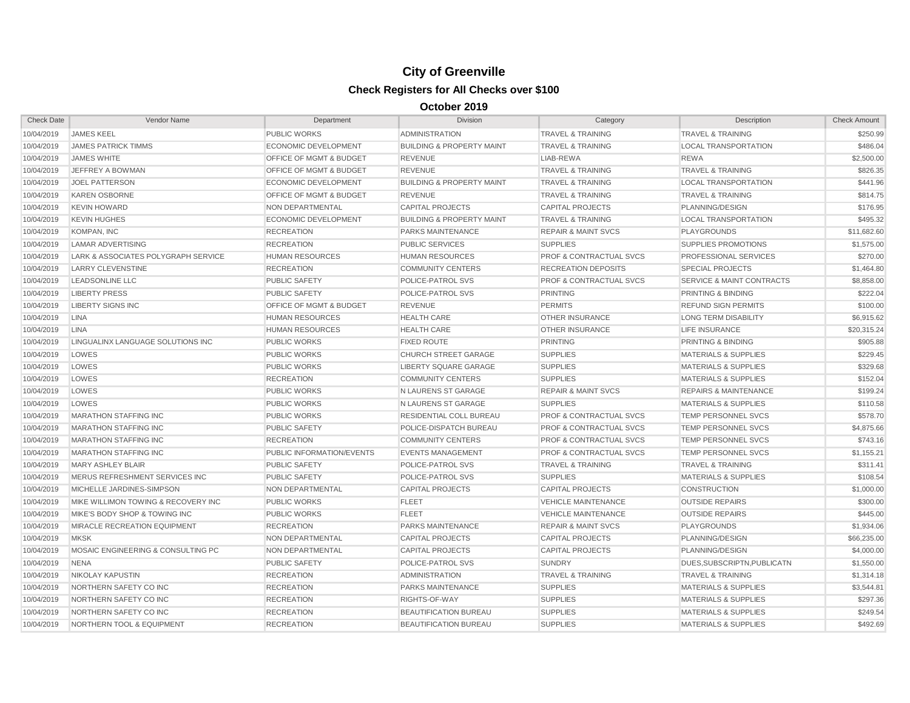# City of Greenville

## Check Registers for All Checks over $100

### October 2019

| Check Date | Vendor Name | Department | Division | Category | Description | Check Amount |
|---|---|---|---|---|---|---|
| 10/04/2019 | JAMES KEEL | PUBLIC WORKS | ADMINISTRATION | TRAVEL & TRAINING | TRAVEL & TRAINING | $250.99 |
| 10/04/2019 | JAMES PATRICK TIMMS | ECONOMIC DEVELOPMENT | BUILDING & PROPERTY MAINT | TRAVEL & TRAINING | LOCAL TRANSPORTATION | $486.04 |
| 10/04/2019 | JAMES WHITE | OFFICE OF MGMT & BUDGET | REVENUE | LIAB-REWA | REWA | $2,500.00 |
| 10/04/2019 | JEFFREY A BOWMAN | OFFICE OF MGMT & BUDGET | REVENUE | TRAVEL & TRAINING | TRAVEL & TRAINING | $826.35 |
| 10/04/2019 | JOEL PATTERSON | ECONOMIC DEVELOPMENT | BUILDING & PROPERTY MAINT | TRAVEL & TRAINING | LOCAL TRANSPORTATION | $441.96 |
| 10/04/2019 | KAREN OSBORNE | OFFICE OF MGMT & BUDGET | REVENUE | TRAVEL & TRAINING | TRAVEL & TRAINING | $814.75 |
| 10/04/2019 | KEVIN HOWARD | NON DEPARTMENTAL | CAPITAL PROJECTS | CAPITAL PROJECTS | PLANNING/DESIGN | $176.95 |
| 10/04/2019 | KEVIN HUGHES | ECONOMIC DEVELOPMENT | BUILDING & PROPERTY MAINT | TRAVEL & TRAINING | LOCAL TRANSPORTATION | $495.32 |
| 10/04/2019 | KOMPAN, INC | RECREATION | PARKS MAINTENANCE | REPAIR & MAINT SVCS | PLAYGROUNDS | $11,682.60 |
| 10/04/2019 | LAMAR ADVERTISING | RECREATION | PUBLIC SERVICES | SUPPLIES | SUPPLIES PROMOTIONS | $1,575.00 |
| 10/04/2019 | LARK & ASSOCIATES POLYGRAPH SERVICE | HUMAN RESOURCES | HUMAN RESOURCES | PROF & CONTRACTUAL SVCS | PROFESSIONAL SERVICES | $270.00 |
| 10/04/2019 | LARRY CLEVENSTINE | RECREATION | COMMUNITY CENTERS | RECREATION DEPOSITS | SPECIAL PROJECTS | $1,464.80 |
| 10/04/2019 | LEADSONLINE LLC | PUBLIC SAFETY | POLICE-PATROL SVS | PROF & CONTRACTUAL SVCS | SERVICE & MAINT CONTRACTS | $8,858.00 |
| 10/04/2019 | LIBERTY PRESS | PUBLIC SAFETY | POLICE-PATROL SVS | PRINTING | PRINTING & BINDING | $222.04 |
| 10/04/2019 | LIBERTY SIGNS INC | OFFICE OF MGMT & BUDGET | REVENUE | PERMITS | REFUND SIGN PERMITS | $100.00 |
| 10/04/2019 | LINA | HUMAN RESOURCES | HEALTH CARE | OTHER INSURANCE | LONG TERM DISABILITY | $6,915.62 |
| 10/04/2019 | LINA | HUMAN RESOURCES | HEALTH CARE | OTHER INSURANCE | LIFE INSURANCE | $20,315.24 |
| 10/04/2019 | LINGUALINX LANGUAGE SOLUTIONS INC | PUBLIC WORKS | FIXED ROUTE | PRINTING | PRINTING & BINDING | $905.88 |
| 10/04/2019 | LOWES | PUBLIC WORKS | CHURCH STREET GARAGE | SUPPLIES | MATERIALS & SUPPLIES | $229.45 |
| 10/04/2019 | LOWES | PUBLIC WORKS | LIBERTY SQUARE GARAGE | SUPPLIES | MATERIALS & SUPPLIES | $329.68 |
| 10/04/2019 | LOWES | RECREATION | COMMUNITY CENTERS | SUPPLIES | MATERIALS & SUPPLIES | $152.04 |
| 10/04/2019 | LOWES | PUBLIC WORKS | N LAURENS ST GARAGE | REPAIR & MAINT SVCS | REPAIRS & MAINTENANCE | $199.24 |
| 10/04/2019 | LOWES | PUBLIC WORKS | N LAURENS ST GARAGE | SUPPLIES | MATERIALS & SUPPLIES | $110.58 |
| 10/04/2019 | MARATHON STAFFING INC | PUBLIC WORKS | RESIDENTIAL COLL BUREAU | PROF & CONTRACTUAL SVCS | TEMP PERSONNEL SVCS | $578.70 |
| 10/04/2019 | MARATHON STAFFING INC | PUBLIC SAFETY | POLICE-DISPATCH BUREAU | PROF & CONTRACTUAL SVCS | TEMP PERSONNEL SVCS | $4,875.66 |
| 10/04/2019 | MARATHON STAFFING INC | RECREATION | COMMUNITY CENTERS | PROF & CONTRACTUAL SVCS | TEMP PERSONNEL SVCS | $743.16 |
| 10/04/2019 | MARATHON STAFFING INC | PUBLIC INFORMATION/EVENTS | EVENTS MANAGEMENT | PROF & CONTRACTUAL SVCS | TEMP PERSONNEL SVCS | $1,155.21 |
| 10/04/2019 | MARY ASHLEY BLAIR | PUBLIC SAFETY | POLICE-PATROL SVS | TRAVEL & TRAINING | TRAVEL & TRAINING | $311.41 |
| 10/04/2019 | MERUS REFRESHMENT SERVICES INC | PUBLIC SAFETY | POLICE-PATROL SVS | SUPPLIES | MATERIALS & SUPPLIES | $108.54 |
| 10/04/2019 | MICHELLE JARDINES-SIMPSON | NON DEPARTMENTAL | CAPITAL PROJECTS | CAPITAL PROJECTS | CONSTRUCTION | $1,000.00 |
| 10/04/2019 | MIKE WILLIMON TOWING & RECOVERY INC | PUBLIC WORKS | FLEET | VEHICLE MAINTENANCE | OUTSIDE REPAIRS | $300.00 |
| 10/04/2019 | MIKE'S BODY SHOP & TOWING INC | PUBLIC WORKS | FLEET | VEHICLE MAINTENANCE | OUTSIDE REPAIRS | $445.00 |
| 10/04/2019 | MIRACLE RECREATION EQUIPMENT | RECREATION | PARKS MAINTENANCE | REPAIR & MAINT SVCS | PLAYGROUNDS | $1,934.06 |
| 10/04/2019 | MKSK | NON DEPARTMENTAL | CAPITAL PROJECTS | CAPITAL PROJECTS | PLANNING/DESIGN | $66,235.00 |
| 10/04/2019 | MOSAIC ENGINEERING & CONSULTING PC | NON DEPARTMENTAL | CAPITAL PROJECTS | CAPITAL PROJECTS | PLANNING/DESIGN | $4,000.00 |
| 10/04/2019 | NENA | PUBLIC SAFETY | POLICE-PATROL SVS | SUNDRY | DUES,SUBSCRIPTN,PUBLICATN | $1,550.00 |
| 10/04/2019 | NIKOLAY KAPUSTIN | RECREATION | ADMINISTRATION | TRAVEL & TRAINING | TRAVEL & TRAINING | $1,314.18 |
| 10/04/2019 | NORTHERN SAFETY CO INC | RECREATION | PARKS MAINTENANCE | SUPPLIES | MATERIALS & SUPPLIES | $3,544.81 |
| 10/04/2019 | NORTHERN SAFETY CO INC | RECREATION | RIGHTS-OF-WAY | SUPPLIES | MATERIALS & SUPPLIES | $297.36 |
| 10/04/2019 | NORTHERN SAFETY CO INC | RECREATION | BEAUTIFICATION BUREAU | SUPPLIES | MATERIALS & SUPPLIES | $249.54 |
| 10/04/2019 | NORTHERN TOOL & EQUIPMENT | RECREATION | BEAUTIFICATION BUREAU | SUPPLIES | MATERIALS & SUPPLIES | $492.69 |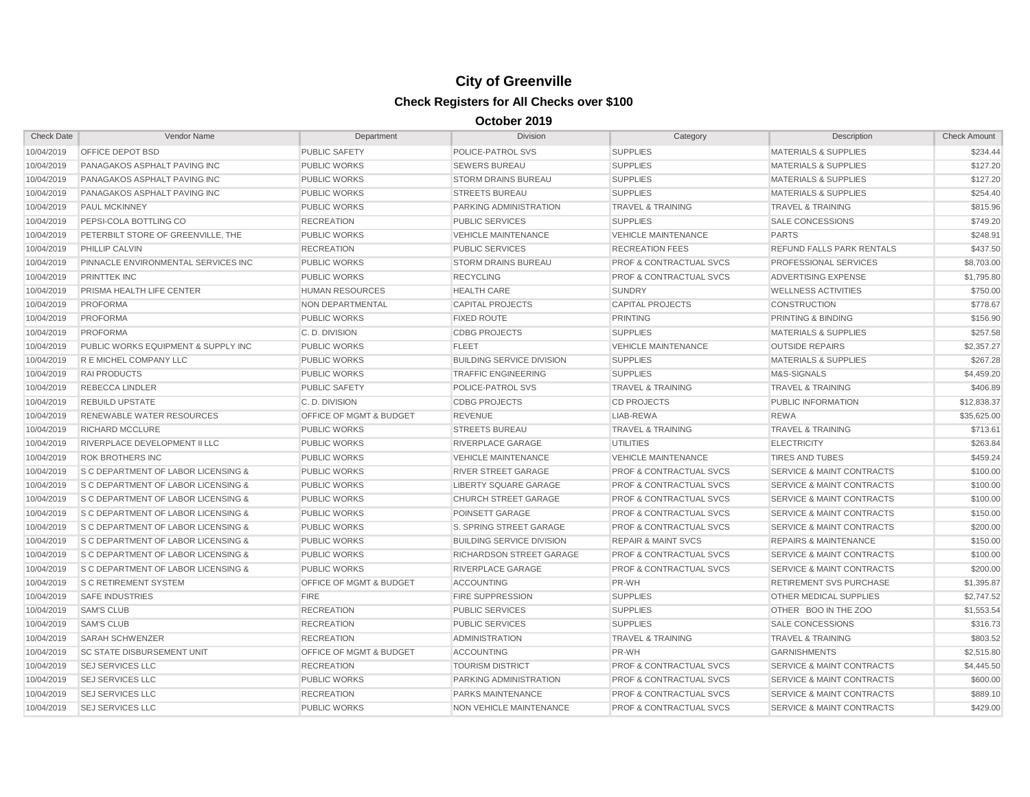# City of Greenville

## Check Registers for All Checks over $100

### October 2019

| Check Date | Vendor Name | Department | Division | Category | Description | Check Amount |
|---|---|---|---|---|---|---|
| 10/04/2019 | OFFICE DEPOT BSD | PUBLIC SAFETY | POLICE-PATROL SVS | SUPPLIES | MATERIALS & SUPPLIES | $234.44 |
| 10/04/2019 | PANAGAKOS ASPHALT PAVING INC | PUBLIC WORKS | SEWERS BUREAU | SUPPLIES | MATERIALS & SUPPLIES | $127.20 |
| 10/04/2019 | PANAGAKOS ASPHALT PAVING INC | PUBLIC WORKS | STORM DRAINS BUREAU | SUPPLIES | MATERIALS & SUPPLIES | $127.20 |
| 10/04/2019 | PANAGAKOS ASPHALT PAVING INC | PUBLIC WORKS | STREETS BUREAU | SUPPLIES | MATERIALS & SUPPLIES | $254.40 |
| 10/04/2019 | PAUL MCKINNEY | PUBLIC WORKS | PARKING ADMINISTRATION | TRAVEL & TRAINING | TRAVEL & TRAINING | $815.96 |
| 10/04/2019 | PEPSI-COLA BOTTLING CO | RECREATION | PUBLIC SERVICES | SUPPLIES | SALE CONCESSIONS | $749.20 |
| 10/04/2019 | PETERBILT STORE OF GREENVILLE, THE | PUBLIC WORKS | VEHICLE MAINTENANCE | VEHICLE MAINTENANCE | PARTS | $248.91 |
| 10/04/2019 | PHILLIP CALVIN | RECREATION | PUBLIC SERVICES | RECREATION FEES | REFUND FALLS PARK RENTALS | $437.50 |
| 10/04/2019 | PINNACLE ENVIRONMENTAL SERVICES INC | PUBLIC WORKS | STORM DRAINS BUREAU | PROF & CONTRACTUAL SVCS | PROFESSIONAL SERVICES | $8,703.00 |
| 10/04/2019 | PRINTTEK INC | PUBLIC WORKS | RECYCLING | PROF & CONTRACTUAL SVCS | ADVERTISING EXPENSE | $1,795.80 |
| 10/04/2019 | PRISMA HEALTH LIFE CENTER | HUMAN RESOURCES | HEALTH CARE | SUNDRY | WELLNESS ACTIVITIES | $750.00 |
| 10/04/2019 | PROFORMA | NON DEPARTMENTAL | CAPITAL PROJECTS | CAPITAL PROJECTS | CONSTRUCTION | $778.67 |
| 10/04/2019 | PROFORMA | PUBLIC WORKS | FIXED ROUTE | PRINTING | PRINTING & BINDING | $156.90 |
| 10/04/2019 | PROFORMA | C. D. DIVISION | CDBG PROJECTS | SUPPLIES | MATERIALS & SUPPLIES | $257.58 |
| 10/04/2019 | PUBLIC WORKS EQUIPMENT & SUPPLY INC | PUBLIC WORKS | FLEET | VEHICLE MAINTENANCE | OUTSIDE REPAIRS | $2,357.27 |
| 10/04/2019 | R E MICHEL COMPANY LLC | PUBLIC WORKS | BUILDING SERVICE DIVISION | SUPPLIES | MATERIALS & SUPPLIES | $267.28 |
| 10/04/2019 | RAI PRODUCTS | PUBLIC WORKS | TRAFFIC ENGINEERING | SUPPLIES | M&S-SIGNALS | $4,459.20 |
| 10/04/2019 | REBECCA LINDLER | PUBLIC SAFETY | POLICE-PATROL SVS | TRAVEL & TRAINING | TRAVEL & TRAINING | $406.89 |
| 10/04/2019 | REBUILD UPSTATE | C. D. DIVISION | CDBG PROJECTS | CD PROJECTS | PUBLIC INFORMATION | $12,838.37 |
| 10/04/2019 | RENEWABLE WATER RESOURCES | OFFICE OF MGMT & BUDGET | REVENUE | LIAB-REWA | REWA | $35,625.00 |
| 10/04/2019 | RICHARD MCCLURE | PUBLIC WORKS | STREETS BUREAU | TRAVEL & TRAINING | TRAVEL & TRAINING | $713.61 |
| 10/04/2019 | RIVERPLACE DEVELOPMENT II LLC | PUBLIC WORKS | RIVERPLACE GARAGE | UTILITIES | ELECTRICITY | $263.84 |
| 10/04/2019 | ROK BROTHERS INC | PUBLIC WORKS | VEHICLE MAINTENANCE | VEHICLE MAINTENANCE | TIRES AND TUBES | $459.24 |
| 10/04/2019 | S C DEPARTMENT OF LABOR LICENSING & | PUBLIC WORKS | RIVER STREET GARAGE | PROF & CONTRACTUAL SVCS | SERVICE & MAINT CONTRACTS | $100.00 |
| 10/04/2019 | S C DEPARTMENT OF LABOR LICENSING & | PUBLIC WORKS | LIBERTY SQUARE GARAGE | PROF & CONTRACTUAL SVCS | SERVICE & MAINT CONTRACTS | $100.00 |
| 10/04/2019 | S C DEPARTMENT OF LABOR LICENSING & | PUBLIC WORKS | CHURCH STREET GARAGE | PROF & CONTRACTUAL SVCS | SERVICE & MAINT CONTRACTS | $100.00 |
| 10/04/2019 | S C DEPARTMENT OF LABOR LICENSING & | PUBLIC WORKS | POINSETT GARAGE | PROF & CONTRACTUAL SVCS | SERVICE & MAINT CONTRACTS | $150.00 |
| 10/04/2019 | S C DEPARTMENT OF LABOR LICENSING & | PUBLIC WORKS | S. SPRING STREET GARAGE | PROF & CONTRACTUAL SVCS | SERVICE & MAINT CONTRACTS | $200.00 |
| 10/04/2019 | S C DEPARTMENT OF LABOR LICENSING & | PUBLIC WORKS | BUILDING SERVICE DIVISION | REPAIR & MAINT SVCS | REPAIRS & MAINTENANCE | $150.00 |
| 10/04/2019 | S C DEPARTMENT OF LABOR LICENSING & | PUBLIC WORKS | RICHARDSON STREET GARAGE | PROF & CONTRACTUAL SVCS | SERVICE & MAINT CONTRACTS | $100.00 |
| 10/04/2019 | S C DEPARTMENT OF LABOR LICENSING & | PUBLIC WORKS | RIVERPLACE GARAGE | PROF & CONTRACTUAL SVCS | SERVICE & MAINT CONTRACTS | $200.00 |
| 10/04/2019 | S C RETIREMENT SYSTEM | OFFICE OF MGMT & BUDGET | ACCOUNTING | PR-WH | RETIREMENT SVS PURCHASE | $1,395.87 |
| 10/04/2019 | SAFE INDUSTRIES | FIRE | FIRE SUPPRESSION | SUPPLIES | OTHER MEDICAL SUPPLIES | $2,747.52 |
| 10/04/2019 | SAM'S CLUB | RECREATION | PUBLIC SERVICES | SUPPLIES | OTHER BOO IN THE ZOO | $1,553.54 |
| 10/04/2019 | SAM'S CLUB | RECREATION | PUBLIC SERVICES | SUPPLIES | SALE CONCESSIONS | $316.73 |
| 10/04/2019 | SARAH SCHWENZER | RECREATION | ADMINISTRATION | TRAVEL & TRAINING | TRAVEL & TRAINING | $803.52 |
| 10/04/2019 | SC STATE DISBURSEMENT UNIT | OFFICE OF MGMT & BUDGET | ACCOUNTING | PR-WH | GARNISHMENTS | $2,515.80 |
| 10/04/2019 | SEJ SERVICES LLC | RECREATION | TOURISM DISTRICT | PROF & CONTRACTUAL SVCS | SERVICE & MAINT CONTRACTS | $4,445.50 |
| 10/04/2019 | SEJ SERVICES LLC | PUBLIC WORKS | PARKING ADMINISTRATION | PROF & CONTRACTUAL SVCS | SERVICE & MAINT CONTRACTS | $600.00 |
| 10/04/2019 | SEJ SERVICES LLC | RECREATION | PARKS MAINTENANCE | PROF & CONTRACTUAL SVCS | SERVICE & MAINT CONTRACTS | $889.10 |
| 10/04/2019 | SEJ SERVICES LLC | PUBLIC WORKS | NON VEHICLE MAINTENANCE | PROF & CONTRACTUAL SVCS | SERVICE & MAINT CONTRACTS | $429.00 |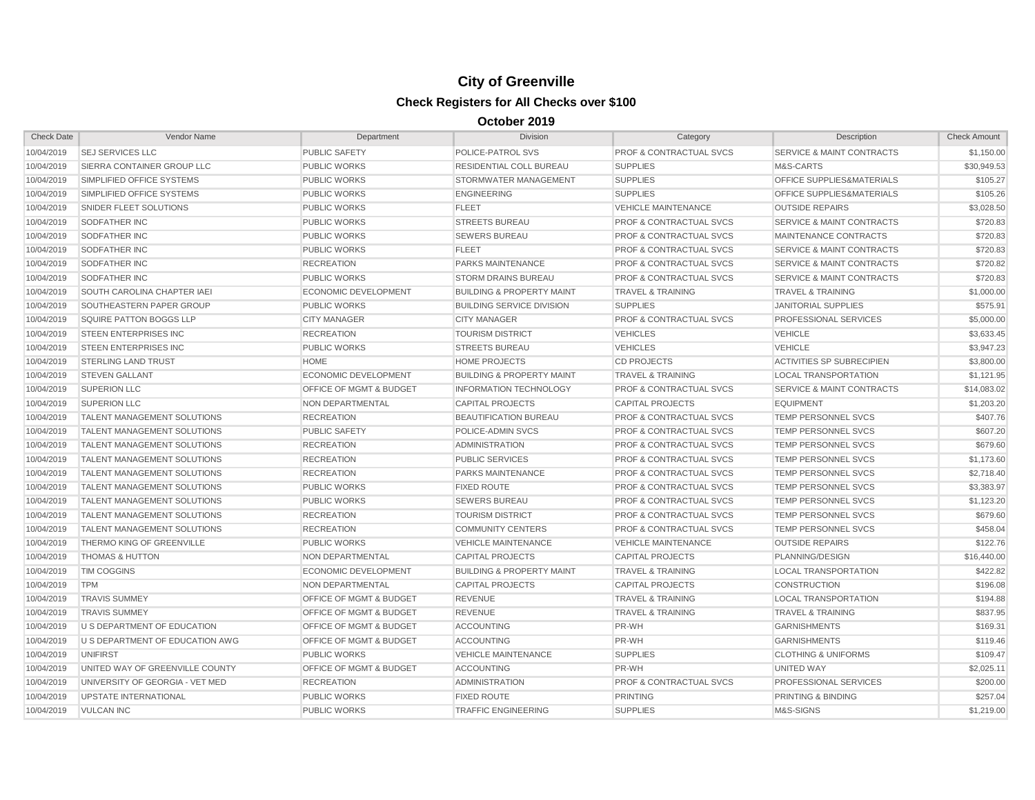# City of Greenville

## Check Registers for All Checks over $100

### October 2019

| Check Date | Vendor Name | Department | Division | Category | Description | Check Amount |
|---|---|---|---|---|---|---|
| 10/04/2019 | SEJ SERVICES LLC | PUBLIC SAFETY | POLICE-PATROL SVS | PROF & CONTRACTUAL SVCS | SERVICE & MAINT CONTRACTS | $1,150.00 |
| 10/04/2019 | SIERRA CONTAINER GROUP LLC | PUBLIC WORKS | RESIDENTIAL COLL BUREAU | SUPPLIES | M&S-CARTS | $30,949.53 |
| 10/04/2019 | SIMPLIFIED OFFICE SYSTEMS | PUBLIC WORKS | STORMWATER MANAGEMENT | SUPPLIES | OFFICE SUPPLIES&MATERIALS | $105.27 |
| 10/04/2019 | SIMPLIFIED OFFICE SYSTEMS | PUBLIC WORKS | ENGINEERING | SUPPLIES | OFFICE SUPPLIES&MATERIALS | $105.26 |
| 10/04/2019 | SNIDER FLEET SOLUTIONS | PUBLIC WORKS | FLEET | VEHICLE MAINTENANCE | OUTSIDE REPAIRS | $3,028.50 |
| 10/04/2019 | SODFATHER INC | PUBLIC WORKS | STREETS BUREAU | PROF & CONTRACTUAL SVCS | SERVICE & MAINT CONTRACTS | $720.83 |
| 10/04/2019 | SODFATHER INC | PUBLIC WORKS | SEWERS BUREAU | PROF & CONTRACTUAL SVCS | MAINTENANCE CONTRACTS | $720.83 |
| 10/04/2019 | SODFATHER INC | PUBLIC WORKS | FLEET | PROF & CONTRACTUAL SVCS | SERVICE & MAINT CONTRACTS | $720.83 |
| 10/04/2019 | SODFATHER INC | RECREATION | PARKS MAINTENANCE | PROF & CONTRACTUAL SVCS | SERVICE & MAINT CONTRACTS | $720.82 |
| 10/04/2019 | SODFATHER INC | PUBLIC WORKS | STORM DRAINS BUREAU | PROF & CONTRACTUAL SVCS | SERVICE & MAINT CONTRACTS | $720.83 |
| 10/04/2019 | SOUTH CAROLINA CHAPTER IAEI | ECONOMIC DEVELOPMENT | BUILDING & PROPERTY MAINT | TRAVEL & TRAINING | TRAVEL & TRAINING | $1,000.00 |
| 10/04/2019 | SOUTHEASTERN PAPER GROUP | PUBLIC WORKS | BUILDING SERVICE DIVISION | SUPPLIES | JANITORIAL SUPPLIES | $575.91 |
| 10/04/2019 | SQUIRE PATTON BOGGS LLP | CITY MANAGER | CITY MANAGER | PROF & CONTRACTUAL SVCS | PROFESSIONAL SERVICES | $5,000.00 |
| 10/04/2019 | STEEN ENTERPRISES INC | RECREATION | TOURISM DISTRICT | VEHICLES | VEHICLE | $3,633.45 |
| 10/04/2019 | STEEN ENTERPRISES INC | PUBLIC WORKS | STREETS BUREAU | VEHICLES | VEHICLE | $3,947.23 |
| 10/04/2019 | STERLING LAND TRUST | HOME | HOME PROJECTS | CD PROJECTS | ACTIVITIES SP SUBRECIPIEN | $3,800.00 |
| 10/04/2019 | STEVEN GALLANT | ECONOMIC DEVELOPMENT | BUILDING & PROPERTY MAINT | TRAVEL & TRAINING | LOCAL TRANSPORTATION | $1,121.95 |
| 10/04/2019 | SUPERION LLC | OFFICE OF MGMT & BUDGET | INFORMATION TECHNOLOGY | PROF & CONTRACTUAL SVCS | SERVICE & MAINT CONTRACTS | $14,083.02 |
| 10/04/2019 | SUPERION LLC | NON DEPARTMENTAL | CAPITAL PROJECTS | CAPITAL PROJECTS | EQUIPMENT | $1,203.20 |
| 10/04/2019 | TALENT MANAGEMENT SOLUTIONS | RECREATION | BEAUTIFICATION BUREAU | PROF & CONTRACTUAL SVCS | TEMP PERSONNEL SVCS | $407.76 |
| 10/04/2019 | TALENT MANAGEMENT SOLUTIONS | PUBLIC SAFETY | POLICE-ADMIN SVCS | PROF & CONTRACTUAL SVCS | TEMP PERSONNEL SVCS | $607.20 |
| 10/04/2019 | TALENT MANAGEMENT SOLUTIONS | RECREATION | ADMINISTRATION | PROF & CONTRACTUAL SVCS | TEMP PERSONNEL SVCS | $679.60 |
| 10/04/2019 | TALENT MANAGEMENT SOLUTIONS | RECREATION | PUBLIC SERVICES | PROF & CONTRACTUAL SVCS | TEMP PERSONNEL SVCS | $1,173.60 |
| 10/04/2019 | TALENT MANAGEMENT SOLUTIONS | RECREATION | PARKS MAINTENANCE | PROF & CONTRACTUAL SVCS | TEMP PERSONNEL SVCS | $2,718.40 |
| 10/04/2019 | TALENT MANAGEMENT SOLUTIONS | PUBLIC WORKS | FIXED ROUTE | PROF & CONTRACTUAL SVCS | TEMP PERSONNEL SVCS | $3,383.97 |
| 10/04/2019 | TALENT MANAGEMENT SOLUTIONS | PUBLIC WORKS | SEWERS BUREAU | PROF & CONTRACTUAL SVCS | TEMP PERSONNEL SVCS | $1,123.20 |
| 10/04/2019 | TALENT MANAGEMENT SOLUTIONS | RECREATION | TOURISM DISTRICT | PROF & CONTRACTUAL SVCS | TEMP PERSONNEL SVCS | $679.60 |
| 10/04/2019 | TALENT MANAGEMENT SOLUTIONS | RECREATION | COMMUNITY CENTERS | PROF & CONTRACTUAL SVCS | TEMP PERSONNEL SVCS | $458.04 |
| 10/04/2019 | THERMO KING OF GREENVILLE | PUBLIC WORKS | VEHICLE MAINTENANCE | VEHICLE MAINTENANCE | OUTSIDE REPAIRS | $122.76 |
| 10/04/2019 | THOMAS & HUTTON | NON DEPARTMENTAL | CAPITAL PROJECTS | CAPITAL PROJECTS | PLANNING/DESIGN | $16,440.00 |
| 10/04/2019 | TIM COGGINS | ECONOMIC DEVELOPMENT | BUILDING & PROPERTY MAINT | TRAVEL & TRAINING | LOCAL TRANSPORTATION | $422.82 |
| 10/04/2019 | TPM | NON DEPARTMENTAL | CAPITAL PROJECTS | CAPITAL PROJECTS | CONSTRUCTION | $196.08 |
| 10/04/2019 | TRAVIS SUMMEY | OFFICE OF MGMT & BUDGET | REVENUE | TRAVEL & TRAINING | LOCAL TRANSPORTATION | $194.88 |
| 10/04/2019 | TRAVIS SUMMEY | OFFICE OF MGMT & BUDGET | REVENUE | TRAVEL & TRAINING | TRAVEL & TRAINING | $837.95 |
| 10/04/2019 | U S DEPARTMENT OF EDUCATION | OFFICE OF MGMT & BUDGET | ACCOUNTING | PR-WH | GARNISHMENTS | $169.31 |
| 10/04/2019 | U S DEPARTMENT OF EDUCATION AWG | OFFICE OF MGMT & BUDGET | ACCOUNTING | PR-WH | GARNISHMENTS | $119.46 |
| 10/04/2019 | UNIFIRST | PUBLIC WORKS | VEHICLE MAINTENANCE | SUPPLIES | CLOTHING & UNIFORMS | $109.47 |
| 10/04/2019 | UNITED WAY OF GREENVILLE COUNTY | OFFICE OF MGMT & BUDGET | ACCOUNTING | PR-WH | UNITED WAY | $2,025.11 |
| 10/04/2019 | UNIVERSITY OF GEORGIA - VET MED | RECREATION | ADMINISTRATION | PROF & CONTRACTUAL SVCS | PROFESSIONAL SERVICES | $200.00 |
| 10/04/2019 | UPSTATE INTERNATIONAL | PUBLIC WORKS | FIXED ROUTE | PRINTING | PRINTING & BINDING | $257.04 |
| 10/04/2019 | VULCAN INC | PUBLIC WORKS | TRAFFIC ENGINEERING | SUPPLIES | M&S-SIGNS | $1,219.00 |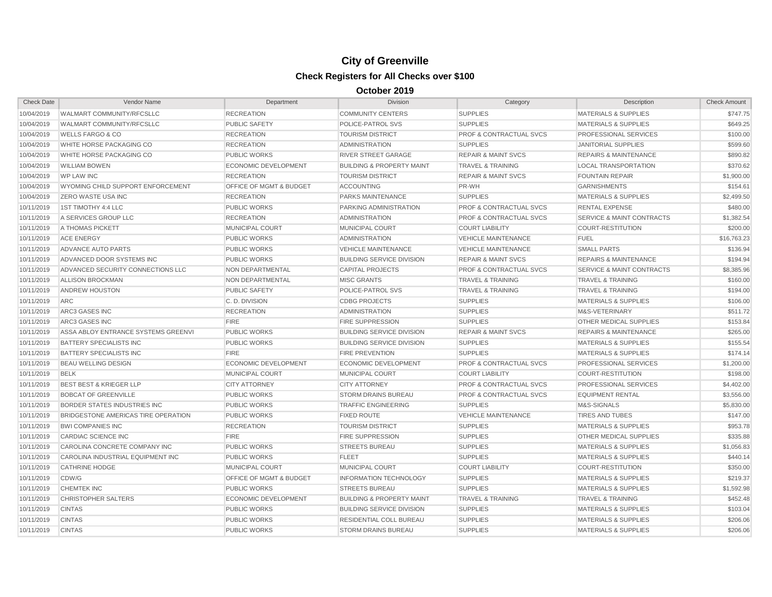# City of Greenville

## Check Registers for All Checks over $100

### October 2019

| Check Date | Vendor Name | Department | Division | Category | Description | Check Amount |
|---|---|---|---|---|---|---|
| 10/04/2019 | WALMART COMMUNITY/RFCSLLC | RECREATION | COMMUNITY CENTERS | SUPPLIES | MATERIALS & SUPPLIES | $747.75 |
| 10/04/2019 | WALMART COMMUNITY/RFCSLLC | PUBLIC SAFETY | POLICE-PATROL SVS | SUPPLIES | MATERIALS & SUPPLIES | $649.25 |
| 10/04/2019 | WELLS FARGO & CO | RECREATION | TOURISM DISTRICT | PROF & CONTRACTUAL SVCS | PROFESSIONAL SERVICES | $100.00 |
| 10/04/2019 | WHITE HORSE PACKAGING CO | RECREATION | ADMINISTRATION | SUPPLIES | JANITORIAL SUPPLIES | $599.60 |
| 10/04/2019 | WHITE HORSE PACKAGING CO | PUBLIC WORKS | RIVER STREET GARAGE | REPAIR & MAINT SVCS | REPAIRS & MAINTENANCE | $890.82 |
| 10/04/2019 | WILLIAM BOWEN | ECONOMIC DEVELOPMENT | BUILDING & PROPERTY MAINT | TRAVEL & TRAINING | LOCAL TRANSPORTATION | $370.62 |
| 10/04/2019 | WP LAW INC | RECREATION | TOURISM DISTRICT | REPAIR & MAINT SVCS | FOUNTAIN REPAIR | $1,900.00 |
| 10/04/2019 | WYOMING CHILD SUPPORT ENFORCEMENT | OFFICE OF MGMT & BUDGET | ACCOUNTING | PR-WH | GARNISHMENTS | $154.61 |
| 10/04/2019 | ZERO WASTE USA INC | RECREATION | PARKS MAINTENANCE | SUPPLIES | MATERIALS & SUPPLIES | $2,499.50 |
| 10/11/2019 | 1ST TIMOTHY 4:4 LLC | PUBLIC WORKS | PARKING ADMINISTRATION | PROF & CONTRACTUAL SVCS | RENTAL EXPENSE | $480.00 |
| 10/11/2019 | A SERVICES GROUP LLC | RECREATION | ADMINISTRATION | PROF & CONTRACTUAL SVCS | SERVICE & MAINT CONTRACTS | $1,382.54 |
| 10/11/2019 | A THOMAS PICKETT | MUNICIPAL COURT | MUNICIPAL COURT | COURT LIABILITY | COURT-RESTITUTION | $200.00 |
| 10/11/2019 | ACE ENERGY | PUBLIC WORKS | ADMINISTRATION | VEHICLE MAINTENANCE | FUEL | $16,763.23 |
| 10/11/2019 | ADVANCE AUTO PARTS | PUBLIC WORKS | VEHICLE MAINTENANCE | VEHICLE MAINTENANCE | SMALL PARTS | $136.94 |
| 10/11/2019 | ADVANCED DOOR SYSTEMS INC | PUBLIC WORKS | BUILDING SERVICE DIVISION | REPAIR & MAINT SVCS | REPAIRS & MAINTENANCE | $194.94 |
| 10/11/2019 | ADVANCED SECURITY CONNECTIONS LLC | NON DEPARTMENTAL | CAPITAL PROJECTS | PROF & CONTRACTUAL SVCS | SERVICE & MAINT CONTRACTS | $8,385.96 |
| 10/11/2019 | ALLISON BROCKMAN | NON DEPARTMENTAL | MISC GRANTS | TRAVEL & TRAINING | TRAVEL & TRAINING | $160.00 |
| 10/11/2019 | ANDREW HOUSTON | PUBLIC SAFETY | POLICE-PATROL SVS | TRAVEL & TRAINING | TRAVEL & TRAINING | $194.00 |
| 10/11/2019 | ARC | C. D. DIVISION | CDBG PROJECTS | SUPPLIES | MATERIALS & SUPPLIES | $106.00 |
| 10/11/2019 | ARC3 GASES INC | RECREATION | ADMINISTRATION | SUPPLIES | M&S-VETERINARY | $511.72 |
| 10/11/2019 | ARC3 GASES INC | FIRE | FIRE SUPPRESSION | SUPPLIES | OTHER MEDICAL SUPPLIES | $153.84 |
| 10/11/2019 | ASSA ABLOY ENTRANCE SYSTEMS GREENVI | PUBLIC WORKS | BUILDING SERVICE DIVISION | REPAIR & MAINT SVCS | REPAIRS & MAINTENANCE | $265.00 |
| 10/11/2019 | BATTERY SPECIALISTS INC | PUBLIC WORKS | BUILDING SERVICE DIVISION | SUPPLIES | MATERIALS & SUPPLIES | $155.54 |
| 10/11/2019 | BATTERY SPECIALISTS INC | FIRE | FIRE PREVENTION | SUPPLIES | MATERIALS & SUPPLIES | $174.14 |
| 10/11/2019 | BEAU WELLING DESIGN | ECONOMIC DEVELOPMENT | ECONOMIC DEVELOPMENT | PROF & CONTRACTUAL SVCS | PROFESSIONAL SERVICES | $1,200.00 |
| 10/11/2019 | BELK | MUNICIPAL COURT | MUNICIPAL COURT | COURT LIABILITY | COURT-RESTITUTION | $198.00 |
| 10/11/2019 | BEST BEST & KRIEGER LLP | CITY ATTORNEY | CITY ATTORNEY | PROF & CONTRACTUAL SVCS | PROFESSIONAL SERVICES | $4,402.00 |
| 10/11/2019 | BOBCAT OF GREENVILLE | PUBLIC WORKS | STORM DRAINS BUREAU | PROF & CONTRACTUAL SVCS | EQUIPMENT RENTAL | $3,556.00 |
| 10/11/2019 | BORDER STATES INDUSTRIES INC | PUBLIC WORKS | TRAFFIC ENGINEERING | SUPPLIES | M&S-SIGNALS | $5,830.00 |
| 10/11/2019 | BRIDGESTONE AMERICAS TIRE OPERATION | PUBLIC WORKS | FIXED ROUTE | VEHICLE MAINTENANCE | TIRES AND TUBES | $147.00 |
| 10/11/2019 | BWI COMPANIES INC | RECREATION | TOURISM DISTRICT | SUPPLIES | MATERIALS & SUPPLIES | $953.78 |
| 10/11/2019 | CARDIAC SCIENCE INC | FIRE | FIRE SUPPRESSION | SUPPLIES | OTHER MEDICAL SUPPLIES | $335.88 |
| 10/11/2019 | CAROLINA CONCRETE COMPANY INC | PUBLIC WORKS | STREETS BUREAU | SUPPLIES | MATERIALS & SUPPLIES | $1,056.83 |
| 10/11/2019 | CAROLINA INDUSTRIAL EQUIPMENT INC | PUBLIC WORKS | FLEET | SUPPLIES | MATERIALS & SUPPLIES | $440.14 |
| 10/11/2019 | CATHRINE HODGE | MUNICIPAL COURT | MUNICIPAL COURT | COURT LIABILITY | COURT-RESTITUTION | $350.00 |
| 10/11/2019 | CDW/G | OFFICE OF MGMT & BUDGET | INFORMATION TECHNOLOGY | SUPPLIES | MATERIALS & SUPPLIES | $219.37 |
| 10/11/2019 | CHEMTEK INC | PUBLIC WORKS | STREETS BUREAU | SUPPLIES | MATERIALS & SUPPLIES | $1,592.98 |
| 10/11/2019 | CHRISTOPHER SALTERS | ECONOMIC DEVELOPMENT | BUILDING & PROPERTY MAINT | TRAVEL & TRAINING | TRAVEL & TRAINING | $452.48 |
| 10/11/2019 | CINTAS | PUBLIC WORKS | BUILDING SERVICE DIVISION | SUPPLIES | MATERIALS & SUPPLIES | $103.04 |
| 10/11/2019 | CINTAS | PUBLIC WORKS | RESIDENTIAL COLL BUREAU | SUPPLIES | MATERIALS & SUPPLIES | $206.06 |
| 10/11/2019 | CINTAS | PUBLIC WORKS | STORM DRAINS BUREAU | SUPPLIES | MATERIALS & SUPPLIES | $206.06 |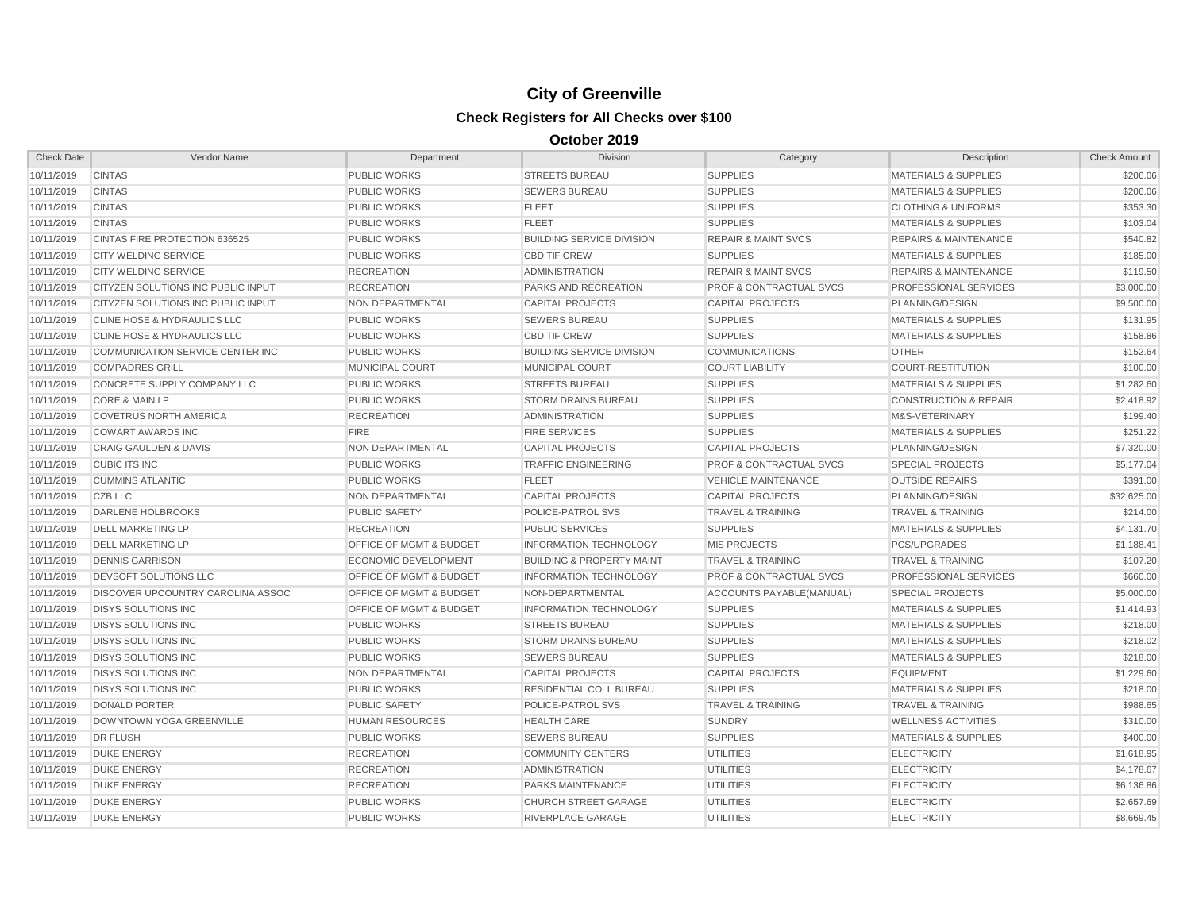# City of Greenville

## Check Registers for All Checks over $100

### October 2019

| Check Date | Vendor Name | Department | Division | Category | Description | Check Amount |
|---|---|---|---|---|---|---|
| 10/11/2019 | CINTAS | PUBLIC WORKS | STREETS BUREAU | SUPPLIES | MATERIALS & SUPPLIES | $206.06 |
| 10/11/2019 | CINTAS | PUBLIC WORKS | SEWERS BUREAU | SUPPLIES | MATERIALS & SUPPLIES | $206.06 |
| 10/11/2019 | CINTAS | PUBLIC WORKS | FLEET | SUPPLIES | CLOTHING & UNIFORMS | $353.30 |
| 10/11/2019 | CINTAS | PUBLIC WORKS | FLEET | SUPPLIES | MATERIALS & SUPPLIES | $103.04 |
| 10/11/2019 | CINTAS FIRE PROTECTION 636525 | PUBLIC WORKS | BUILDING SERVICE DIVISION | REPAIR & MAINT SVCS | REPAIRS & MAINTENANCE | $540.82 |
| 10/11/2019 | CITY WELDING SERVICE | PUBLIC WORKS | CBD TIF CREW | SUPPLIES | MATERIALS & SUPPLIES | $185.00 |
| 10/11/2019 | CITY WELDING SERVICE | RECREATION | ADMINISTRATION | REPAIR & MAINT SVCS | REPAIRS & MAINTENANCE | $119.50 |
| 10/11/2019 | CITYZEN SOLUTIONS INC PUBLIC INPUT | RECREATION | PARKS AND RECREATION | PROF & CONTRACTUAL SVCS | PROFESSIONAL SERVICES | $3,000.00 |
| 10/11/2019 | CITYZEN SOLUTIONS INC PUBLIC INPUT | NON DEPARTMENTAL | CAPITAL PROJECTS | CAPITAL PROJECTS | PLANNING/DESIGN | $9,500.00 |
| 10/11/2019 | CLINE HOSE & HYDRAULICS LLC | PUBLIC WORKS | SEWERS BUREAU | SUPPLIES | MATERIALS & SUPPLIES | $131.95 |
| 10/11/2019 | CLINE HOSE & HYDRAULICS LLC | PUBLIC WORKS | CBD TIF CREW | SUPPLIES | MATERIALS & SUPPLIES | $158.86 |
| 10/11/2019 | COMMUNICATION SERVICE CENTER INC | PUBLIC WORKS | BUILDING SERVICE DIVISION | COMMUNICATIONS | OTHER | $152.64 |
| 10/11/2019 | COMPADRES GRILL | MUNICIPAL COURT | MUNICIPAL COURT | COURT LIABILITY | COURT-RESTITUTION | $100.00 |
| 10/11/2019 | CONCRETE SUPPLY COMPANY LLC | PUBLIC WORKS | STREETS BUREAU | SUPPLIES | MATERIALS & SUPPLIES | $1,282.60 |
| 10/11/2019 | CORE & MAIN LP | PUBLIC WORKS | STORM DRAINS BUREAU | SUPPLIES | CONSTRUCTION & REPAIR | $2,418.92 |
| 10/11/2019 | COVETRUS NORTH AMERICA | RECREATION | ADMINISTRATION | SUPPLIES | M&S-VETERINARY | $199.40 |
| 10/11/2019 | COWART AWARDS INC | FIRE | FIRE SERVICES | SUPPLIES | MATERIALS & SUPPLIES | $251.22 |
| 10/11/2019 | CRAIG GAULDEN & DAVIS | NON DEPARTMENTAL | CAPITAL PROJECTS | CAPITAL PROJECTS | PLANNING/DESIGN | $7,320.00 |
| 10/11/2019 | CUBIC ITS INC | PUBLIC WORKS | TRAFFIC ENGINEERING | PROF & CONTRACTUAL SVCS | SPECIAL PROJECTS | $5,177.04 |
| 10/11/2019 | CUMMINS ATLANTIC | PUBLIC WORKS | FLEET | VEHICLE MAINTENANCE | OUTSIDE REPAIRS | $391.00 |
| 10/11/2019 | CZB LLC | NON DEPARTMENTAL | CAPITAL PROJECTS | CAPITAL PROJECTS | PLANNING/DESIGN | $32,625.00 |
| 10/11/2019 | DARLENE HOLBROOKS | PUBLIC SAFETY | POLICE-PATROL SVS | TRAVEL & TRAINING | TRAVEL & TRAINING | $214.00 |
| 10/11/2019 | DELL MARKETING LP | RECREATION | PUBLIC SERVICES | SUPPLIES | MATERIALS & SUPPLIES | $4,131.70 |
| 10/11/2019 | DELL MARKETING LP | OFFICE OF MGMT & BUDGET | INFORMATION TECHNOLOGY | MIS PROJECTS | PCS/UPGRADES | $1,188.41 |
| 10/11/2019 | DENNIS GARRISON | ECONOMIC DEVELOPMENT | BUILDING & PROPERTY MAINT | TRAVEL & TRAINING | TRAVEL & TRAINING | $107.20 |
| 10/11/2019 | DEVSOFT SOLUTIONS LLC | OFFICE OF MGMT & BUDGET | INFORMATION TECHNOLOGY | PROF & CONTRACTUAL SVCS | PROFESSIONAL SERVICES | $660.00 |
| 10/11/2019 | DISCOVER UPCOUNTRY CAROLINA ASSOC | OFFICE OF MGMT & BUDGET | NON-DEPARTMENTAL | ACCOUNTS PAYABLE(MANUAL) | SPECIAL PROJECTS | $5,000.00 |
| 10/11/2019 | DISYS SOLUTIONS INC | OFFICE OF MGMT & BUDGET | INFORMATION TECHNOLOGY | SUPPLIES | MATERIALS & SUPPLIES | $1,414.93 |
| 10/11/2019 | DISYS SOLUTIONS INC | PUBLIC WORKS | STREETS BUREAU | SUPPLIES | MATERIALS & SUPPLIES | $218.00 |
| 10/11/2019 | DISYS SOLUTIONS INC | PUBLIC WORKS | STORM DRAINS BUREAU | SUPPLIES | MATERIALS & SUPPLIES | $218.02 |
| 10/11/2019 | DISYS SOLUTIONS INC | PUBLIC WORKS | SEWERS BUREAU | SUPPLIES | MATERIALS & SUPPLIES | $218.00 |
| 10/11/2019 | DISYS SOLUTIONS INC | NON DEPARTMENTAL | CAPITAL PROJECTS | CAPITAL PROJECTS | EQUIPMENT | $1,229.60 |
| 10/11/2019 | DISYS SOLUTIONS INC | PUBLIC WORKS | RESIDENTIAL COLL BUREAU | SUPPLIES | MATERIALS & SUPPLIES | $218.00 |
| 10/11/2019 | DONALD PORTER | PUBLIC SAFETY | POLICE-PATROL SVS | TRAVEL & TRAINING | TRAVEL & TRAINING | $988.65 |
| 10/11/2019 | DOWNTOWN YOGA GREENVILLE | HUMAN RESOURCES | HEALTH CARE | SUNDRY | WELLNESS ACTIVITIES | $310.00 |
| 10/11/2019 | DR FLUSH | PUBLIC WORKS | SEWERS BUREAU | SUPPLIES | MATERIALS & SUPPLIES | $400.00 |
| 10/11/2019 | DUKE ENERGY | RECREATION | COMMUNITY CENTERS | UTILITIES | ELECTRICITY | $1,618.95 |
| 10/11/2019 | DUKE ENERGY | RECREATION | ADMINISTRATION | UTILITIES | ELECTRICITY | $4,178.67 |
| 10/11/2019 | DUKE ENERGY | RECREATION | PARKS MAINTENANCE | UTILITIES | ELECTRICITY | $6,136.86 |
| 10/11/2019 | DUKE ENERGY | PUBLIC WORKS | CHURCH STREET GARAGE | UTILITIES | ELECTRICITY | $2,657.69 |
| 10/11/2019 | DUKE ENERGY | PUBLIC WORKS | RIVERPLACE GARAGE | UTILITIES | ELECTRICITY | $8,669.45 |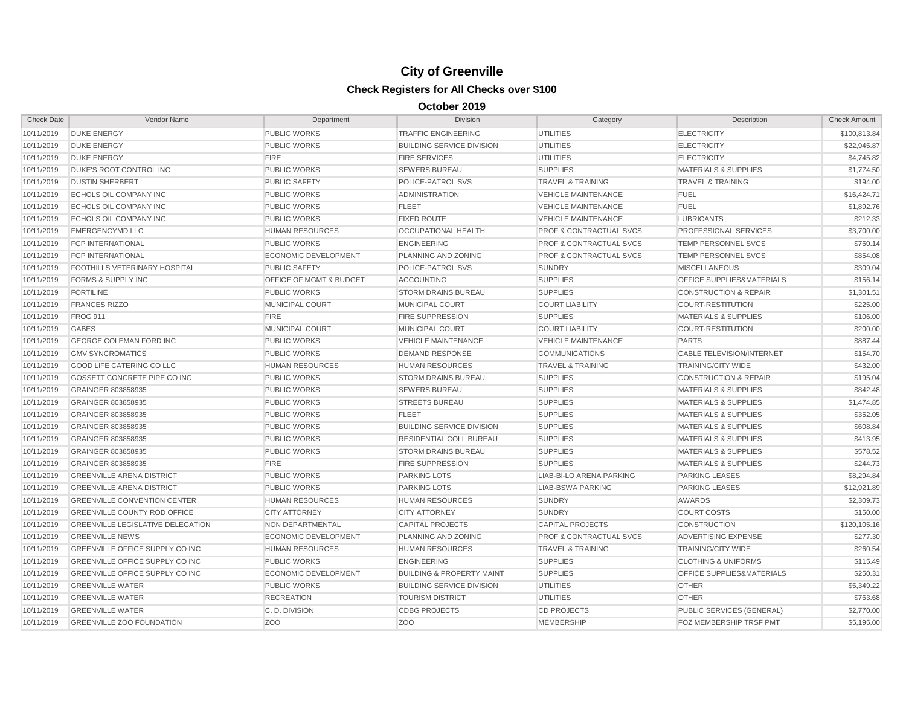# City of Greenville

## Check Registers for All Checks over $100

### October 2019

| Check Date | Vendor Name | Department | Division | Category | Description | Check Amount |
|---|---|---|---|---|---|---|
| 10/11/2019 | DUKE ENERGY | PUBLIC WORKS | TRAFFIC ENGINEERING | UTILITIES | ELECTRICITY | $100,813.84 |
| 10/11/2019 | DUKE ENERGY | PUBLIC WORKS | BUILDING SERVICE DIVISION | UTILITIES | ELECTRICITY | $22,945.87 |
| 10/11/2019 | DUKE ENERGY | FIRE | FIRE SERVICES | UTILITIES | ELECTRICITY | $4,745.82 |
| 10/11/2019 | DUKE'S ROOT CONTROL INC | PUBLIC WORKS | SEWERS BUREAU | SUPPLIES | MATERIALS & SUPPLIES | $1,774.50 |
| 10/11/2019 | DUSTIN SHERBERT | PUBLIC SAFETY | POLICE-PATROL SVS | TRAVEL & TRAINING | TRAVEL & TRAINING | $194.00 |
| 10/11/2019 | ECHOLS OIL COMPANY INC | PUBLIC WORKS | ADMINISTRATION | VEHICLE MAINTENANCE | FUEL | $16,424.71 |
| 10/11/2019 | ECHOLS OIL COMPANY INC | PUBLIC WORKS | FLEET | VEHICLE MAINTENANCE | FUEL | $1,892.76 |
| 10/11/2019 | ECHOLS OIL COMPANY INC | PUBLIC WORKS | FIXED ROUTE | VEHICLE MAINTENANCE | LUBRICANTS | $212.33 |
| 10/11/2019 | EMERGENCYMD LLC | HUMAN RESOURCES | OCCUPATIONAL HEALTH | PROF & CONTRACTUAL SVCS | PROFESSIONAL SERVICES | $3,700.00 |
| 10/11/2019 | FGP INTERNATIONAL | PUBLIC WORKS | ENGINEERING | PROF & CONTRACTUAL SVCS | TEMP PERSONNEL SVCS | $760.14 |
| 10/11/2019 | FGP INTERNATIONAL | ECONOMIC DEVELOPMENT | PLANNING AND ZONING | PROF & CONTRACTUAL SVCS | TEMP PERSONNEL SVCS | $854.08 |
| 10/11/2019 | FOOTHILLS VETERINARY HOSPITAL | PUBLIC SAFETY | POLICE-PATROL SVS | SUNDRY | MISCELLANEOUS | $309.04 |
| 10/11/2019 | FORMS & SUPPLY INC | OFFICE OF MGMT & BUDGET | ACCOUNTING | SUPPLIES | OFFICE SUPPLIES&MATERIALS | $156.14 |
| 10/11/2019 | FORTILINE | PUBLIC WORKS | STORM DRAINS BUREAU | SUPPLIES | CONSTRUCTION & REPAIR | $1,301.51 |
| 10/11/2019 | FRANCES RIZZO | MUNICIPAL COURT | MUNICIPAL COURT | COURT LIABILITY | COURT-RESTITUTION | $225.00 |
| 10/11/2019 | FROG 911 | FIRE | FIRE SUPPRESSION | SUPPLIES | MATERIALS & SUPPLIES | $106.00 |
| 10/11/2019 | GABES | MUNICIPAL COURT | MUNICIPAL COURT | COURT LIABILITY | COURT-RESTITUTION | $200.00 |
| 10/11/2019 | GEORGE COLEMAN FORD INC | PUBLIC WORKS | VEHICLE MAINTENANCE | VEHICLE MAINTENANCE | PARTS | $887.44 |
| 10/11/2019 | GMV SYNCROMATICS | PUBLIC WORKS | DEMAND RESPONSE | COMMUNICATIONS | CABLE TELEVISION/INTERNET | $154.70 |
| 10/11/2019 | GOOD LIFE CATERING CO LLC | HUMAN RESOURCES | HUMAN RESOURCES | TRAVEL & TRAINING | TRAINING/CITY WIDE | $432.00 |
| 10/11/2019 | GOSSETT CONCRETE PIPE CO INC | PUBLIC WORKS | STORM DRAINS BUREAU | SUPPLIES | CONSTRUCTION & REPAIR | $195.04 |
| 10/11/2019 | GRAINGER 803858935 | PUBLIC WORKS | SEWERS BUREAU | SUPPLIES | MATERIALS & SUPPLIES | $842.48 |
| 10/11/2019 | GRAINGER 803858935 | PUBLIC WORKS | STREETS BUREAU | SUPPLIES | MATERIALS & SUPPLIES | $1,474.85 |
| 10/11/2019 | GRAINGER 803858935 | PUBLIC WORKS | FLEET | SUPPLIES | MATERIALS & SUPPLIES | $352.05 |
| 10/11/2019 | GRAINGER 803858935 | PUBLIC WORKS | BUILDING SERVICE DIVISION | SUPPLIES | MATERIALS & SUPPLIES | $608.84 |
| 10/11/2019 | GRAINGER 803858935 | PUBLIC WORKS | RESIDENTIAL COLL BUREAU | SUPPLIES | MATERIALS & SUPPLIES | $413.95 |
| 10/11/2019 | GRAINGER 803858935 | PUBLIC WORKS | STORM DRAINS BUREAU | SUPPLIES | MATERIALS & SUPPLIES | $578.52 |
| 10/11/2019 | GRAINGER 803858935 | FIRE | FIRE SUPPRESSION | SUPPLIES | MATERIALS & SUPPLIES | $244.73 |
| 10/11/2019 | GREENVILLE ARENA DISTRICT | PUBLIC WORKS | PARKING LOTS | LIAB-BI-LO ARENA PARKING | PARKING LEASES | $8,294.84 |
| 10/11/2019 | GREENVILLE ARENA DISTRICT | PUBLIC WORKS | PARKING LOTS | LIAB-BSWA PARKING | PARKING LEASES | $12,921.89 |
| 10/11/2019 | GREENVILLE CONVENTION CENTER | HUMAN RESOURCES | HUMAN RESOURCES | SUNDRY | AWARDS | $2,309.73 |
| 10/11/2019 | GREENVILLE COUNTY ROD OFFICE | CITY ATTORNEY | CITY ATTORNEY | SUNDRY | COURT COSTS | $150.00 |
| 10/11/2019 | GREENVILLE LEGISLATIVE DELEGATION | NON DEPARTMENTAL | CAPITAL PROJECTS | CAPITAL PROJECTS | CONSTRUCTION | $120,105.16 |
| 10/11/2019 | GREENVILLE NEWS | ECONOMIC DEVELOPMENT | PLANNING AND ZONING | PROF & CONTRACTUAL SVCS | ADVERTISING EXPENSE | $277.30 |
| 10/11/2019 | GREENVILLE OFFICE SUPPLY CO INC | HUMAN RESOURCES | HUMAN RESOURCES | TRAVEL & TRAINING | TRAINING/CITY WIDE | $260.54 |
| 10/11/2019 | GREENVILLE OFFICE SUPPLY CO INC | PUBLIC WORKS | ENGINEERING | SUPPLIES | CLOTHING & UNIFORMS | $115.49 |
| 10/11/2019 | GREENVILLE OFFICE SUPPLY CO INC | ECONOMIC DEVELOPMENT | BUILDING & PROPERTY MAINT | SUPPLIES | OFFICE SUPPLIES&MATERIALS | $250.31 |
| 10/11/2019 | GREENVILLE WATER | PUBLIC WORKS | BUILDING SERVICE DIVISION | UTILITIES | OTHER | $5,349.22 |
| 10/11/2019 | GREENVILLE WATER | RECREATION | TOURISM DISTRICT | UTILITIES | OTHER | $763.68 |
| 10/11/2019 | GREENVILLE WATER | C. D. DIVISION | CDBG PROJECTS | CD PROJECTS | PUBLIC SERVICES (GENERAL) | $2,770.00 |
| 10/11/2019 | GREENVILLE ZOO FOUNDATION | ZOO | ZOO | MEMBERSHIP | FOZ MEMBERSHIP TRSF PMT | $5,195.00 |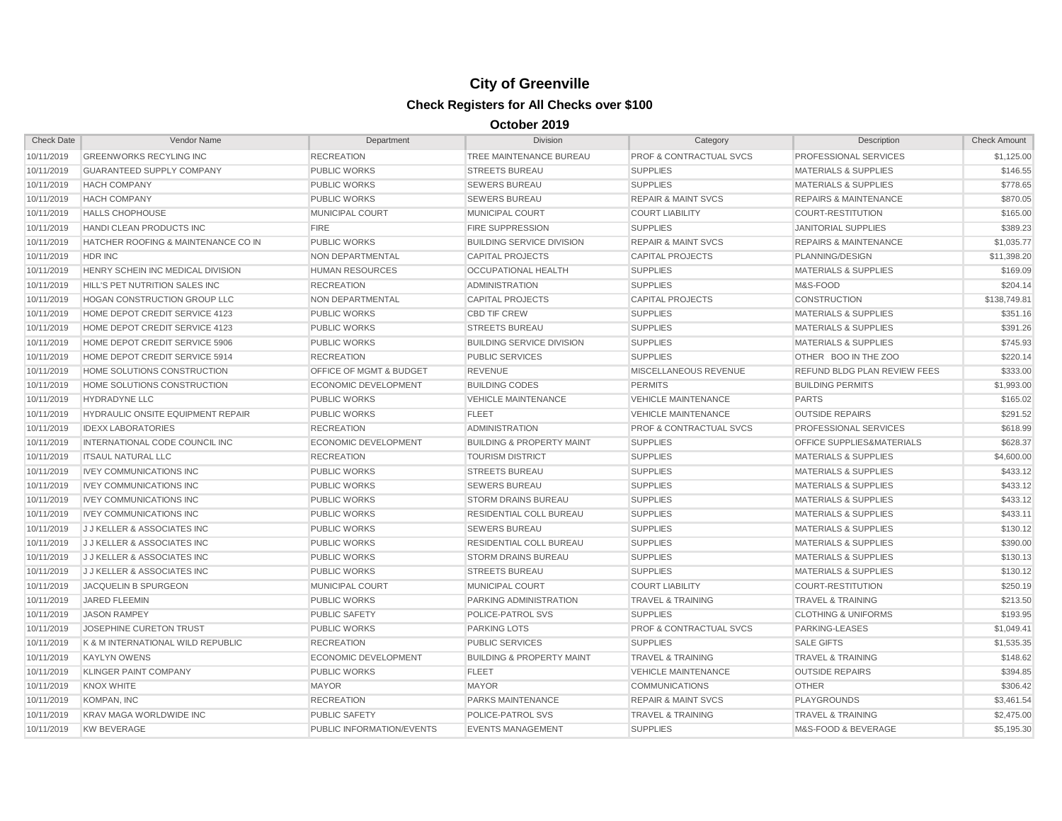# City of Greenville

## Check Registers for All Checks over $100

### October 2019

| Check Date | Vendor Name | Department | Division | Category | Description | Check Amount |
|---|---|---|---|---|---|---|
| 10/11/2019 | GREENWORKS RECYLING INC | RECREATION | TREE MAINTENANCE BUREAU | PROF & CONTRACTUAL SVCS | PROFESSIONAL SERVICES | $1,125.00 |
| 10/11/2019 | GUARANTEED SUPPLY COMPANY | PUBLIC WORKS | STREETS BUREAU | SUPPLIES | MATERIALS & SUPPLIES | $146.55 |
| 10/11/2019 | HACH COMPANY | PUBLIC WORKS | SEWERS BUREAU | SUPPLIES | MATERIALS & SUPPLIES | $778.65 |
| 10/11/2019 | HACH COMPANY | PUBLIC WORKS | SEWERS BUREAU | REPAIR & MAINT SVCS | REPAIRS & MAINTENANCE | $870.05 |
| 10/11/2019 | HALLS CHOPHOUSE | MUNICIPAL COURT | MUNICIPAL COURT | COURT LIABILITY | COURT-RESTITUTION | $165.00 |
| 10/11/2019 | HANDI CLEAN PRODUCTS INC | FIRE | FIRE SUPPRESSION | SUPPLIES | JANITORIAL SUPPLIES | $389.23 |
| 10/11/2019 | HATCHER ROOFING & MAINTENANCE CO IN | PUBLIC WORKS | BUILDING SERVICE DIVISION | REPAIR & MAINT SVCS | REPAIRS & MAINTENANCE | $1,035.77 |
| 10/11/2019 | HDR INC | NON DEPARTMENTAL | CAPITAL PROJECTS | CAPITAL PROJECTS | PLANNING/DESIGN | $11,398.20 |
| 10/11/2019 | HENRY SCHEIN INC MEDICAL DIVISION | HUMAN RESOURCES | OCCUPATIONAL HEALTH | SUPPLIES | MATERIALS & SUPPLIES | $169.09 |
| 10/11/2019 | HILL'S PET NUTRITION SALES INC | RECREATION | ADMINISTRATION | SUPPLIES | M&S-FOOD | $204.14 |
| 10/11/2019 | HOGAN CONSTRUCTION GROUP LLC | NON DEPARTMENTAL | CAPITAL PROJECTS | CAPITAL PROJECTS | CONSTRUCTION | $138,749.81 |
| 10/11/2019 | HOME DEPOT CREDIT SERVICE 4123 | PUBLIC WORKS | CBD TIF CREW | SUPPLIES | MATERIALS & SUPPLIES | $351.16 |
| 10/11/2019 | HOME DEPOT CREDIT SERVICE 4123 | PUBLIC WORKS | STREETS BUREAU | SUPPLIES | MATERIALS & SUPPLIES | $391.26 |
| 10/11/2019 | HOME DEPOT CREDIT SERVICE 5906 | PUBLIC WORKS | BUILDING SERVICE DIVISION | SUPPLIES | MATERIALS & SUPPLIES | $745.93 |
| 10/11/2019 | HOME DEPOT CREDIT SERVICE 5914 | RECREATION | PUBLIC SERVICES | SUPPLIES | OTHER BOO IN THE ZOO | $220.14 |
| 10/11/2019 | HOME SOLUTIONS CONSTRUCTION | OFFICE OF MGMT & BUDGET | REVENUE | MISCELLANEOUS REVENUE | REFUND BLDG PLAN REVIEW FEES | $333.00 |
| 10/11/2019 | HOME SOLUTIONS CONSTRUCTION | ECONOMIC DEVELOPMENT | BUILDING CODES | PERMITS | BUILDING PERMITS | $1,993.00 |
| 10/11/2019 | HYDRADYNE LLC | PUBLIC WORKS | VEHICLE MAINTENANCE | VEHICLE MAINTENANCE | PARTS | $165.02 |
| 10/11/2019 | HYDRAULIC ONSITE EQUIPMENT REPAIR | PUBLIC WORKS | FLEET | VEHICLE MAINTENANCE | OUTSIDE REPAIRS | $291.52 |
| 10/11/2019 | IDEXX LABORATORIES | RECREATION | ADMINISTRATION | PROF & CONTRACTUAL SVCS | PROFESSIONAL SERVICES | $618.99 |
| 10/11/2019 | INTERNATIONAL CODE COUNCIL INC | ECONOMIC DEVELOPMENT | BUILDING & PROPERTY MAINT | SUPPLIES | OFFICE SUPPLIES&MATERIALS | $628.37 |
| 10/11/2019 | ITSAUL NATURAL LLC | RECREATION | TOURISM DISTRICT | SUPPLIES | MATERIALS & SUPPLIES | $4,600.00 |
| 10/11/2019 | IVEY COMMUNICATIONS INC | PUBLIC WORKS | STREETS BUREAU | SUPPLIES | MATERIALS & SUPPLIES | $433.12 |
| 10/11/2019 | IVEY COMMUNICATIONS INC | PUBLIC WORKS | SEWERS BUREAU | SUPPLIES | MATERIALS & SUPPLIES | $433.12 |
| 10/11/2019 | IVEY COMMUNICATIONS INC | PUBLIC WORKS | STORM DRAINS BUREAU | SUPPLIES | MATERIALS & SUPPLIES | $433.12 |
| 10/11/2019 | IVEY COMMUNICATIONS INC | PUBLIC WORKS | RESIDENTIAL COLL BUREAU | SUPPLIES | MATERIALS & SUPPLIES | $433.11 |
| 10/11/2019 | J J KELLER & ASSOCIATES INC | PUBLIC WORKS | SEWERS BUREAU | SUPPLIES | MATERIALS & SUPPLIES | $130.12 |
| 10/11/2019 | J J KELLER & ASSOCIATES INC | PUBLIC WORKS | RESIDENTIAL COLL BUREAU | SUPPLIES | MATERIALS & SUPPLIES | $390.00 |
| 10/11/2019 | J J KELLER & ASSOCIATES INC | PUBLIC WORKS | STORM DRAINS BUREAU | SUPPLIES | MATERIALS & SUPPLIES | $130.13 |
| 10/11/2019 | J J KELLER & ASSOCIATES INC | PUBLIC WORKS | STREETS BUREAU | SUPPLIES | MATERIALS & SUPPLIES | $130.12 |
| 10/11/2019 | JACQUELIN B SPURGEON | MUNICIPAL COURT | MUNICIPAL COURT | COURT LIABILITY | COURT-RESTITUTION | $250.19 |
| 10/11/2019 | JARED FLEEMIN | PUBLIC WORKS | PARKING ADMINISTRATION | TRAVEL & TRAINING | TRAVEL & TRAINING | $213.50 |
| 10/11/2019 | JASON RAMPEY | PUBLIC SAFETY | POLICE-PATROL SVS | SUPPLIES | CLOTHING & UNIFORMS | $193.95 |
| 10/11/2019 | JOSEPHINE CURETON TRUST | PUBLIC WORKS | PARKING LOTS | PROF & CONTRACTUAL SVCS | PARKING-LEASES | $1,049.41 |
| 10/11/2019 | K & M INTERNATIONAL WILD REPUBLIC | RECREATION | PUBLIC SERVICES | SUPPLIES | SALE GIFTS | $1,535.35 |
| 10/11/2019 | KAYLYN OWENS | ECONOMIC DEVELOPMENT | BUILDING & PROPERTY MAINT | TRAVEL & TRAINING | TRAVEL & TRAINING | $148.62 |
| 10/11/2019 | KLINGER PAINT COMPANY | PUBLIC WORKS | FLEET | VEHICLE MAINTENANCE | OUTSIDE REPAIRS | $394.85 |
| 10/11/2019 | KNOX WHITE | MAYOR | MAYOR | COMMUNICATIONS | OTHER | $306.42 |
| 10/11/2019 | KOMPAN, INC | RECREATION | PARKS MAINTENANCE | REPAIR & MAINT SVCS | PLAYGROUNDS | $3,461.54 |
| 10/11/2019 | KRAV MAGA WORLDWIDE INC | PUBLIC SAFETY | POLICE-PATROL SVS | TRAVEL & TRAINING | TRAVEL & TRAINING | $2,475.00 |
| 10/11/2019 | KW BEVERAGE | PUBLIC INFORMATION/EVENTS | EVENTS MANAGEMENT | SUPPLIES | M&S-FOOD & BEVERAGE | $5,195.30 |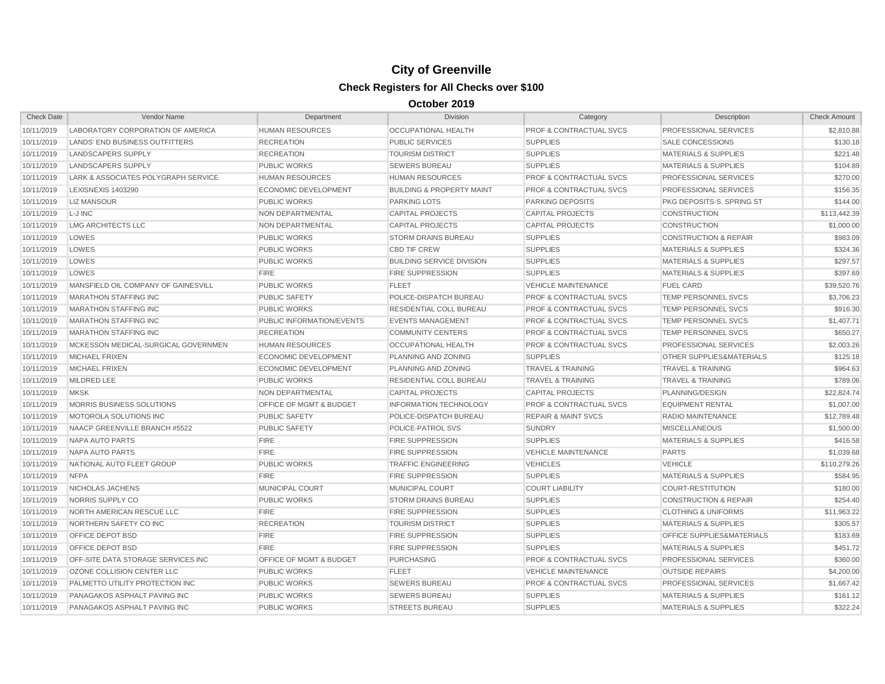# City of Greenville

## Check Registers for All Checks over $100

### October 2019

| Check Date | Vendor Name | Department | Division | Category | Description | Check Amount |
|---|---|---|---|---|---|---|
| 10/11/2019 | LABORATORY CORPORATION OF AMERICA | HUMAN RESOURCES | OCCUPATIONAL HEALTH | PROF & CONTRACTUAL SVCS | PROFESSIONAL SERVICES | $2,810.88 |
| 10/11/2019 | LANDS' END BUSINESS OUTFITTERS | RECREATION | PUBLIC SERVICES | SUPPLIES | SALE CONCESSIONS | $130.18 |
| 10/11/2019 | LANDSCAPERS SUPPLY | RECREATION | TOURISM DISTRICT | SUPPLIES | MATERIALS & SUPPLIES | $221.48 |
| 10/11/2019 | LANDSCAPERS SUPPLY | PUBLIC WORKS | SEWERS BUREAU | SUPPLIES | MATERIALS & SUPPLIES | $104.89 |
| 10/11/2019 | LARK & ASSOCIATES POLYGRAPH SERVICE | HUMAN RESOURCES | HUMAN RESOURCES | PROF & CONTRACTUAL SVCS | PROFESSIONAL SERVICES | $270.00 |
| 10/11/2019 | LEXISNEXIS 1403290 | ECONOMIC DEVELOPMENT | BUILDING & PROPERTY MAINT | PROF & CONTRACTUAL SVCS | PROFESSIONAL SERVICES | $156.35 |
| 10/11/2019 | LIZ MANSOUR | PUBLIC WORKS | PARKING LOTS | PARKING DEPOSITS | PKG DEPOSITS-S. SPRING ST | $144.00 |
| 10/11/2019 | L-J INC | NON DEPARTMENTAL | CAPITAL PROJECTS | CAPITAL PROJECTS | CONSTRUCTION | $113,442.39 |
| 10/11/2019 | LMG ARCHITECTS LLC | NON DEPARTMENTAL | CAPITAL PROJECTS | CAPITAL PROJECTS | CONSTRUCTION | $1,000.00 |
| 10/11/2019 | LOWES | PUBLIC WORKS | STORM DRAINS BUREAU | SUPPLIES | CONSTRUCTION & REPAIR | $983.09 |
| 10/11/2019 | LOWES | PUBLIC WORKS | CBD TIF CREW | SUPPLIES | MATERIALS & SUPPLIES | $324.36 |
| 10/11/2019 | LOWES | PUBLIC WORKS | BUILDING SERVICE DIVISION | SUPPLIES | MATERIALS & SUPPLIES | $297.57 |
| 10/11/2019 | LOWES | FIRE | FIRE SUPPRESSION | SUPPLIES | MATERIALS & SUPPLIES | $397.69 |
| 10/11/2019 | MANSFIELD OIL COMPANY OF GAINESVILL | PUBLIC WORKS | FLEET | VEHICLE MAINTENANCE | FUEL CARD | $39,520.76 |
| 10/11/2019 | MARATHON STAFFING INC | PUBLIC SAFETY | POLICE-DISPATCH BUREAU | PROF & CONTRACTUAL SVCS | TEMP PERSONNEL SVCS | $3,706.23 |
| 10/11/2019 | MARATHON STAFFING INC | PUBLIC WORKS | RESIDENTIAL COLL BUREAU | PROF & CONTRACTUAL SVCS | TEMP PERSONNEL SVCS | $916.30 |
| 10/11/2019 | MARATHON STAFFING INC | PUBLIC INFORMATION/EVENTS | EVENTS MANAGEMENT | PROF & CONTRACTUAL SVCS | TEMP PERSONNEL SVCS | $1,407.71 |
| 10/11/2019 | MARATHON STAFFING INC | RECREATION | COMMUNITY CENTERS | PROF & CONTRACTUAL SVCS | TEMP PERSONNEL SVCS | $650.27 |
| 10/11/2019 | MCKESSON MEDICAL-SURGICAL GOVERNMEN | HUMAN RESOURCES | OCCUPATIONAL HEALTH | PROF & CONTRACTUAL SVCS | PROFESSIONAL SERVICES | $2,003.26 |
| 10/11/2019 | MICHAEL FRIXEN | ECONOMIC DEVELOPMENT | PLANNING AND ZONING | SUPPLIES | OTHER SUPPLIES&MATERIALS | $125.18 |
| 10/11/2019 | MICHAEL FRIXEN | ECONOMIC DEVELOPMENT | PLANNING AND ZONING | TRAVEL & TRAINING | TRAVEL & TRAINING | $964.63 |
| 10/11/2019 | MILDRED LEE | PUBLIC WORKS | RESIDENTIAL COLL BUREAU | TRAVEL & TRAINING | TRAVEL & TRAINING | $789.06 |
| 10/11/2019 | MKSK | NON DEPARTMENTAL | CAPITAL PROJECTS | CAPITAL PROJECTS | PLANNING/DESIGN | $22,824.74 |
| 10/11/2019 | MORRIS BUSINESS SOLUTIONS | OFFICE OF MGMT & BUDGET | INFORMATION TECHNOLOGY | PROF & CONTRACTUAL SVCS | EQUIPMENT RENTAL | $1,007.00 |
| 10/11/2019 | MOTOROLA SOLUTIONS INC | PUBLIC SAFETY | POLICE-DISPATCH BUREAU | REPAIR & MAINT SVCS | RADIO MAINTENANCE | $12,789.48 |
| 10/11/2019 | NAACP GREENVILLE BRANCH #5522 | PUBLIC SAFETY | POLICE-PATROL SVS | SUNDRY | MISCELLANEOUS | $1,500.00 |
| 10/11/2019 | NAPA AUTO PARTS | FIRE | FIRE SUPPRESSION | SUPPLIES | MATERIALS & SUPPLIES | $416.58 |
| 10/11/2019 | NAPA AUTO PARTS | FIRE | FIRE SUPPRESSION | VEHICLE MAINTENANCE | PARTS | $1,039.68 |
| 10/11/2019 | NATIONAL AUTO FLEET GROUP | PUBLIC WORKS | TRAFFIC ENGINEERING | VEHICLES | VEHICLE | $110,279.26 |
| 10/11/2019 | NFPA | FIRE | FIRE SUPPRESSION | SUPPLIES | MATERIALS & SUPPLIES | $584.95 |
| 10/11/2019 | NICHOLAS JACHENS | MUNICIPAL COURT | MUNICIPAL COURT | COURT LIABILITY | COURT-RESTITUTION | $180.00 |
| 10/11/2019 | NORRIS SUPPLY CO | PUBLIC WORKS | STORM DRAINS BUREAU | SUPPLIES | CONSTRUCTION & REPAIR | $254.40 |
| 10/11/2019 | NORTH AMERICAN RESCUE LLC | FIRE | FIRE SUPPRESSION | SUPPLIES | CLOTHING & UNIFORMS | $11,963.22 |
| 10/11/2019 | NORTHERN SAFETY CO INC | RECREATION | TOURISM DISTRICT | SUPPLIES | MATERIALS & SUPPLIES | $305.57 |
| 10/11/2019 | OFFICE DEPOT BSD | FIRE | FIRE SUPPRESSION | SUPPLIES | OFFICE SUPPLIES&MATERIALS | $183.69 |
| 10/11/2019 | OFFICE DEPOT BSD | FIRE | FIRE SUPPRESSION | SUPPLIES | MATERIALS & SUPPLIES | $451.72 |
| 10/11/2019 | OFF-SITE DATA STORAGE SERVICES INC | OFFICE OF MGMT & BUDGET | PURCHASING | PROF & CONTRACTUAL SVCS | PROFESSIONAL SERVICES | $360.00 |
| 10/11/2019 | OZONE COLLISION CENTER LLC | PUBLIC WORKS | FLEET | VEHICLE MAINTENANCE | OUTSIDE REPAIRS | $4,200.00 |
| 10/11/2019 | PALMETTO UTILITY PROTECTION INC | PUBLIC WORKS | SEWERS BUREAU | PROF & CONTRACTUAL SVCS | PROFESSIONAL SERVICES | $1,667.42 |
| 10/11/2019 | PANAGAKOS ASPHALT PAVING INC | PUBLIC WORKS | SEWERS BUREAU | SUPPLIES | MATERIALS & SUPPLIES | $161.12 |
| 10/11/2019 | PANAGAKOS ASPHALT PAVING INC | PUBLIC WORKS | STREETS BUREAU | SUPPLIES | MATERIALS & SUPPLIES | $322.24 |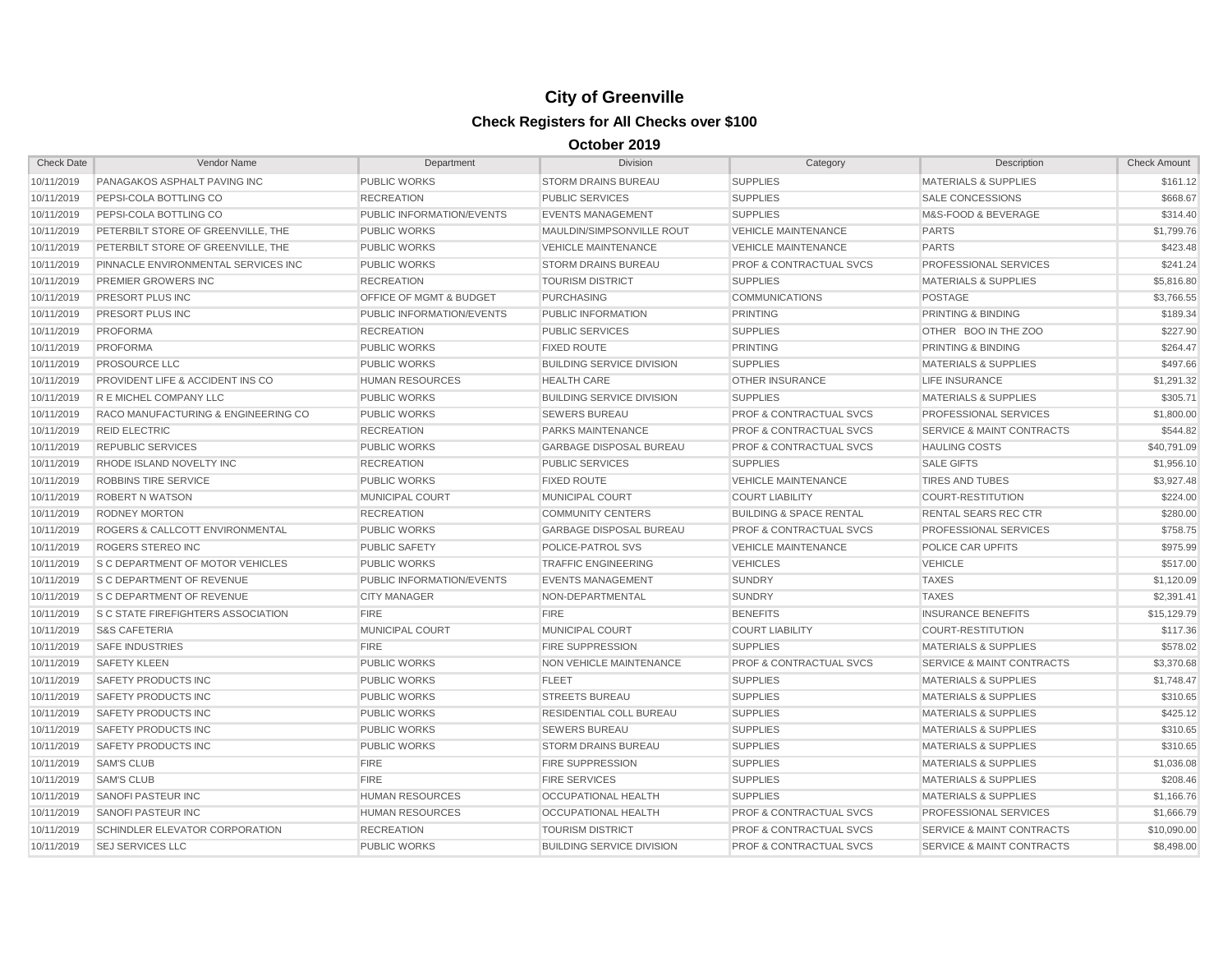# City of Greenville

## Check Registers for All Checks over $100

### October 2019

| Check Date | Vendor Name | Department | Division | Category | Description | Check Amount |
|---|---|---|---|---|---|---|
| 10/11/2019 | PANAGAKOS ASPHALT PAVING INC | PUBLIC WORKS | STORM DRAINS BUREAU | SUPPLIES | MATERIALS & SUPPLIES | $161.12 |
| 10/11/2019 | PEPSI-COLA BOTTLING CO | RECREATION | PUBLIC SERVICES | SUPPLIES | SALE CONCESSIONS | $668.67 |
| 10/11/2019 | PEPSI-COLA BOTTLING CO | PUBLIC INFORMATION/EVENTS | EVENTS MANAGEMENT | SUPPLIES | M&S-FOOD & BEVERAGE | $314.40 |
| 10/11/2019 | PETERBILT STORE OF GREENVILLE, THE | PUBLIC WORKS | MAULDIN/SIMPSONVILLE ROUT | VEHICLE MAINTENANCE | PARTS | $1,799.76 |
| 10/11/2019 | PETERBILT STORE OF GREENVILLE, THE | PUBLIC WORKS | VEHICLE MAINTENANCE | VEHICLE MAINTENANCE | PARTS | $423.48 |
| 10/11/2019 | PINNACLE ENVIRONMENTAL SERVICES INC | PUBLIC WORKS | STORM DRAINS BUREAU | PROF & CONTRACTUAL SVCS | PROFESSIONAL SERVICES | $241.24 |
| 10/11/2019 | PREMIER GROWERS INC | RECREATION | TOURISM DISTRICT | SUPPLIES | MATERIALS & SUPPLIES | $5,816.80 |
| 10/11/2019 | PRESORT PLUS INC | OFFICE OF MGMT & BUDGET | PURCHASING | COMMUNICATIONS | POSTAGE | $3,766.55 |
| 10/11/2019 | PRESORT PLUS INC | PUBLIC INFORMATION/EVENTS | PUBLIC INFORMATION | PRINTING | PRINTING & BINDING | $189.34 |
| 10/11/2019 | PROFORMA | RECREATION | PUBLIC SERVICES | SUPPLIES | OTHER BOO IN THE ZOO | $227.90 |
| 10/11/2019 | PROFORMA | PUBLIC WORKS | FIXED ROUTE | PRINTING | PRINTING & BINDING | $264.47 |
| 10/11/2019 | PROSOURCE LLC | PUBLIC WORKS | BUILDING SERVICE DIVISION | SUPPLIES | MATERIALS & SUPPLIES | $497.66 |
| 10/11/2019 | PROVIDENT LIFE & ACCIDENT INS CO | HUMAN RESOURCES | HEALTH CARE | OTHER INSURANCE | LIFE INSURANCE | $1,291.32 |
| 10/11/2019 | R E MICHEL COMPANY LLC | PUBLIC WORKS | BUILDING SERVICE DIVISION | SUPPLIES | MATERIALS & SUPPLIES | $305.71 |
| 10/11/2019 | RACO MANUFACTURING & ENGINEERING CO | PUBLIC WORKS | SEWERS BUREAU | PROF & CONTRACTUAL SVCS | PROFESSIONAL SERVICES | $1,800.00 |
| 10/11/2019 | REID ELECTRIC | RECREATION | PARKS MAINTENANCE | PROF & CONTRACTUAL SVCS | SERVICE & MAINT CONTRACTS | $544.82 |
| 10/11/2019 | REPUBLIC SERVICES | PUBLIC WORKS | GARBAGE DISPOSAL BUREAU | PROF & CONTRACTUAL SVCS | HAULING COSTS | $40,791.09 |
| 10/11/2019 | RHODE ISLAND NOVELTY INC | RECREATION | PUBLIC SERVICES | SUPPLIES | SALE GIFTS | $1,956.10 |
| 10/11/2019 | ROBBINS TIRE SERVICE | PUBLIC WORKS | FIXED ROUTE | VEHICLE MAINTENANCE | TIRES AND TUBES | $3,927.48 |
| 10/11/2019 | ROBERT N WATSON | MUNICIPAL COURT | MUNICIPAL COURT | COURT LIABILITY | COURT-RESTITUTION | $224.00 |
| 10/11/2019 | RODNEY MORTON | RECREATION | COMMUNITY CENTERS | BUILDING & SPACE RENTAL | RENTAL SEARS REC CTR | $280.00 |
| 10/11/2019 | ROGERS & CALLCOTT ENVIRONMENTAL | PUBLIC WORKS | GARBAGE DISPOSAL BUREAU | PROF & CONTRACTUAL SVCS | PROFESSIONAL SERVICES | $758.75 |
| 10/11/2019 | ROGERS STEREO INC | PUBLIC SAFETY | POLICE-PATROL SVS | VEHICLE MAINTENANCE | POLICE CAR UPFITS | $975.99 |
| 10/11/2019 | S C DEPARTMENT OF MOTOR VEHICLES | PUBLIC WORKS | TRAFFIC ENGINEERING | VEHICLES | VEHICLE | $517.00 |
| 10/11/2019 | S C DEPARTMENT OF REVENUE | PUBLIC INFORMATION/EVENTS | EVENTS MANAGEMENT | SUNDRY | TAXES | $1,120.09 |
| 10/11/2019 | S C DEPARTMENT OF REVENUE | CITY MANAGER | NON-DEPARTMENTAL | SUNDRY | TAXES | $2,391.41 |
| 10/11/2019 | S C STATE FIREFIGHTERS ASSOCIATION | FIRE | FIRE | BENEFITS | INSURANCE BENEFITS | $15,129.79 |
| 10/11/2019 | S&S CAFETERIA | MUNICIPAL COURT | MUNICIPAL COURT | COURT LIABILITY | COURT-RESTITUTION | $117.36 |
| 10/11/2019 | SAFE INDUSTRIES | FIRE | FIRE SUPPRESSION | SUPPLIES | MATERIALS & SUPPLIES | $578.02 |
| 10/11/2019 | SAFETY KLEEN | PUBLIC WORKS | NON VEHICLE MAINTENANCE | PROF & CONTRACTUAL SVCS | SERVICE & MAINT CONTRACTS | $3,370.68 |
| 10/11/2019 | SAFETY PRODUCTS INC | PUBLIC WORKS | FLEET | SUPPLIES | MATERIALS & SUPPLIES | $1,748.47 |
| 10/11/2019 | SAFETY PRODUCTS INC | PUBLIC WORKS | STREETS BUREAU | SUPPLIES | MATERIALS & SUPPLIES | $310.65 |
| 10/11/2019 | SAFETY PRODUCTS INC | PUBLIC WORKS | RESIDENTIAL COLL BUREAU | SUPPLIES | MATERIALS & SUPPLIES | $425.12 |
| 10/11/2019 | SAFETY PRODUCTS INC | PUBLIC WORKS | SEWERS BUREAU | SUPPLIES | MATERIALS & SUPPLIES | $310.65 |
| 10/11/2019 | SAFETY PRODUCTS INC | PUBLIC WORKS | STORM DRAINS BUREAU | SUPPLIES | MATERIALS & SUPPLIES | $310.65 |
| 10/11/2019 | SAM'S CLUB | FIRE | FIRE SUPPRESSION | SUPPLIES | MATERIALS & SUPPLIES | $1,036.08 |
| 10/11/2019 | SAM'S CLUB | FIRE | FIRE SERVICES | SUPPLIES | MATERIALS & SUPPLIES | $208.46 |
| 10/11/2019 | SANOFI PASTEUR INC | HUMAN RESOURCES | OCCUPATIONAL HEALTH | SUPPLIES | MATERIALS & SUPPLIES | $1,166.76 |
| 10/11/2019 | SANOFI PASTEUR INC | HUMAN RESOURCES | OCCUPATIONAL HEALTH | PROF & CONTRACTUAL SVCS | PROFESSIONAL SERVICES | $1,666.79 |
| 10/11/2019 | SCHINDLER ELEVATOR CORPORATION | RECREATION | TOURISM DISTRICT | PROF & CONTRACTUAL SVCS | SERVICE & MAINT CONTRACTS | $10,090.00 |
| 10/11/2019 | SEJ SERVICES LLC | PUBLIC WORKS | BUILDING SERVICE DIVISION | PROF & CONTRACTUAL SVCS | SERVICE & MAINT CONTRACTS | $8,498.00 |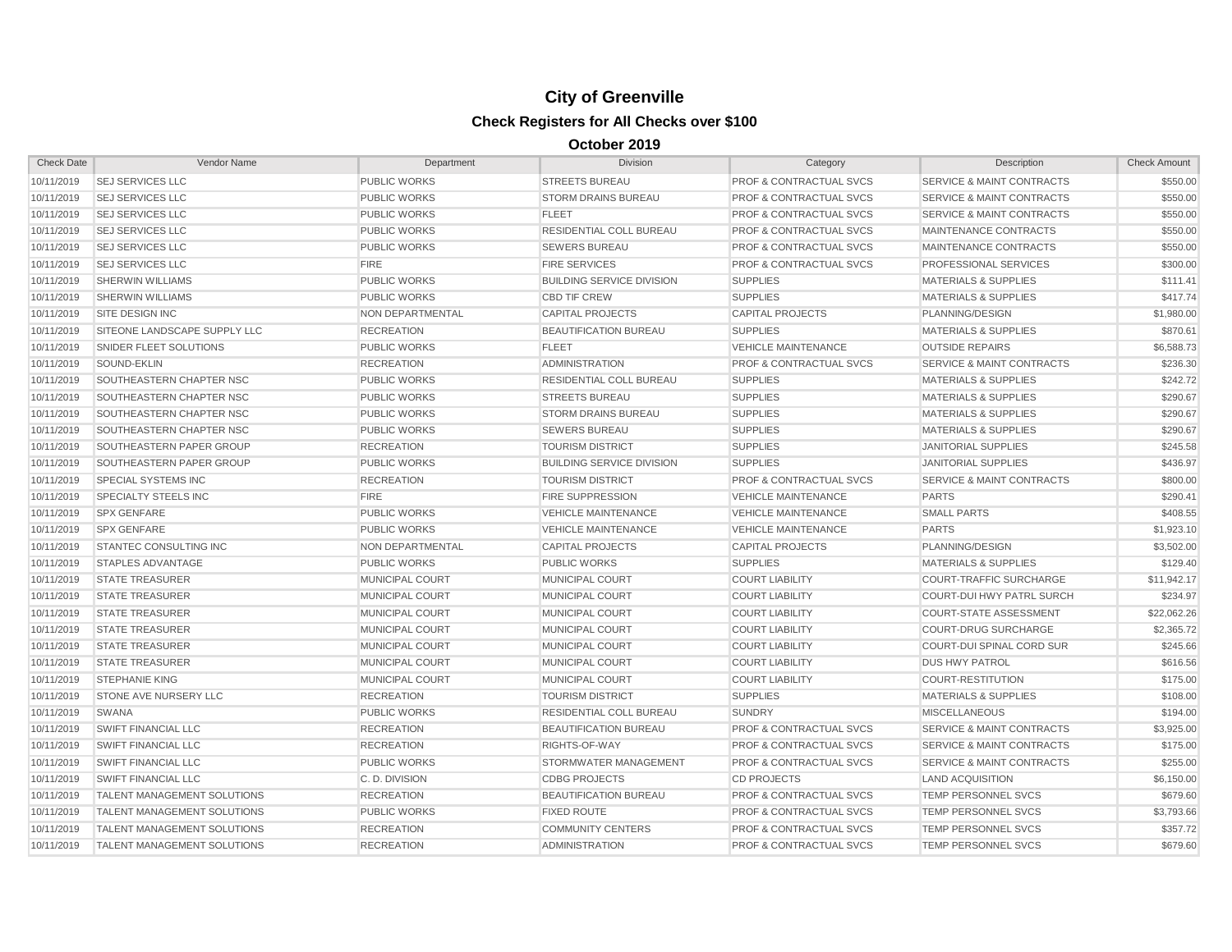# City of Greenville

## Check Registers for All Checks over $100

### October 2019

| Check Date | Vendor Name | Department | Division | Category | Description | Check Amount |
|---|---|---|---|---|---|---|
| 10/11/2019 | SEJ SERVICES LLC | PUBLIC WORKS | STREETS BUREAU | PROF & CONTRACTUAL SVCS | SERVICE & MAINT CONTRACTS | $550.00 |
| 10/11/2019 | SEJ SERVICES LLC | PUBLIC WORKS | STORM DRAINS BUREAU | PROF & CONTRACTUAL SVCS | SERVICE & MAINT CONTRACTS | $550.00 |
| 10/11/2019 | SEJ SERVICES LLC | PUBLIC WORKS | FLEET | PROF & CONTRACTUAL SVCS | SERVICE & MAINT CONTRACTS | $550.00 |
| 10/11/2019 | SEJ SERVICES LLC | PUBLIC WORKS | RESIDENTIAL COLL BUREAU | PROF & CONTRACTUAL SVCS | MAINTENANCE CONTRACTS | $550.00 |
| 10/11/2019 | SEJ SERVICES LLC | PUBLIC WORKS | SEWERS BUREAU | PROF & CONTRACTUAL SVCS | MAINTENANCE CONTRACTS | $550.00 |
| 10/11/2019 | SEJ SERVICES LLC | FIRE | FIRE SERVICES | PROF & CONTRACTUAL SVCS | PROFESSIONAL SERVICES | $300.00 |
| 10/11/2019 | SHERWIN WILLIAMS | PUBLIC WORKS | BUILDING SERVICE DIVISION | SUPPLIES | MATERIALS & SUPPLIES | $111.41 |
| 10/11/2019 | SHERWIN WILLIAMS | PUBLIC WORKS | CBD TIF CREW | SUPPLIES | MATERIALS & SUPPLIES | $417.74 |
| 10/11/2019 | SITE DESIGN INC | NON DEPARTMENTAL | CAPITAL PROJECTS | CAPITAL PROJECTS | PLANNING/DESIGN | $1,980.00 |
| 10/11/2019 | SITEONE LANDSCAPE SUPPLY LLC | RECREATION | BEAUTIFICATION BUREAU | SUPPLIES | MATERIALS & SUPPLIES | $870.61 |
| 10/11/2019 | SNIDER FLEET SOLUTIONS | PUBLIC WORKS | FLEET | VEHICLE MAINTENANCE | OUTSIDE REPAIRS | $6,588.73 |
| 10/11/2019 | SOUND-EKLIN | RECREATION | ADMINISTRATION | PROF & CONTRACTUAL SVCS | SERVICE & MAINT CONTRACTS | $236.30 |
| 10/11/2019 | SOUTHEASTERN CHAPTER NSC | PUBLIC WORKS | RESIDENTIAL COLL BUREAU | SUPPLIES | MATERIALS & SUPPLIES | $242.72 |
| 10/11/2019 | SOUTHEASTERN CHAPTER NSC | PUBLIC WORKS | STREETS BUREAU | SUPPLIES | MATERIALS & SUPPLIES | $290.67 |
| 10/11/2019 | SOUTHEASTERN CHAPTER NSC | PUBLIC WORKS | STORM DRAINS BUREAU | SUPPLIES | MATERIALS & SUPPLIES | $290.67 |
| 10/11/2019 | SOUTHEASTERN CHAPTER NSC | PUBLIC WORKS | SEWERS BUREAU | SUPPLIES | MATERIALS & SUPPLIES | $290.67 |
| 10/11/2019 | SOUTHEASTERN PAPER GROUP | RECREATION | TOURISM DISTRICT | SUPPLIES | JANITORIAL SUPPLIES | $245.58 |
| 10/11/2019 | SOUTHEASTERN PAPER GROUP | PUBLIC WORKS | BUILDING SERVICE DIVISION | SUPPLIES | JANITORIAL SUPPLIES | $436.97 |
| 10/11/2019 | SPECIAL SYSTEMS INC | RECREATION | TOURISM DISTRICT | PROF & CONTRACTUAL SVCS | SERVICE & MAINT CONTRACTS | $800.00 |
| 10/11/2019 | SPECIALTY STEELS INC | FIRE | FIRE SUPPRESSION | VEHICLE MAINTENANCE | PARTS | $290.41 |
| 10/11/2019 | SPX GENFARE | PUBLIC WORKS | VEHICLE MAINTENANCE | VEHICLE MAINTENANCE | SMALL PARTS | $408.55 |
| 10/11/2019 | SPX GENFARE | PUBLIC WORKS | VEHICLE MAINTENANCE | VEHICLE MAINTENANCE | PARTS | $1,923.10 |
| 10/11/2019 | STANTEC CONSULTING INC | NON DEPARTMENTAL | CAPITAL PROJECTS | CAPITAL PROJECTS | PLANNING/DESIGN | $3,502.00 |
| 10/11/2019 | STAPLES ADVANTAGE | PUBLIC WORKS | PUBLIC WORKS | SUPPLIES | MATERIALS & SUPPLIES | $129.40 |
| 10/11/2019 | STATE TREASURER | MUNICIPAL COURT | MUNICIPAL COURT | COURT LIABILITY | COURT-TRAFFIC SURCHARGE | $11,942.17 |
| 10/11/2019 | STATE TREASURER | MUNICIPAL COURT | MUNICIPAL COURT | COURT LIABILITY | COURT-DUI HWY PATRL SURCH | $234.97 |
| 10/11/2019 | STATE TREASURER | MUNICIPAL COURT | MUNICIPAL COURT | COURT LIABILITY | COURT-STATE ASSESSMENT | $22,062.26 |
| 10/11/2019 | STATE TREASURER | MUNICIPAL COURT | MUNICIPAL COURT | COURT LIABILITY | COURT-DRUG SURCHARGE | $2,365.72 |
| 10/11/2019 | STATE TREASURER | MUNICIPAL COURT | MUNICIPAL COURT | COURT LIABILITY | COURT-DUI SPINAL CORD SUR | $245.66 |
| 10/11/2019 | STATE TREASURER | MUNICIPAL COURT | MUNICIPAL COURT | COURT LIABILITY | DUS HWY PATROL | $616.56 |
| 10/11/2019 | STEPHANIE KING | MUNICIPAL COURT | MUNICIPAL COURT | COURT LIABILITY | COURT-RESTITUTION | $175.00 |
| 10/11/2019 | STONE AVE NURSERY LLC | RECREATION | TOURISM DISTRICT | SUPPLIES | MATERIALS & SUPPLIES | $108.00 |
| 10/11/2019 | SWANA | PUBLIC WORKS | RESIDENTIAL COLL BUREAU | SUNDRY | MISCELLANEOUS | $194.00 |
| 10/11/2019 | SWIFT FINANCIAL LLC | RECREATION | BEAUTIFICATION BUREAU | PROF & CONTRACTUAL SVCS | SERVICE & MAINT CONTRACTS | $3,925.00 |
| 10/11/2019 | SWIFT FINANCIAL LLC | RECREATION | RIGHTS-OF-WAY | PROF & CONTRACTUAL SVCS | SERVICE & MAINT CONTRACTS | $175.00 |
| 10/11/2019 | SWIFT FINANCIAL LLC | PUBLIC WORKS | STORMWATER MANAGEMENT | PROF & CONTRACTUAL SVCS | SERVICE & MAINT CONTRACTS | $255.00 |
| 10/11/2019 | SWIFT FINANCIAL LLC | C. D. DIVISION | CDBG PROJECTS | CD PROJECTS | LAND ACQUISITION | $6,150.00 |
| 10/11/2019 | TALENT MANAGEMENT SOLUTIONS | RECREATION | BEAUTIFICATION BUREAU | PROF & CONTRACTUAL SVCS | TEMP PERSONNEL SVCS | $679.60 |
| 10/11/2019 | TALENT MANAGEMENT SOLUTIONS | PUBLIC WORKS | FIXED ROUTE | PROF & CONTRACTUAL SVCS | TEMP PERSONNEL SVCS | $3,793.66 |
| 10/11/2019 | TALENT MANAGEMENT SOLUTIONS | RECREATION | COMMUNITY CENTERS | PROF & CONTRACTUAL SVCS | TEMP PERSONNEL SVCS | $357.72 |
| 10/11/2019 | TALENT MANAGEMENT SOLUTIONS | RECREATION | ADMINISTRATION | PROF & CONTRACTUAL SVCS | TEMP PERSONNEL SVCS | $679.60 |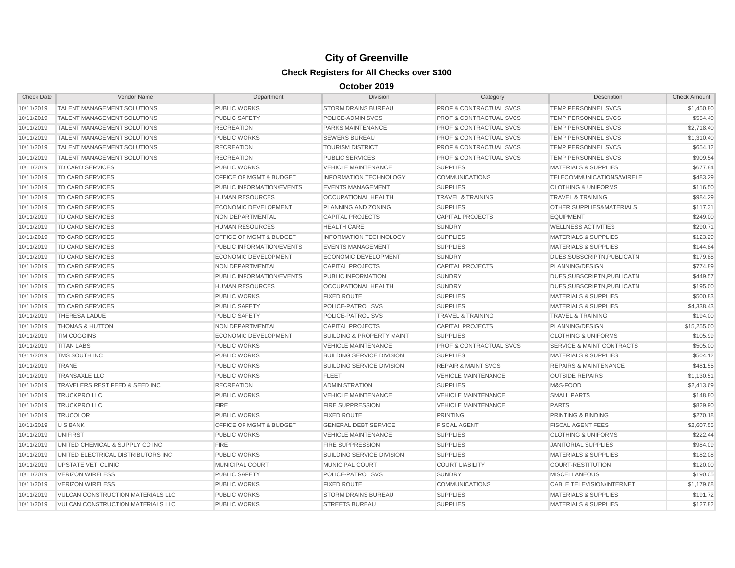# City of Greenville

## Check Registers for All Checks over $100

### October 2019

| Check Date | Vendor Name | Department | Division | Category | Description | Check Amount |
|---|---|---|---|---|---|---|
| 10/11/2019 | TALENT MANAGEMENT SOLUTIONS | PUBLIC WORKS | STORM DRAINS BUREAU | PROF & CONTRACTUAL SVCS | TEMP PERSONNEL SVCS | $1,450.80 |
| 10/11/2019 | TALENT MANAGEMENT SOLUTIONS | PUBLIC SAFETY | POLICE-ADMIN SVCS | PROF & CONTRACTUAL SVCS | TEMP PERSONNEL SVCS | $554.40 |
| 10/11/2019 | TALENT MANAGEMENT SOLUTIONS | RECREATION | PARKS MAINTENANCE | PROF & CONTRACTUAL SVCS | TEMP PERSONNEL SVCS | $2,718.40 |
| 10/11/2019 | TALENT MANAGEMENT SOLUTIONS | PUBLIC WORKS | SEWERS BUREAU | PROF & CONTRACTUAL SVCS | TEMP PERSONNEL SVCS | $1,310.40 |
| 10/11/2019 | TALENT MANAGEMENT SOLUTIONS | RECREATION | TOURISM DISTRICT | PROF & CONTRACTUAL SVCS | TEMP PERSONNEL SVCS | $654.12 |
| 10/11/2019 | TALENT MANAGEMENT SOLUTIONS | RECREATION | PUBLIC SERVICES | PROF & CONTRACTUAL SVCS | TEMP PERSONNEL SVCS | $909.54 |
| 10/11/2019 | TD CARD SERVICES | PUBLIC WORKS | VEHICLE MAINTENANCE | SUPPLIES | MATERIALS & SUPPLIES | $677.84 |
| 10/11/2019 | TD CARD SERVICES | OFFICE OF MGMT & BUDGET | INFORMATION TECHNOLOGY | COMMUNICATIONS | TELECOMMUNICATIONS/WIRELE | $483.29 |
| 10/11/2019 | TD CARD SERVICES | PUBLIC INFORMATION/EVENTS | EVENTS MANAGEMENT | SUPPLIES | CLOTHING & UNIFORMS | $116.50 |
| 10/11/2019 | TD CARD SERVICES | HUMAN RESOURCES | OCCUPATIONAL HEALTH | TRAVEL & TRAINING | TRAVEL & TRAINING | $984.29 |
| 10/11/2019 | TD CARD SERVICES | ECONOMIC DEVELOPMENT | PLANNING AND ZONING | SUPPLIES | OTHER SUPPLIES&MATERIALS | $117.31 |
| 10/11/2019 | TD CARD SERVICES | NON DEPARTMENTAL | CAPITAL PROJECTS | CAPITAL PROJECTS | EQUIPMENT | $249.00 |
| 10/11/2019 | TD CARD SERVICES | HUMAN RESOURCES | HEALTH CARE | SUNDRY | WELLNESS ACTIVITIES | $290.71 |
| 10/11/2019 | TD CARD SERVICES | OFFICE OF MGMT & BUDGET | INFORMATION TECHNOLOGY | SUPPLIES | MATERIALS & SUPPLIES | $123.29 |
| 10/11/2019 | TD CARD SERVICES | PUBLIC INFORMATION/EVENTS | EVENTS MANAGEMENT | SUPPLIES | MATERIALS & SUPPLIES | $144.84 |
| 10/11/2019 | TD CARD SERVICES | ECONOMIC DEVELOPMENT | ECONOMIC DEVELOPMENT | SUNDRY | DUES,SUBSCRIPTN,PUBLICATN | $179.88 |
| 10/11/2019 | TD CARD SERVICES | NON DEPARTMENTAL | CAPITAL PROJECTS | CAPITAL PROJECTS | PLANNING/DESIGN | $774.89 |
| 10/11/2019 | TD CARD SERVICES | PUBLIC INFORMATION/EVENTS | PUBLIC INFORMATION | SUNDRY | DUES,SUBSCRIPTN,PUBLICATN | $449.57 |
| 10/11/2019 | TD CARD SERVICES | HUMAN RESOURCES | OCCUPATIONAL HEALTH | SUNDRY | DUES,SUBSCRIPTN,PUBLICATN | $195.00 |
| 10/11/2019 | TD CARD SERVICES | PUBLIC WORKS | FIXED ROUTE | SUPPLIES | MATERIALS & SUPPLIES | $500.83 |
| 10/11/2019 | TD CARD SERVICES | PUBLIC SAFETY | POLICE-PATROL SVS | SUPPLIES | MATERIALS & SUPPLIES | $4,338.43 |
| 10/11/2019 | THERESA LADUE | PUBLIC SAFETY | POLICE-PATROL SVS | TRAVEL & TRAINING | TRAVEL & TRAINING | $194.00 |
| 10/11/2019 | THOMAS & HUTTON | NON DEPARTMENTAL | CAPITAL PROJECTS | CAPITAL PROJECTS | PLANNING/DESIGN | $15,255.00 |
| 10/11/2019 | TIM COGGINS | ECONOMIC DEVELOPMENT | BUILDING & PROPERTY MAINT | SUPPLIES | CLOTHING & UNIFORMS | $105.99 |
| 10/11/2019 | TITAN LABS | PUBLIC WORKS | VEHICLE MAINTENANCE | PROF & CONTRACTUAL SVCS | SERVICE & MAINT CONTRACTS | $505.00 |
| 10/11/2019 | TMS SOUTH INC | PUBLIC WORKS | BUILDING SERVICE DIVISION | SUPPLIES | MATERIALS & SUPPLIES | $504.12 |
| 10/11/2019 | TRANE | PUBLIC WORKS | BUILDING SERVICE DIVISION | REPAIR & MAINT SVCS | REPAIRS & MAINTENANCE | $481.55 |
| 10/11/2019 | TRANSAXLE LLC | PUBLIC WORKS | FLEET | VEHICLE MAINTENANCE | OUTSIDE REPAIRS | $1,130.51 |
| 10/11/2019 | TRAVELERS REST FEED & SEED INC | RECREATION | ADMINISTRATION | SUPPLIES | M&S-FOOD | $2,413.69 |
| 10/11/2019 | TRUCKPRO LLC | PUBLIC WORKS | VEHICLE MAINTENANCE | VEHICLE MAINTENANCE | SMALL PARTS | $148.80 |
| 10/11/2019 | TRUCKPRO LLC | FIRE | FIRE SUPPRESSION | VEHICLE MAINTENANCE | PARTS | $829.90 |
| 10/11/2019 | TRUCOLOR | PUBLIC WORKS | FIXED ROUTE | PRINTING | PRINTING & BINDING | $270.18 |
| 10/11/2019 | U S BANK | OFFICE OF MGMT & BUDGET | GENERAL DEBT SERVICE | FISCAL AGENT | FISCAL AGENT FEES | $2,607.55 |
| 10/11/2019 | UNIFIRST | PUBLIC WORKS | VEHICLE MAINTENANCE | SUPPLIES | CLOTHING & UNIFORMS | $222.44 |
| 10/11/2019 | UNITED CHEMICAL & SUPPLY CO INC | FIRE | FIRE SUPPRESSION | SUPPLIES | JANITORIAL SUPPLIES | $984.09 |
| 10/11/2019 | UNITED ELECTRICAL DISTRIBUTORS INC | PUBLIC WORKS | BUILDING SERVICE DIVISION | SUPPLIES | MATERIALS & SUPPLIES | $182.08 |
| 10/11/2019 | UPSTATE VET. CLINIC | MUNICIPAL COURT | MUNICIPAL COURT | COURT LIABILITY | COURT-RESTITUTION | $120.00 |
| 10/11/2019 | VERIZON WIRELESS | PUBLIC SAFETY | POLICE-PATROL SVS | SUNDRY | MISCELLANEOUS | $190.05 |
| 10/11/2019 | VERIZON WIRELESS | PUBLIC WORKS | FIXED ROUTE | COMMUNICATIONS | CABLE TELEVISION/INTERNET | $1,179.68 |
| 10/11/2019 | VULCAN CONSTRUCTION MATERIALS LLC | PUBLIC WORKS | STORM DRAINS BUREAU | SUPPLIES | MATERIALS & SUPPLIES | $191.72 |
| 10/11/2019 | VULCAN CONSTRUCTION MATERIALS LLC | PUBLIC WORKS | STREETS BUREAU | SUPPLIES | MATERIALS & SUPPLIES | $127.82 |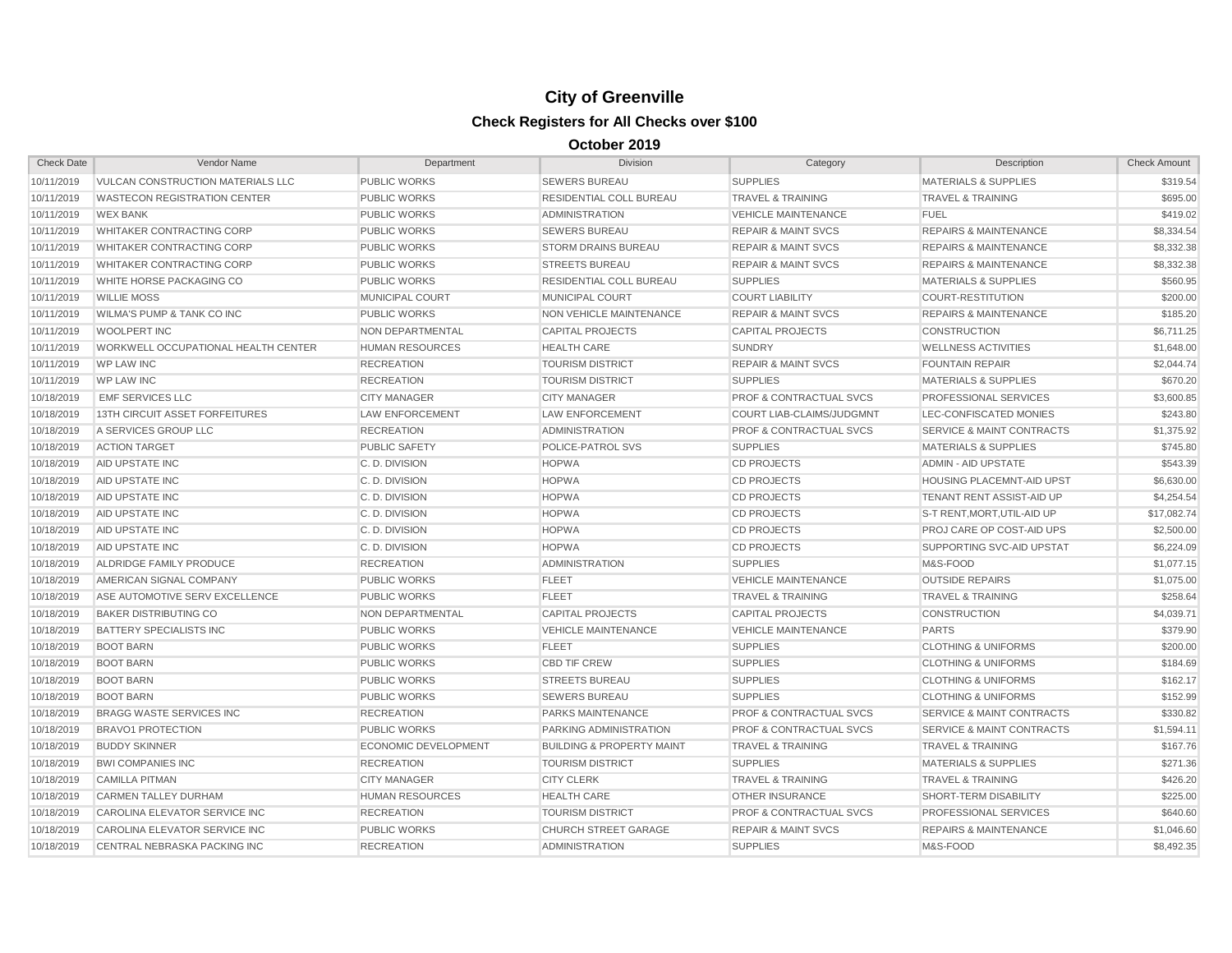# City of Greenville

## Check Registers for All Checks over $100

### October 2019

| Check Date | Vendor Name | Department | Division | Category | Description | Check Amount |
|---|---|---|---|---|---|---|
| 10/11/2019 | VULCAN CONSTRUCTION MATERIALS LLC | PUBLIC WORKS | SEWERS BUREAU | SUPPLIES | MATERIALS & SUPPLIES | $319.54 |
| 10/11/2019 | WASTECON REGISTRATION CENTER | PUBLIC WORKS | RESIDENTIAL COLL BUREAU | TRAVEL & TRAINING | TRAVEL & TRAINING | $695.00 |
| 10/11/2019 | WEX BANK | PUBLIC WORKS | ADMINISTRATION | VEHICLE MAINTENANCE | FUEL | $419.02 |
| 10/11/2019 | WHITAKER CONTRACTING CORP | PUBLIC WORKS | SEWERS BUREAU | REPAIR & MAINT SVCS | REPAIRS & MAINTENANCE | $8,334.54 |
| 10/11/2019 | WHITAKER CONTRACTING CORP | PUBLIC WORKS | STORM DRAINS BUREAU | REPAIR & MAINT SVCS | REPAIRS & MAINTENANCE | $8,332.38 |
| 10/11/2019 | WHITAKER CONTRACTING CORP | PUBLIC WORKS | STREETS BUREAU | REPAIR & MAINT SVCS | REPAIRS & MAINTENANCE | $8,332.38 |
| 10/11/2019 | WHITE HORSE PACKAGING CO | PUBLIC WORKS | RESIDENTIAL COLL BUREAU | SUPPLIES | MATERIALS & SUPPLIES | $560.95 |
| 10/11/2019 | WILLIE MOSS | MUNICIPAL COURT | MUNICIPAL COURT | COURT LIABILITY | COURT-RESTITUTION | $200.00 |
| 10/11/2019 | WILMA'S PUMP & TANK CO INC | PUBLIC WORKS | NON VEHICLE MAINTENANCE | REPAIR & MAINT SVCS | REPAIRS & MAINTENANCE | $185.20 |
| 10/11/2019 | WOOLPERT INC | NON DEPARTMENTAL | CAPITAL PROJECTS | CAPITAL PROJECTS | CONSTRUCTION | $6,711.25 |
| 10/11/2019 | WORKWELL OCCUPATIONAL HEALTH CENTER | HUMAN RESOURCES | HEALTH CARE | SUNDRY | WELLNESS ACTIVITIES | $1,648.00 |
| 10/11/2019 | WP LAW INC | RECREATION | TOURISM DISTRICT | REPAIR & MAINT SVCS | FOUNTAIN REPAIR | $2,044.74 |
| 10/11/2019 | WP LAW INC | RECREATION | TOURISM DISTRICT | SUPPLIES | MATERIALS & SUPPLIES | $670.20 |
| 10/18/2019 | EMF SERVICES LLC | CITY MANAGER | CITY MANAGER | PROF & CONTRACTUAL SVCS | PROFESSIONAL SERVICES | $3,600.85 |
| 10/18/2019 | 13TH CIRCUIT ASSET FORFEITURES | LAW ENFORCEMENT | LAW ENFORCEMENT | COURT LIAB-CLAIMS/JUDGMNT | LEC-CONFISCATED MONIES | $243.80 |
| 10/18/2019 | A SERVICES GROUP LLC | RECREATION | ADMINISTRATION | PROF & CONTRACTUAL SVCS | SERVICE & MAINT CONTRACTS | $1,375.92 |
| 10/18/2019 | ACTION TARGET | PUBLIC SAFETY | POLICE-PATROL SVS | SUPPLIES | MATERIALS & SUPPLIES | $745.80 |
| 10/18/2019 | AID UPSTATE INC | C. D. DIVISION | HOPWA | CD PROJECTS | ADMIN - AID UPSTATE | $543.39 |
| 10/18/2019 | AID UPSTATE INC | C. D. DIVISION | HOPWA | CD PROJECTS | HOUSING PLACEMNT-AID UPST | $6,630.00 |
| 10/18/2019 | AID UPSTATE INC | C. D. DIVISION | HOPWA | CD PROJECTS | TENANT RENT ASSIST-AID UP | $4,254.54 |
| 10/18/2019 | AID UPSTATE INC | C. D. DIVISION | HOPWA | CD PROJECTS | S-T RENT,MORT,UTIL-AID UP | $17,082.74 |
| 10/18/2019 | AID UPSTATE INC | C. D. DIVISION | HOPWA | CD PROJECTS | PROJ CARE OP COST-AID UPS | $2,500.00 |
| 10/18/2019 | AID UPSTATE INC | C. D. DIVISION | HOPWA | CD PROJECTS | SUPPORTING SVC-AID UPSTAT | $6,224.09 |
| 10/18/2019 | ALDRIDGE FAMILY PRODUCE | RECREATION | ADMINISTRATION | SUPPLIES | M&S-FOOD | $1,077.15 |
| 10/18/2019 | AMERICAN SIGNAL COMPANY | PUBLIC WORKS | FLEET | VEHICLE MAINTENANCE | OUTSIDE REPAIRS | $1,075.00 |
| 10/18/2019 | ASE AUTOMOTIVE SERV EXCELLENCE | PUBLIC WORKS | FLEET | TRAVEL & TRAINING | TRAVEL & TRAINING | $258.64 |
| 10/18/2019 | BAKER DISTRIBUTING CO | NON DEPARTMENTAL | CAPITAL PROJECTS | CAPITAL PROJECTS | CONSTRUCTION | $4,039.71 |
| 10/18/2019 | BATTERY SPECIALISTS INC | PUBLIC WORKS | VEHICLE MAINTENANCE | VEHICLE MAINTENANCE | PARTS | $379.90 |
| 10/18/2019 | BOOT BARN | PUBLIC WORKS | FLEET | SUPPLIES | CLOTHING & UNIFORMS | $200.00 |
| 10/18/2019 | BOOT BARN | PUBLIC WORKS | CBD TIF CREW | SUPPLIES | CLOTHING & UNIFORMS | $184.69 |
| 10/18/2019 | BOOT BARN | PUBLIC WORKS | STREETS BUREAU | SUPPLIES | CLOTHING & UNIFORMS | $162.17 |
| 10/18/2019 | BOOT BARN | PUBLIC WORKS | SEWERS BUREAU | SUPPLIES | CLOTHING & UNIFORMS | $152.99 |
| 10/18/2019 | BRAGG WASTE SERVICES INC | RECREATION | PARKS MAINTENANCE | PROF & CONTRACTUAL SVCS | SERVICE & MAINT CONTRACTS | $330.82 |
| 10/18/2019 | BRAVO1 PROTECTION | PUBLIC WORKS | PARKING ADMINISTRATION | PROF & CONTRACTUAL SVCS | SERVICE & MAINT CONTRACTS | $1,594.11 |
| 10/18/2019 | BUDDY SKINNER | ECONOMIC DEVELOPMENT | BUILDING & PROPERTY MAINT | TRAVEL & TRAINING | TRAVEL & TRAINING | $167.76 |
| 10/18/2019 | BWI COMPANIES INC | RECREATION | TOURISM DISTRICT | SUPPLIES | MATERIALS & SUPPLIES | $271.36 |
| 10/18/2019 | CAMILLA PITMAN | CITY MANAGER | CITY CLERK | TRAVEL & TRAINING | TRAVEL & TRAINING | $426.20 |
| 10/18/2019 | CARMEN TALLEY DURHAM | HUMAN RESOURCES | HEALTH CARE | OTHER INSURANCE | SHORT-TERM DISABILITY | $225.00 |
| 10/18/2019 | CAROLINA ELEVATOR SERVICE INC | RECREATION | TOURISM DISTRICT | PROF & CONTRACTUAL SVCS | PROFESSIONAL SERVICES | $640.60 |
| 10/18/2019 | CAROLINA ELEVATOR SERVICE INC | PUBLIC WORKS | CHURCH STREET GARAGE | REPAIR & MAINT SVCS | REPAIRS & MAINTENANCE | $1,046.60 |
| 10/18/2019 | CENTRAL NEBRASKA PACKING INC | RECREATION | ADMINISTRATION | SUPPLIES | M&S-FOOD | $8,492.35 |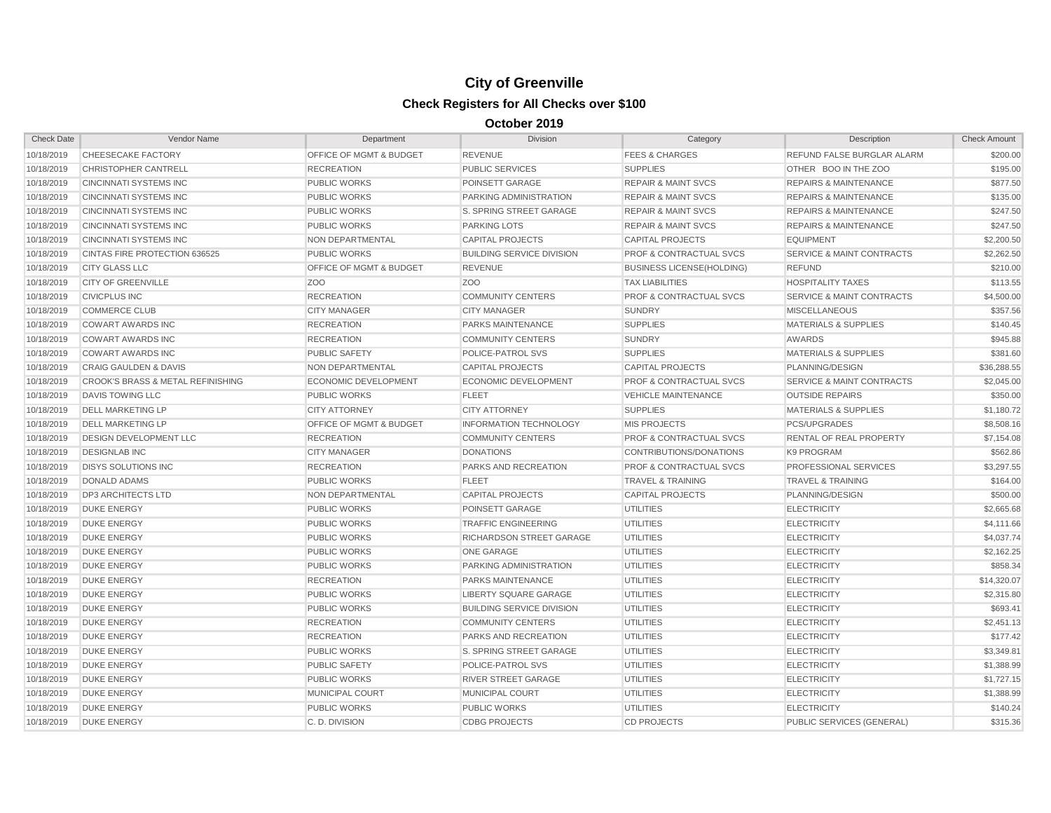# City of Greenville

## Check Registers for All Checks over $100

### October 2019

| Check Date | Vendor Name | Department | Division | Category | Description | Check Amount |
|---|---|---|---|---|---|---|
| 10/18/2019 | CHEESECAKE FACTORY | OFFICE OF MGMT & BUDGET | REVENUE | FEES & CHARGES | REFUND FALSE BURGLAR ALARM | $200.00 |
| 10/18/2019 | CHRISTOPHER CANTRELL | RECREATION | PUBLIC SERVICES | SUPPLIES | OTHER BOO IN THE ZOO | $195.00 |
| 10/18/2019 | CINCINNATI SYSTEMS INC | PUBLIC WORKS | POINSETT GARAGE | REPAIR & MAINT SVCS | REPAIRS & MAINTENANCE | $877.50 |
| 10/18/2019 | CINCINNATI SYSTEMS INC | PUBLIC WORKS | PARKING ADMINISTRATION | REPAIR & MAINT SVCS | REPAIRS & MAINTENANCE | $135.00 |
| 10/18/2019 | CINCINNATI SYSTEMS INC | PUBLIC WORKS | S. SPRING STREET GARAGE | REPAIR & MAINT SVCS | REPAIRS & MAINTENANCE | $247.50 |
| 10/18/2019 | CINCINNATI SYSTEMS INC | PUBLIC WORKS | PARKING LOTS | REPAIR & MAINT SVCS | REPAIRS & MAINTENANCE | $247.50 |
| 10/18/2019 | CINCINNATI SYSTEMS INC | NON DEPARTMENTAL | CAPITAL PROJECTS | CAPITAL PROJECTS | EQUIPMENT | $2,200.50 |
| 10/18/2019 | CINTAS FIRE PROTECTION 636525 | PUBLIC WORKS | BUILDING SERVICE DIVISION | PROF & CONTRACTUAL SVCS | SERVICE & MAINT CONTRACTS | $2,262.50 |
| 10/18/2019 | CITY GLASS LLC | OFFICE OF MGMT & BUDGET | REVENUE | BUSINESS LICENSE(HOLDING) | REFUND | $210.00 |
| 10/18/2019 | CITY OF GREENVILLE | ZOO | ZOO | TAX LIABILITIES | HOSPITALITY TAXES | $113.55 |
| 10/18/2019 | CIVICPLUS INC | RECREATION | COMMUNITY CENTERS | PROF & CONTRACTUAL SVCS | SERVICE & MAINT CONTRACTS | $4,500.00 |
| 10/18/2019 | COMMERCE CLUB | CITY MANAGER | CITY MANAGER | SUNDRY | MISCELLANEOUS | $357.56 |
| 10/18/2019 | COWART AWARDS INC | RECREATION | PARKS MAINTENANCE | SUPPLIES | MATERIALS & SUPPLIES | $140.45 |
| 10/18/2019 | COWART AWARDS INC | RECREATION | COMMUNITY CENTERS | SUNDRY | AWARDS | $945.88 |
| 10/18/2019 | COWART AWARDS INC | PUBLIC SAFETY | POLICE-PATROL SVS | SUPPLIES | MATERIALS & SUPPLIES | $381.60 |
| 10/18/2019 | CRAIG GAULDEN & DAVIS | NON DEPARTMENTAL | CAPITAL PROJECTS | CAPITAL PROJECTS | PLANNING/DESIGN | $36,288.55 |
| 10/18/2019 | CROOK'S BRASS & METAL REFINISHING | ECONOMIC DEVELOPMENT | ECONOMIC DEVELOPMENT | PROF & CONTRACTUAL SVCS | SERVICE & MAINT CONTRACTS | $2,045.00 |
| 10/18/2019 | DAVIS TOWING LLC | PUBLIC WORKS | FLEET | VEHICLE MAINTENANCE | OUTSIDE REPAIRS | $350.00 |
| 10/18/2019 | DELL MARKETING LP | CITY ATTORNEY | CITY ATTORNEY | SUPPLIES | MATERIALS & SUPPLIES | $1,180.72 |
| 10/18/2019 | DELL MARKETING LP | OFFICE OF MGMT & BUDGET | INFORMATION TECHNOLOGY | MIS PROJECTS | PCS/UPGRADES | $8,508.16 |
| 10/18/2019 | DESIGN DEVELOPMENT LLC | RECREATION | COMMUNITY CENTERS | PROF & CONTRACTUAL SVCS | RENTAL OF REAL PROPERTY | $7,154.08 |
| 10/18/2019 | DESIGNLAB INC | CITY MANAGER | DONATIONS | CONTRIBUTIONS/DONATIONS | K9 PROGRAM | $562.86 |
| 10/18/2019 | DISYS SOLUTIONS INC | RECREATION | PARKS AND RECREATION | PROF & CONTRACTUAL SVCS | PROFESSIONAL SERVICES | $3,297.55 |
| 10/18/2019 | DONALD ADAMS | PUBLIC WORKS | FLEET | TRAVEL & TRAINING | TRAVEL & TRAINING | $164.00 |
| 10/18/2019 | DP3 ARCHITECTS LTD | NON DEPARTMENTAL | CAPITAL PROJECTS | CAPITAL PROJECTS | PLANNING/DESIGN | $500.00 |
| 10/18/2019 | DUKE ENERGY | PUBLIC WORKS | POINSETT GARAGE | UTILITIES | ELECTRICITY | $2,665.68 |
| 10/18/2019 | DUKE ENERGY | PUBLIC WORKS | TRAFFIC ENGINEERING | UTILITIES | ELECTRICITY | $4,111.66 |
| 10/18/2019 | DUKE ENERGY | PUBLIC WORKS | RICHARDSON STREET GARAGE | UTILITIES | ELECTRICITY | $4,037.74 |
| 10/18/2019 | DUKE ENERGY | PUBLIC WORKS | ONE GARAGE | UTILITIES | ELECTRICITY | $2,162.25 |
| 10/18/2019 | DUKE ENERGY | PUBLIC WORKS | PARKING ADMINISTRATION | UTILITIES | ELECTRICITY | $858.34 |
| 10/18/2019 | DUKE ENERGY | RECREATION | PARKS MAINTENANCE | UTILITIES | ELECTRICITY | $14,320.07 |
| 10/18/2019 | DUKE ENERGY | PUBLIC WORKS | LIBERTY SQUARE GARAGE | UTILITIES | ELECTRICITY | $2,315.80 |
| 10/18/2019 | DUKE ENERGY | PUBLIC WORKS | BUILDING SERVICE DIVISION | UTILITIES | ELECTRICITY | $693.41 |
| 10/18/2019 | DUKE ENERGY | RECREATION | COMMUNITY CENTERS | UTILITIES | ELECTRICITY | $2,451.13 |
| 10/18/2019 | DUKE ENERGY | RECREATION | PARKS AND RECREATION | UTILITIES | ELECTRICITY | $177.42 |
| 10/18/2019 | DUKE ENERGY | PUBLIC WORKS | S. SPRING STREET GARAGE | UTILITIES | ELECTRICITY | $3,349.81 |
| 10/18/2019 | DUKE ENERGY | PUBLIC SAFETY | POLICE-PATROL SVS | UTILITIES | ELECTRICITY | $1,388.99 |
| 10/18/2019 | DUKE ENERGY | PUBLIC WORKS | RIVER STREET GARAGE | UTILITIES | ELECTRICITY | $1,727.15 |
| 10/18/2019 | DUKE ENERGY | MUNICIPAL COURT | MUNICIPAL COURT | UTILITIES | ELECTRICITY | $1,388.99 |
| 10/18/2019 | DUKE ENERGY | PUBLIC WORKS | PUBLIC WORKS | UTILITIES | ELECTRICITY | $140.24 |
| 10/18/2019 | DUKE ENERGY | C. D. DIVISION | CDBG PROJECTS | CD PROJECTS | PUBLIC SERVICES (GENERAL) | $315.36 |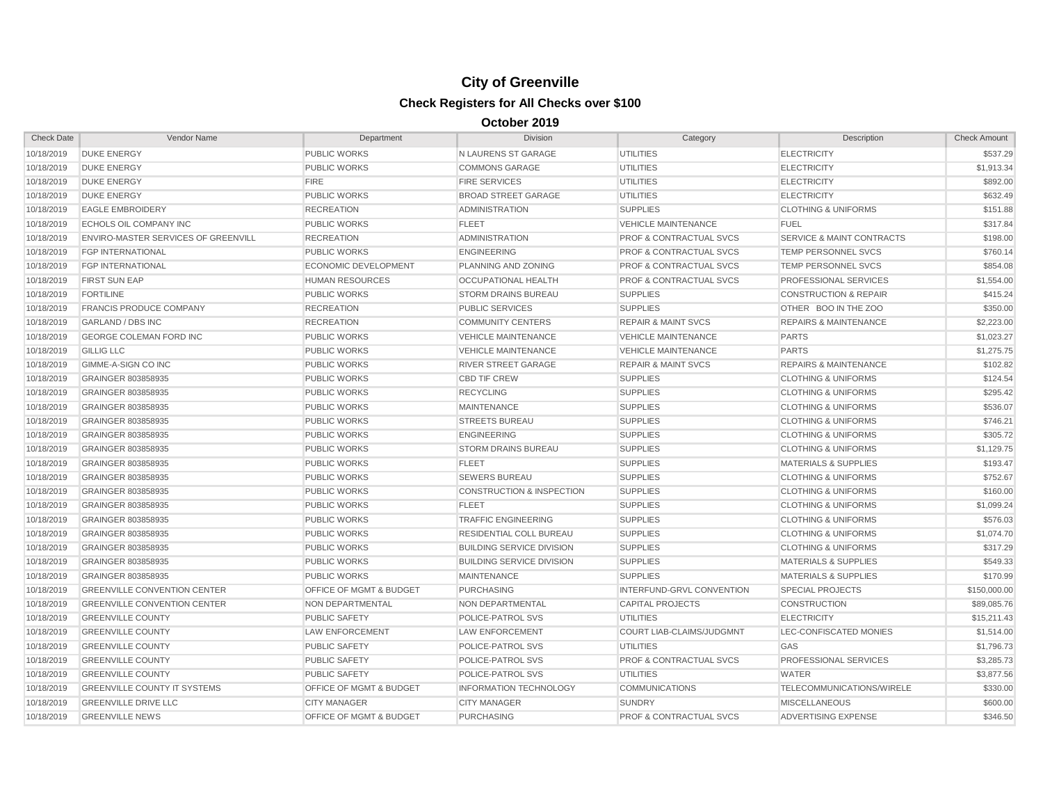# City of Greenville

## Check Registers for All Checks over $100

### October 2019

| Check Date | Vendor Name | Department | Division | Category | Description | Check Amount |
|---|---|---|---|---|---|---|
| 10/18/2019 | DUKE ENERGY | PUBLIC WORKS | N LAURENS ST GARAGE | UTILITIES | ELECTRICITY | $537.29 |
| 10/18/2019 | DUKE ENERGY | PUBLIC WORKS | COMMONS GARAGE | UTILITIES | ELECTRICITY | $1,913.34 |
| 10/18/2019 | DUKE ENERGY | FIRE | FIRE SERVICES | UTILITIES | ELECTRICITY | $892.00 |
| 10/18/2019 | DUKE ENERGY | PUBLIC WORKS | BROAD STREET GARAGE | UTILITIES | ELECTRICITY | $632.49 |
| 10/18/2019 | EAGLE EMBROIDERY | RECREATION | ADMINISTRATION | SUPPLIES | CLOTHING & UNIFORMS | $151.88 |
| 10/18/2019 | ECHOLS OIL COMPANY INC | PUBLIC WORKS | FLEET | VEHICLE MAINTENANCE | FUEL | $317.84 |
| 10/18/2019 | ENVIRO-MASTER SERVICES OF GREENVILL | RECREATION | ADMINISTRATION | PROF & CONTRACTUAL SVCS | SERVICE & MAINT CONTRACTS | $198.00 |
| 10/18/2019 | FGP INTERNATIONAL | PUBLIC WORKS | ENGINEERING | PROF & CONTRACTUAL SVCS | TEMP PERSONNEL SVCS | $760.14 |
| 10/18/2019 | FGP INTERNATIONAL | ECONOMIC DEVELOPMENT | PLANNING AND ZONING | PROF & CONTRACTUAL SVCS | TEMP PERSONNEL SVCS | $854.08 |
| 10/18/2019 | FIRST SUN EAP | HUMAN RESOURCES | OCCUPATIONAL HEALTH | PROF & CONTRACTUAL SVCS | PROFESSIONAL SERVICES | $1,554.00 |
| 10/18/2019 | FORTILINE | PUBLIC WORKS | STORM DRAINS BUREAU | SUPPLIES | CONSTRUCTION & REPAIR | $415.24 |
| 10/18/2019 | FRANCIS PRODUCE COMPANY | RECREATION | PUBLIC SERVICES | SUPPLIES | OTHER BOO IN THE ZOO | $350.00 |
| 10/18/2019 | GARLAND / DBS INC | RECREATION | COMMUNITY CENTERS | REPAIR & MAINT SVCS | REPAIRS & MAINTENANCE | $2,223.00 |
| 10/18/2019 | GEORGE COLEMAN FORD INC | PUBLIC WORKS | VEHICLE MAINTENANCE | VEHICLE MAINTENANCE | PARTS | $1,023.27 |
| 10/18/2019 | GILLIG LLC | PUBLIC WORKS | VEHICLE MAINTENANCE | VEHICLE MAINTENANCE | PARTS | $1,275.75 |
| 10/18/2019 | GIMME-A-SIGN CO INC | PUBLIC WORKS | RIVER STREET GARAGE | REPAIR & MAINT SVCS | REPAIRS & MAINTENANCE | $102.82 |
| 10/18/2019 | GRAINGER 803858935 | PUBLIC WORKS | CBD TIF CREW | SUPPLIES | CLOTHING & UNIFORMS | $124.54 |
| 10/18/2019 | GRAINGER 803858935 | PUBLIC WORKS | RECYCLING | SUPPLIES | CLOTHING & UNIFORMS | $295.42 |
| 10/18/2019 | GRAINGER 803858935 | PUBLIC WORKS | MAINTENANCE | SUPPLIES | CLOTHING & UNIFORMS | $536.07 |
| 10/18/2019 | GRAINGER 803858935 | PUBLIC WORKS | STREETS BUREAU | SUPPLIES | CLOTHING & UNIFORMS | $746.21 |
| 10/18/2019 | GRAINGER 803858935 | PUBLIC WORKS | ENGINEERING | SUPPLIES | CLOTHING & UNIFORMS | $305.72 |
| 10/18/2019 | GRAINGER 803858935 | PUBLIC WORKS | STORM DRAINS BUREAU | SUPPLIES | CLOTHING & UNIFORMS | $1,129.75 |
| 10/18/2019 | GRAINGER 803858935 | PUBLIC WORKS | FLEET | SUPPLIES | MATERIALS & SUPPLIES | $193.47 |
| 10/18/2019 | GRAINGER 803858935 | PUBLIC WORKS | SEWERS BUREAU | SUPPLIES | CLOTHING & UNIFORMS | $752.67 |
| 10/18/2019 | GRAINGER 803858935 | PUBLIC WORKS | CONSTRUCTION & INSPECTION | SUPPLIES | CLOTHING & UNIFORMS | $160.00 |
| 10/18/2019 | GRAINGER 803858935 | PUBLIC WORKS | FLEET | SUPPLIES | CLOTHING & UNIFORMS | $1,099.24 |
| 10/18/2019 | GRAINGER 803858935 | PUBLIC WORKS | TRAFFIC ENGINEERING | SUPPLIES | CLOTHING & UNIFORMS | $576.03 |
| 10/18/2019 | GRAINGER 803858935 | PUBLIC WORKS | RESIDENTIAL COLL BUREAU | SUPPLIES | CLOTHING & UNIFORMS | $1,074.70 |
| 10/18/2019 | GRAINGER 803858935 | PUBLIC WORKS | BUILDING SERVICE DIVISION | SUPPLIES | CLOTHING & UNIFORMS | $317.29 |
| 10/18/2019 | GRAINGER 803858935 | PUBLIC WORKS | BUILDING SERVICE DIVISION | SUPPLIES | MATERIALS & SUPPLIES | $549.33 |
| 10/18/2019 | GRAINGER 803858935 | PUBLIC WORKS | MAINTENANCE | SUPPLIES | MATERIALS & SUPPLIES | $170.99 |
| 10/18/2019 | GREENVILLE CONVENTION CENTER | OFFICE OF MGMT & BUDGET | PURCHASING | INTERFUND-GRVL CONVENTION | SPECIAL PROJECTS | $150,000.00 |
| 10/18/2019 | GREENVILLE CONVENTION CENTER | NON DEPARTMENTAL | NON DEPARTMENTAL | CAPITAL PROJECTS | CONSTRUCTION | $89,085.76 |
| 10/18/2019 | GREENVILLE COUNTY | PUBLIC SAFETY | POLICE-PATROL SVS | UTILITIES | ELECTRICITY | $15,211.43 |
| 10/18/2019 | GREENVILLE COUNTY | LAW ENFORCEMENT | LAW ENFORCEMENT | COURT LIAB-CLAIMS/JUDGMNT | LEC-CONFISCATED MONIES | $1,514.00 |
| 10/18/2019 | GREENVILLE COUNTY | PUBLIC SAFETY | POLICE-PATROL SVS | UTILITIES | GAS | $1,796.73 |
| 10/18/2019 | GREENVILLE COUNTY | PUBLIC SAFETY | POLICE-PATROL SVS | PROF & CONTRACTUAL SVCS | PROFESSIONAL SERVICES | $3,285.73 |
| 10/18/2019 | GREENVILLE COUNTY | PUBLIC SAFETY | POLICE-PATROL SVS | UTILITIES | WATER | $3,877.56 |
| 10/18/2019 | GREENVILLE COUNTY IT SYSTEMS | OFFICE OF MGMT & BUDGET | INFORMATION TECHNOLOGY | COMMUNICATIONS | TELECOMMUNICATIONS/WIRELE | $330.00 |
| 10/18/2019 | GREENVILLE DRIVE LLC | CITY MANAGER | CITY MANAGER | SUNDRY | MISCELLANEOUS | $600.00 |
| 10/18/2019 | GREENVILLE NEWS | OFFICE OF MGMT & BUDGET | PURCHASING | PROF & CONTRACTUAL SVCS | ADVERTISING EXPENSE | $346.50 |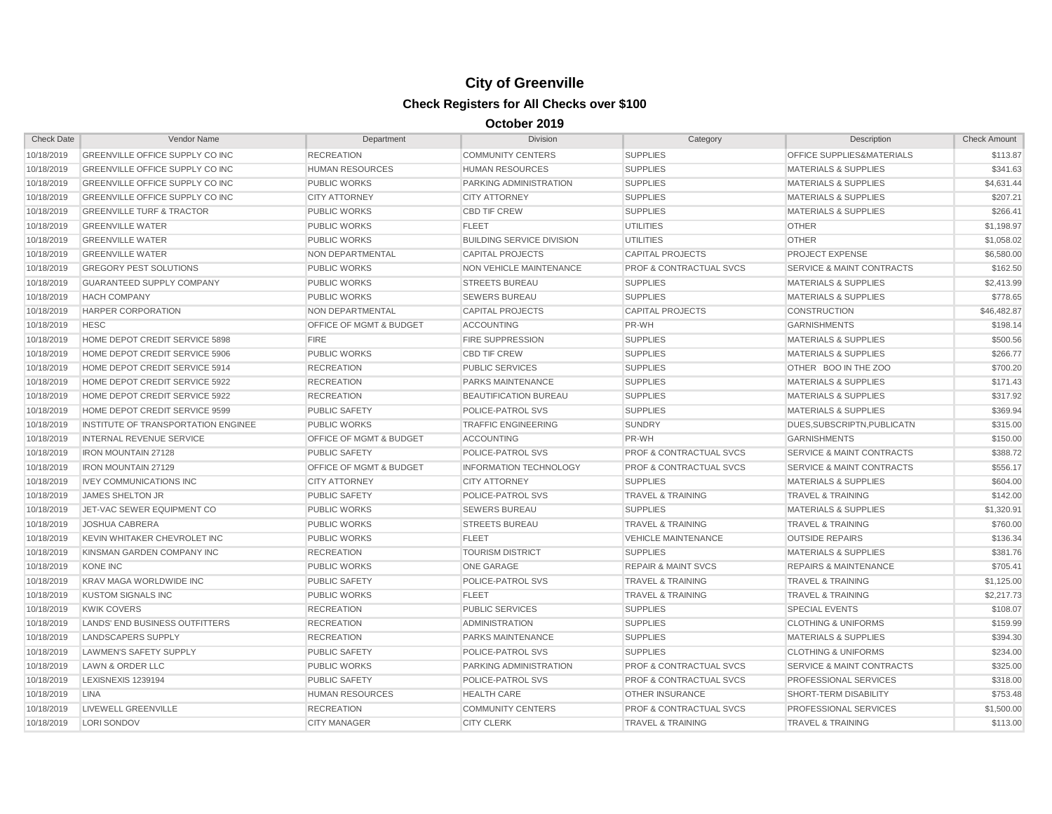# City of Greenville

## Check Registers for All Checks over $100

### October 2019

| Check Date | Vendor Name | Department | Division | Category | Description | Check Amount |
|---|---|---|---|---|---|---|
| 10/18/2019 | GREENVILLE OFFICE SUPPLY CO INC | RECREATION | COMMUNITY CENTERS | SUPPLIES | OFFICE SUPPLIES&MATERIALS | $113.87 |
| 10/18/2019 | GREENVILLE OFFICE SUPPLY CO INC | HUMAN RESOURCES | HUMAN RESOURCES | SUPPLIES | MATERIALS & SUPPLIES | $341.63 |
| 10/18/2019 | GREENVILLE OFFICE SUPPLY CO INC | PUBLIC WORKS | PARKING ADMINISTRATION | SUPPLIES | MATERIALS & SUPPLIES | $4,631.44 |
| 10/18/2019 | GREENVILLE OFFICE SUPPLY CO INC | CITY ATTORNEY | CITY ATTORNEY | SUPPLIES | MATERIALS & SUPPLIES | $207.21 |
| 10/18/2019 | GREENVILLE TURF & TRACTOR | PUBLIC WORKS | CBD TIF CREW | SUPPLIES | MATERIALS & SUPPLIES | $266.41 |
| 10/18/2019 | GREENVILLE WATER | PUBLIC WORKS | FLEET | UTILITIES | OTHER | $1,198.97 |
| 10/18/2019 | GREENVILLE WATER | PUBLIC WORKS | BUILDING SERVICE DIVISION | UTILITIES | OTHER | $1,058.02 |
| 10/18/2019 | GREENVILLE WATER | NON DEPARTMENTAL | CAPITAL PROJECTS | CAPITAL PROJECTS | PROJECT EXPENSE | $6,580.00 |
| 10/18/2019 | GREGORY PEST SOLUTIONS | PUBLIC WORKS | NON VEHICLE MAINTENANCE | PROF & CONTRACTUAL SVCS | SERVICE & MAINT CONTRACTS | $162.50 |
| 10/18/2019 | GUARANTEED SUPPLY COMPANY | PUBLIC WORKS | STREETS BUREAU | SUPPLIES | MATERIALS & SUPPLIES | $2,413.99 |
| 10/18/2019 | HACH COMPANY | PUBLIC WORKS | SEWERS BUREAU | SUPPLIES | MATERIALS & SUPPLIES | $778.65 |
| 10/18/2019 | HARPER CORPORATION | NON DEPARTMENTAL | CAPITAL PROJECTS | CAPITAL PROJECTS | CONSTRUCTION | $46,482.87 |
| 10/18/2019 | HESC | OFFICE OF MGMT & BUDGET | ACCOUNTING | PR-WH | GARNISHMENTS | $198.14 |
| 10/18/2019 | HOME DEPOT CREDIT SERVICE 5898 | FIRE | FIRE SUPPRESSION | SUPPLIES | MATERIALS & SUPPLIES | $500.56 |
| 10/18/2019 | HOME DEPOT CREDIT SERVICE 5906 | PUBLIC WORKS | CBD TIF CREW | SUPPLIES | MATERIALS & SUPPLIES | $266.77 |
| 10/18/2019 | HOME DEPOT CREDIT SERVICE 5914 | RECREATION | PUBLIC SERVICES | SUPPLIES | OTHER BOO IN THE ZOO | $700.20 |
| 10/18/2019 | HOME DEPOT CREDIT SERVICE 5922 | RECREATION | PARKS MAINTENANCE | SUPPLIES | MATERIALS & SUPPLIES | $171.43 |
| 10/18/2019 | HOME DEPOT CREDIT SERVICE 5922 | RECREATION | BEAUTIFICATION BUREAU | SUPPLIES | MATERIALS & SUPPLIES | $317.92 |
| 10/18/2019 | HOME DEPOT CREDIT SERVICE 9599 | PUBLIC SAFETY | POLICE-PATROL SVS | SUPPLIES | MATERIALS & SUPPLIES | $369.94 |
| 10/18/2019 | INSTITUTE OF TRANSPORTATION ENGINEE | PUBLIC WORKS | TRAFFIC ENGINEERING | SUNDRY | DUES,SUBSCRIPTN,PUBLICATN | $315.00 |
| 10/18/2019 | INTERNAL REVENUE SERVICE | OFFICE OF MGMT & BUDGET | ACCOUNTING | PR-WH | GARNISHMENTS | $150.00 |
| 10/18/2019 | IRON MOUNTAIN 27128 | PUBLIC SAFETY | POLICE-PATROL SVS | PROF & CONTRACTUAL SVCS | SERVICE & MAINT CONTRACTS | $388.72 |
| 10/18/2019 | IRON MOUNTAIN 27129 | OFFICE OF MGMT & BUDGET | INFORMATION TECHNOLOGY | PROF & CONTRACTUAL SVCS | SERVICE & MAINT CONTRACTS | $556.17 |
| 10/18/2019 | IVEY COMMUNICATIONS INC | CITY ATTORNEY | CITY ATTORNEY | SUPPLIES | MATERIALS & SUPPLIES | $604.00 |
| 10/18/2019 | JAMES SHELTON JR | PUBLIC SAFETY | POLICE-PATROL SVS | TRAVEL & TRAINING | TRAVEL & TRAINING | $142.00 |
| 10/18/2019 | JET-VAC SEWER EQUIPMENT CO | PUBLIC WORKS | SEWERS BUREAU | SUPPLIES | MATERIALS & SUPPLIES | $1,320.91 |
| 10/18/2019 | JOSHUA CABRERA | PUBLIC WORKS | STREETS BUREAU | TRAVEL & TRAINING | TRAVEL & TRAINING | $760.00 |
| 10/18/2019 | KEVIN WHITAKER CHEVROLET INC | PUBLIC WORKS | FLEET | VEHICLE MAINTENANCE | OUTSIDE REPAIRS | $136.34 |
| 10/18/2019 | KINSMAN GARDEN COMPANY INC | RECREATION | TOURISM DISTRICT | SUPPLIES | MATERIALS & SUPPLIES | $381.76 |
| 10/18/2019 | KONE INC | PUBLIC WORKS | ONE GARAGE | REPAIR & MAINT SVCS | REPAIRS & MAINTENANCE | $705.41 |
| 10/18/2019 | KRAV MAGA WORLDWIDE INC | PUBLIC SAFETY | POLICE-PATROL SVS | TRAVEL & TRAINING | TRAVEL & TRAINING | $1,125.00 |
| 10/18/2019 | KUSTOM SIGNALS INC | PUBLIC WORKS | FLEET | TRAVEL & TRAINING | TRAVEL & TRAINING | $2,217.73 |
| 10/18/2019 | KWIK COVERS | RECREATION | PUBLIC SERVICES | SUPPLIES | SPECIAL EVENTS | $108.07 |
| 10/18/2019 | LANDS' END BUSINESS OUTFITTERS | RECREATION | ADMINISTRATION | SUPPLIES | CLOTHING & UNIFORMS | $159.99 |
| 10/18/2019 | LANDSCAPERS SUPPLY | RECREATION | PARKS MAINTENANCE | SUPPLIES | MATERIALS & SUPPLIES | $394.30 |
| 10/18/2019 | LAWMEN'S SAFETY SUPPLY | PUBLIC SAFETY | POLICE-PATROL SVS | SUPPLIES | CLOTHING & UNIFORMS | $234.00 |
| 10/18/2019 | LAWN & ORDER LLC | PUBLIC WORKS | PARKING ADMINISTRATION | PROF & CONTRACTUAL SVCS | SERVICE & MAINT CONTRACTS | $325.00 |
| 10/18/2019 | LEXISNEXIS 1239194 | PUBLIC SAFETY | POLICE-PATROL SVS | PROF & CONTRACTUAL SVCS | PROFESSIONAL SERVICES | $318.00 |
| 10/18/2019 | LINA | HUMAN RESOURCES | HEALTH CARE | OTHER INSURANCE | SHORT-TERM DISABILITY | $753.48 |
| 10/18/2019 | LIVEWELL GREENVILLE | RECREATION | COMMUNITY CENTERS | PROF & CONTRACTUAL SVCS | PROFESSIONAL SERVICES | $1,500.00 |
| 10/18/2019 | LORI SONDOV | CITY MANAGER | CITY CLERK | TRAVEL & TRAINING | TRAVEL & TRAINING | $113.00 |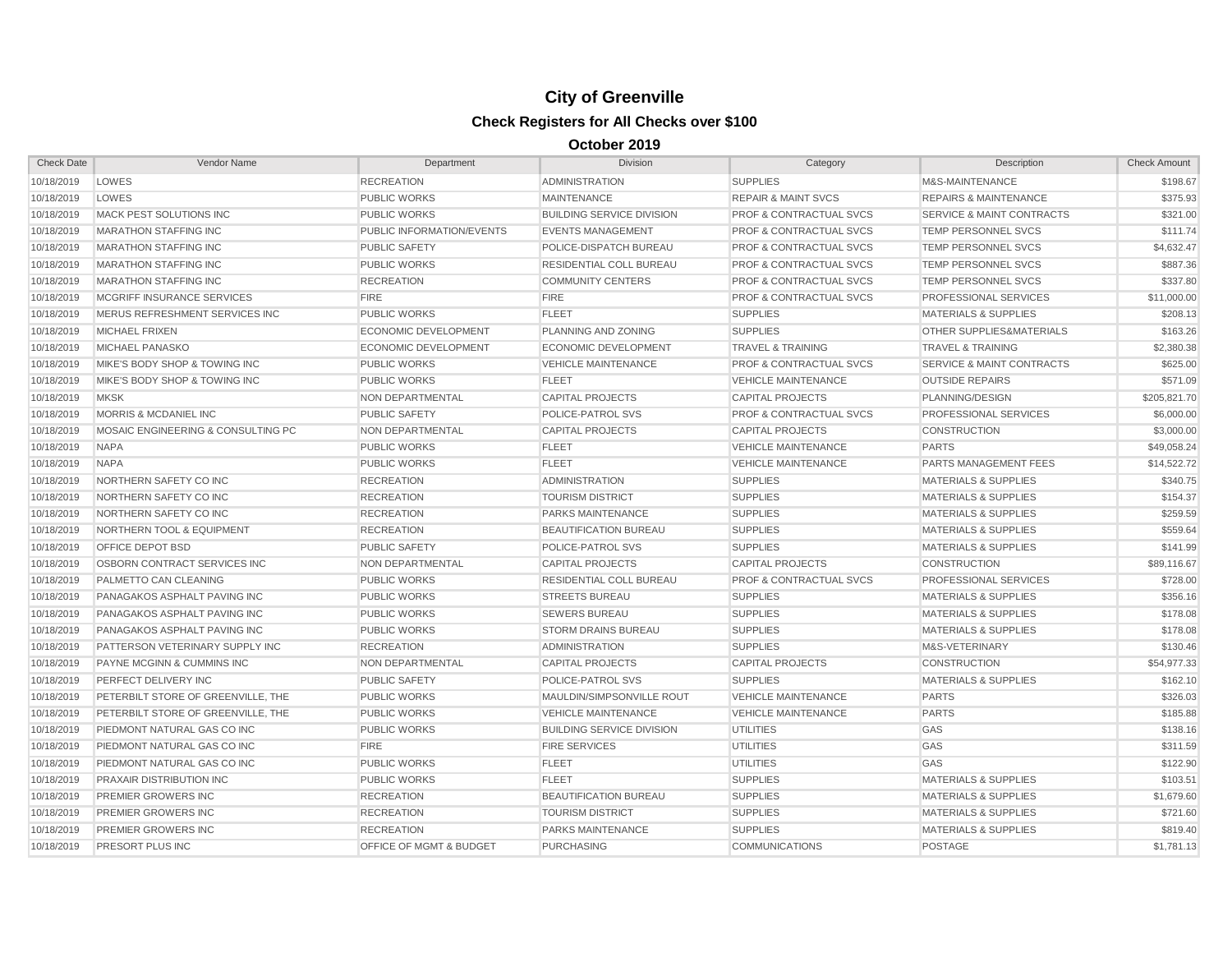# City of Greenville

## Check Registers for All Checks over $100

### October 2019

| Check Date | Vendor Name | Department | Division | Category | Description | Check Amount |
|---|---|---|---|---|---|---|
| 10/18/2019 | LOWES | RECREATION | ADMINISTRATION | SUPPLIES | M&S-MAINTENANCE | $198.67 |
| 10/18/2019 | LOWES | PUBLIC WORKS | MAINTENANCE | REPAIR & MAINT SVCS | REPAIRS & MAINTENANCE | $375.93 |
| 10/18/2019 | MACK PEST SOLUTIONS INC | PUBLIC WORKS | BUILDING SERVICE DIVISION | PROF & CONTRACTUAL SVCS | SERVICE & MAINT CONTRACTS | $321.00 |
| 10/18/2019 | MARATHON STAFFING INC | PUBLIC INFORMATION/EVENTS | EVENTS MANAGEMENT | PROF & CONTRACTUAL SVCS | TEMP PERSONNEL SVCS | $111.74 |
| 10/18/2019 | MARATHON STAFFING INC | PUBLIC SAFETY | POLICE-DISPATCH BUREAU | PROF & CONTRACTUAL SVCS | TEMP PERSONNEL SVCS | $4,632.47 |
| 10/18/2019 | MARATHON STAFFING INC | PUBLIC WORKS | RESIDENTIAL COLL BUREAU | PROF & CONTRACTUAL SVCS | TEMP PERSONNEL SVCS | $887.36 |
| 10/18/2019 | MARATHON STAFFING INC | RECREATION | COMMUNITY CENTERS | PROF & CONTRACTUAL SVCS | TEMP PERSONNEL SVCS | $337.80 |
| 10/18/2019 | MCGRIFF INSURANCE SERVICES | FIRE | FIRE | PROF & CONTRACTUAL SVCS | PROFESSIONAL SERVICES | $11,000.00 |
| 10/18/2019 | MERUS REFRESHMENT SERVICES INC | PUBLIC WORKS | FLEET | SUPPLIES | MATERIALS & SUPPLIES | $208.13 |
| 10/18/2019 | MICHAEL FRIXEN | ECONOMIC DEVELOPMENT | PLANNING AND ZONING | SUPPLIES | OTHER SUPPLIES&MATERIALS | $163.26 |
| 10/18/2019 | MICHAEL PANASKO | ECONOMIC DEVELOPMENT | ECONOMIC DEVELOPMENT | TRAVEL & TRAINING | TRAVEL & TRAINING | $2,380.38 |
| 10/18/2019 | MIKE'S BODY SHOP & TOWING INC | PUBLIC WORKS | VEHICLE MAINTENANCE | PROF & CONTRACTUAL SVCS | SERVICE & MAINT CONTRACTS | $625.00 |
| 10/18/2019 | MIKE'S BODY SHOP & TOWING INC | PUBLIC WORKS | FLEET | VEHICLE MAINTENANCE | OUTSIDE REPAIRS | $571.09 |
| 10/18/2019 | MKSK | NON DEPARTMENTAL | CAPITAL PROJECTS | CAPITAL PROJECTS | PLANNING/DESIGN | $205,821.70 |
| 10/18/2019 | MORRIS & MCDANIEL INC | PUBLIC SAFETY | POLICE-PATROL SVS | PROF & CONTRACTUAL SVCS | PROFESSIONAL SERVICES | $6,000.00 |
| 10/18/2019 | MOSAIC ENGINEERING & CONSULTING PC | NON DEPARTMENTAL | CAPITAL PROJECTS | CAPITAL PROJECTS | CONSTRUCTION | $3,000.00 |
| 10/18/2019 | NAPA | PUBLIC WORKS | FLEET | VEHICLE MAINTENANCE | PARTS | $49,058.24 |
| 10/18/2019 | NAPA | PUBLIC WORKS | FLEET | VEHICLE MAINTENANCE | PARTS MANAGEMENT FEES | $14,522.72 |
| 10/18/2019 | NORTHERN SAFETY CO INC | RECREATION | ADMINISTRATION | SUPPLIES | MATERIALS & SUPPLIES | $340.75 |
| 10/18/2019 | NORTHERN SAFETY CO INC | RECREATION | TOURISM DISTRICT | SUPPLIES | MATERIALS & SUPPLIES | $154.37 |
| 10/18/2019 | NORTHERN SAFETY CO INC | RECREATION | PARKS MAINTENANCE | SUPPLIES | MATERIALS & SUPPLIES | $259.59 |
| 10/18/2019 | NORTHERN TOOL & EQUIPMENT | RECREATION | BEAUTIFICATION BUREAU | SUPPLIES | MATERIALS & SUPPLIES | $559.64 |
| 10/18/2019 | OFFICE DEPOT BSD | PUBLIC SAFETY | POLICE-PATROL SVS | SUPPLIES | MATERIALS & SUPPLIES | $141.99 |
| 10/18/2019 | OSBORN CONTRACT SERVICES INC | NON DEPARTMENTAL | CAPITAL PROJECTS | CAPITAL PROJECTS | CONSTRUCTION | $89,116.67 |
| 10/18/2019 | PALMETTO CAN CLEANING | PUBLIC WORKS | RESIDENTIAL COLL BUREAU | PROF & CONTRACTUAL SVCS | PROFESSIONAL SERVICES | $728.00 |
| 10/18/2019 | PANAGAKOS ASPHALT PAVING INC | PUBLIC WORKS | STREETS BUREAU | SUPPLIES | MATERIALS & SUPPLIES | $356.16 |
| 10/18/2019 | PANAGAKOS ASPHALT PAVING INC | PUBLIC WORKS | SEWERS BUREAU | SUPPLIES | MATERIALS & SUPPLIES | $178.08 |
| 10/18/2019 | PANAGAKOS ASPHALT PAVING INC | PUBLIC WORKS | STORM DRAINS BUREAU | SUPPLIES | MATERIALS & SUPPLIES | $178.08 |
| 10/18/2019 | PATTERSON VETERINARY SUPPLY INC | RECREATION | ADMINISTRATION | SUPPLIES | M&S-VETERINARY | $130.46 |
| 10/18/2019 | PAYNE MCGINN & CUMMINS INC | NON DEPARTMENTAL | CAPITAL PROJECTS | CAPITAL PROJECTS | CONSTRUCTION | $54,977.33 |
| 10/18/2019 | PERFECT DELIVERY INC | PUBLIC SAFETY | POLICE-PATROL SVS | SUPPLIES | MATERIALS & SUPPLIES | $162.10 |
| 10/18/2019 | PETERBILT STORE OF GREENVILLE, THE | PUBLIC WORKS | MAULDIN/SIMPSONVILLE ROUT | VEHICLE MAINTENANCE | PARTS | $326.03 |
| 10/18/2019 | PETERBILT STORE OF GREENVILLE, THE | PUBLIC WORKS | VEHICLE MAINTENANCE | VEHICLE MAINTENANCE | PARTS | $185.88 |
| 10/18/2019 | PIEDMONT NATURAL GAS CO INC | PUBLIC WORKS | BUILDING SERVICE DIVISION | UTILITIES | GAS | $138.16 |
| 10/18/2019 | PIEDMONT NATURAL GAS CO INC | FIRE | FIRE SERVICES | UTILITIES | GAS | $311.59 |
| 10/18/2019 | PIEDMONT NATURAL GAS CO INC | PUBLIC WORKS | FLEET | UTILITIES | GAS | $122.90 |
| 10/18/2019 | PRAXAIR DISTRIBUTION INC | PUBLIC WORKS | FLEET | SUPPLIES | MATERIALS & SUPPLIES | $103.51 |
| 10/18/2019 | PREMIER GROWERS INC | RECREATION | BEAUTIFICATION BUREAU | SUPPLIES | MATERIALS & SUPPLIES | $1,679.60 |
| 10/18/2019 | PREMIER GROWERS INC | RECREATION | TOURISM DISTRICT | SUPPLIES | MATERIALS & SUPPLIES | $721.60 |
| 10/18/2019 | PREMIER GROWERS INC | RECREATION | PARKS MAINTENANCE | SUPPLIES | MATERIALS & SUPPLIES | $819.40 |
| 10/18/2019 | PRESORT PLUS INC | OFFICE OF MGMT & BUDGET | PURCHASING | COMMUNICATIONS | POSTAGE | $1,781.13 |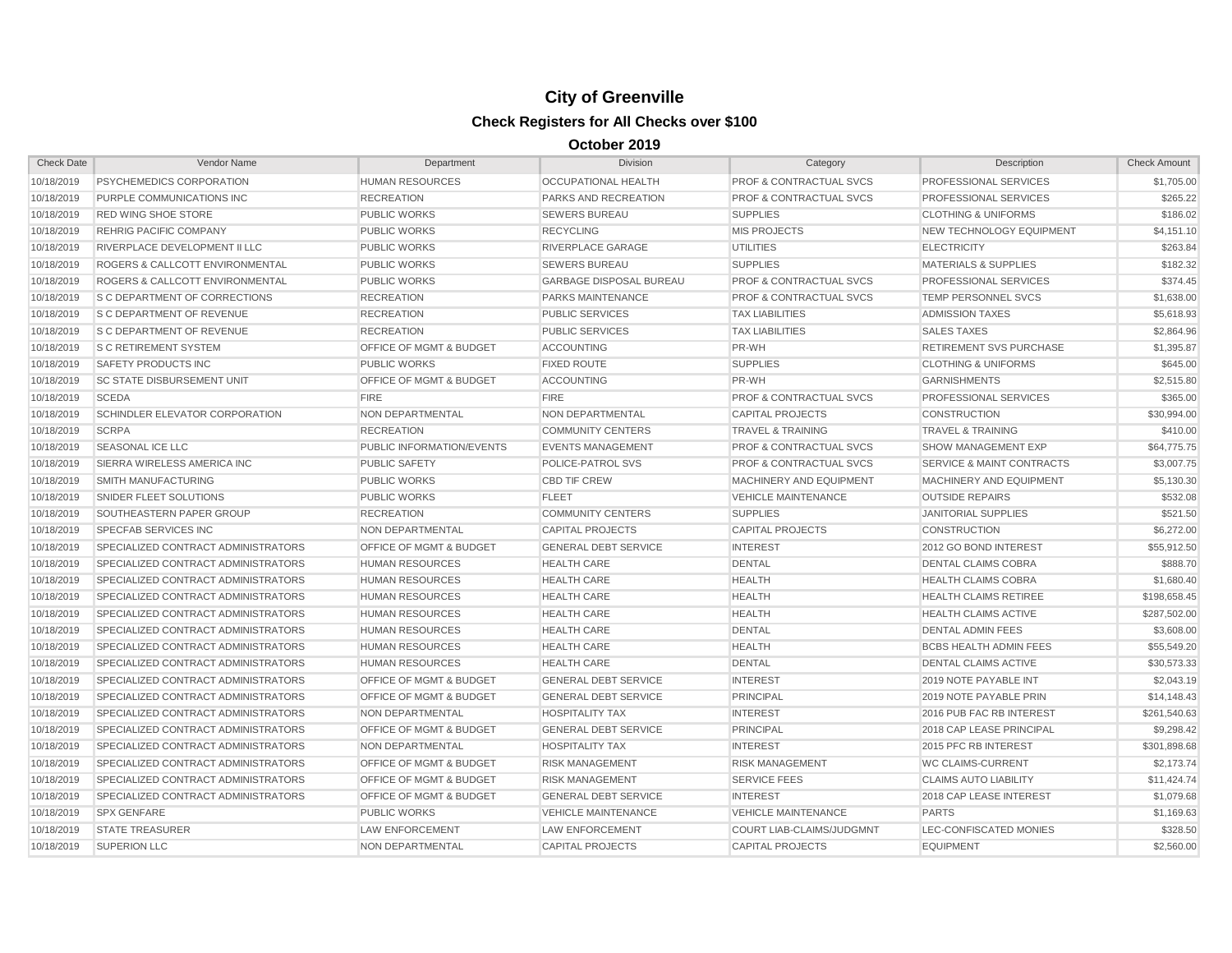# City of Greenville

## Check Registers for All Checks over $100

### October 2019

| Check Date | Vendor Name | Department | Division | Category | Description | Check Amount |
|---|---|---|---|---|---|---|
| 10/18/2019 | PSYCHEMEDICS CORPORATION | HUMAN RESOURCES | OCCUPATIONAL HEALTH | PROF & CONTRACTUAL SVCS | PROFESSIONAL SERVICES | $1,705.00 |
| 10/18/2019 | PURPLE COMMUNICATIONS INC | RECREATION | PARKS AND RECREATION | PROF & CONTRACTUAL SVCS | PROFESSIONAL SERVICES | $265.22 |
| 10/18/2019 | RED WING SHOE STORE | PUBLIC WORKS | SEWERS BUREAU | SUPPLIES | CLOTHING & UNIFORMS | $186.02 |
| 10/18/2019 | REHRIG PACIFIC COMPANY | PUBLIC WORKS | RECYCLING | MIS PROJECTS | NEW TECHNOLOGY EQUIPMENT | $4,151.10 |
| 10/18/2019 | RIVERPLACE DEVELOPMENT II LLC | PUBLIC WORKS | RIVERPLACE GARAGE | UTILITIES | ELECTRICITY | $263.84 |
| 10/18/2019 | ROGERS & CALLCOTT ENVIRONMENTAL | PUBLIC WORKS | SEWERS BUREAU | SUPPLIES | MATERIALS & SUPPLIES | $182.32 |
| 10/18/2019 | ROGERS & CALLCOTT ENVIRONMENTAL | PUBLIC WORKS | GARBAGE DISPOSAL BUREAU | PROF & CONTRACTUAL SVCS | PROFESSIONAL SERVICES | $374.45 |
| 10/18/2019 | S C DEPARTMENT OF CORRECTIONS | RECREATION | PARKS MAINTENANCE | PROF & CONTRACTUAL SVCS | TEMP PERSONNEL SVCS | $1,638.00 |
| 10/18/2019 | S C DEPARTMENT OF REVENUE | RECREATION | PUBLIC SERVICES | TAX LIABILITIES | ADMISSION TAXES | $5,618.93 |
| 10/18/2019 | S C DEPARTMENT OF REVENUE | RECREATION | PUBLIC SERVICES | TAX LIABILITIES | SALES TAXES | $2,864.96 |
| 10/18/2019 | S C RETIREMENT SYSTEM | OFFICE OF MGMT & BUDGET | ACCOUNTING | PR-WH | RETIREMENT SVS PURCHASE | $1,395.87 |
| 10/18/2019 | SAFETY PRODUCTS INC | PUBLIC WORKS | FIXED ROUTE | SUPPLIES | CLOTHING & UNIFORMS | $645.00 |
| 10/18/2019 | SC STATE DISBURSEMENT UNIT | OFFICE OF MGMT & BUDGET | ACCOUNTING | PR-WH | GARNISHMENTS | $2,515.80 |
| 10/18/2019 | SCEDA | FIRE | FIRE | PROF & CONTRACTUAL SVCS | PROFESSIONAL SERVICES | $365.00 |
| 10/18/2019 | SCHINDLER ELEVATOR CORPORATION | NON DEPARTMENTAL | NON DEPARTMENTAL | CAPITAL PROJECTS | CONSTRUCTION | $30,994.00 |
| 10/18/2019 | SCRPA | RECREATION | COMMUNITY CENTERS | TRAVEL & TRAINING | TRAVEL & TRAINING | $410.00 |
| 10/18/2019 | SEASONAL ICE LLC | PUBLIC INFORMATION/EVENTS | EVENTS MANAGEMENT | PROF & CONTRACTUAL SVCS | SHOW MANAGEMENT EXP | $64,775.75 |
| 10/18/2019 | SIERRA WIRELESS AMERICA INC | PUBLIC SAFETY | POLICE-PATROL SVS | PROF & CONTRACTUAL SVCS | SERVICE & MAINT CONTRACTS | $3,007.75 |
| 10/18/2019 | SMITH MANUFACTURING | PUBLIC WORKS | CBD TIF CREW | MACHINERY AND EQUIPMENT | MACHINERY AND EQUIPMENT | $5,130.30 |
| 10/18/2019 | SNIDER FLEET SOLUTIONS | PUBLIC WORKS | FLEET | VEHICLE MAINTENANCE | OUTSIDE REPAIRS | $532.08 |
| 10/18/2019 | SOUTHEASTERN PAPER GROUP | RECREATION | COMMUNITY CENTERS | SUPPLIES | JANITORIAL SUPPLIES | $521.50 |
| 10/18/2019 | SPECFAB SERVICES INC | NON DEPARTMENTAL | CAPITAL PROJECTS | CAPITAL PROJECTS | CONSTRUCTION | $6,272.00 |
| 10/18/2019 | SPECIALIZED CONTRACT ADMINISTRATORS | OFFICE OF MGMT & BUDGET | GENERAL DEBT SERVICE | INTEREST | 2012 GO BOND INTEREST | $55,912.50 |
| 10/18/2019 | SPECIALIZED CONTRACT ADMINISTRATORS | HUMAN RESOURCES | HEALTH CARE | DENTAL | DENTAL CLAIMS COBRA | $888.70 |
| 10/18/2019 | SPECIALIZED CONTRACT ADMINISTRATORS | HUMAN RESOURCES | HEALTH CARE | HEALTH | HEALTH CLAIMS COBRA | $1,680.40 |
| 10/18/2019 | SPECIALIZED CONTRACT ADMINISTRATORS | HUMAN RESOURCES | HEALTH CARE | HEALTH | HEALTH CLAIMS RETIREE | $198,658.45 |
| 10/18/2019 | SPECIALIZED CONTRACT ADMINISTRATORS | HUMAN RESOURCES | HEALTH CARE | HEALTH | HEALTH CLAIMS ACTIVE | $287,502.00 |
| 10/18/2019 | SPECIALIZED CONTRACT ADMINISTRATORS | HUMAN RESOURCES | HEALTH CARE | DENTAL | DENTAL ADMIN FEES | $3,608.00 |
| 10/18/2019 | SPECIALIZED CONTRACT ADMINISTRATORS | HUMAN RESOURCES | HEALTH CARE | HEALTH | BCBS HEALTH ADMIN FEES | $55,549.20 |
| 10/18/2019 | SPECIALIZED CONTRACT ADMINISTRATORS | HUMAN RESOURCES | HEALTH CARE | DENTAL | DENTAL CLAIMS ACTIVE | $30,573.33 |
| 10/18/2019 | SPECIALIZED CONTRACT ADMINISTRATORS | OFFICE OF MGMT & BUDGET | GENERAL DEBT SERVICE | INTEREST | 2019 NOTE PAYABLE INT | $2,043.19 |
| 10/18/2019 | SPECIALIZED CONTRACT ADMINISTRATORS | OFFICE OF MGMT & BUDGET | GENERAL DEBT SERVICE | PRINCIPAL | 2019 NOTE PAYABLE PRIN | $14,148.43 |
| 10/18/2019 | SPECIALIZED CONTRACT ADMINISTRATORS | NON DEPARTMENTAL | HOSPITALITY TAX | INTEREST | 2016 PUB FAC RB INTEREST | $261,540.63 |
| 10/18/2019 | SPECIALIZED CONTRACT ADMINISTRATORS | OFFICE OF MGMT & BUDGET | GENERAL DEBT SERVICE | PRINCIPAL | 2018 CAP LEASE PRINCIPAL | $9,298.42 |
| 10/18/2019 | SPECIALIZED CONTRACT ADMINISTRATORS | NON DEPARTMENTAL | HOSPITALITY TAX | INTEREST | 2015 PFC RB INTEREST | $301,898.68 |
| 10/18/2019 | SPECIALIZED CONTRACT ADMINISTRATORS | OFFICE OF MGMT & BUDGET | RISK MANAGEMENT | RISK MANAGEMENT | WC CLAIMS-CURRENT | $2,173.74 |
| 10/18/2019 | SPECIALIZED CONTRACT ADMINISTRATORS | OFFICE OF MGMT & BUDGET | RISK MANAGEMENT | SERVICE FEES | CLAIMS AUTO LIABILITY | $11,424.74 |
| 10/18/2019 | SPECIALIZED CONTRACT ADMINISTRATORS | OFFICE OF MGMT & BUDGET | GENERAL DEBT SERVICE | INTEREST | 2018 CAP LEASE INTEREST | $1,079.68 |
| 10/18/2019 | SPX GENFARE | PUBLIC WORKS | VEHICLE MAINTENANCE | VEHICLE MAINTENANCE | PARTS | $1,169.63 |
| 10/18/2019 | STATE TREASURER | LAW ENFORCEMENT | LAW ENFORCEMENT | COURT LIAB-CLAIMS/JUDGMNT | LEC-CONFISCATED MONIES | $328.50 |
| 10/18/2019 | SUPERION LLC | NON DEPARTMENTAL | CAPITAL PROJECTS | CAPITAL PROJECTS | EQUIPMENT | $2,560.00 |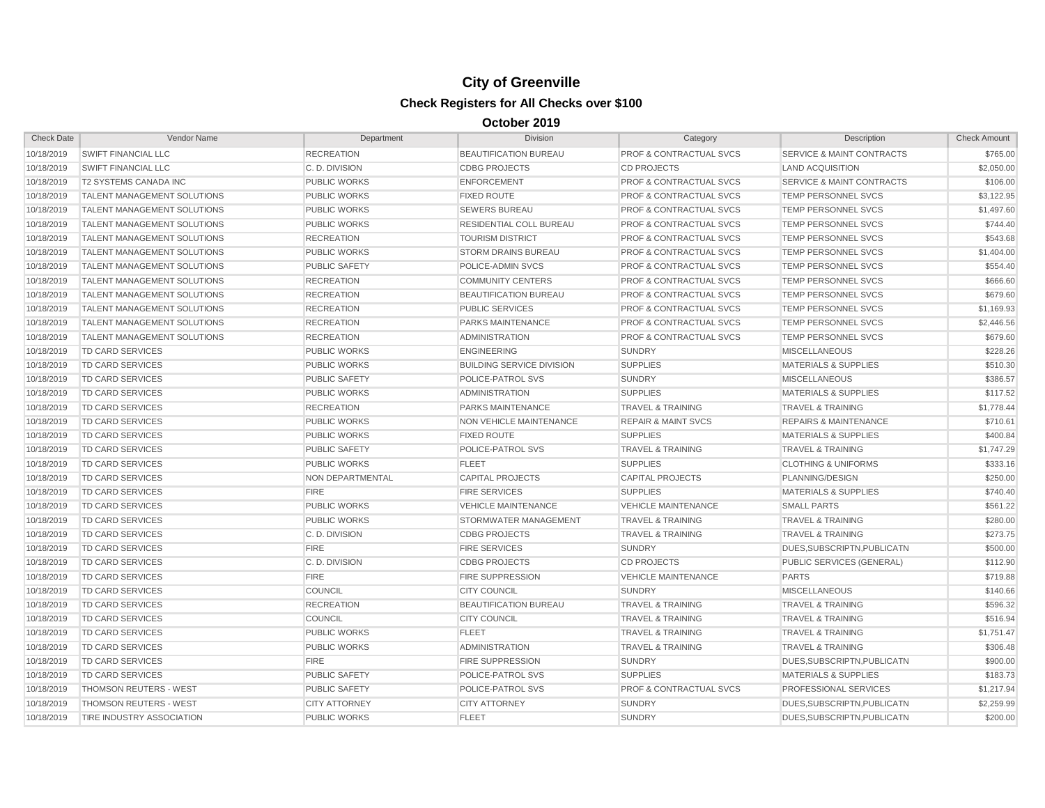# City of Greenville

## Check Registers for All Checks over $100

### October 2019

| Check Date | Vendor Name | Department | Division | Category | Description | Check Amount |
|---|---|---|---|---|---|---|
| 10/18/2019 | SWIFT FINANCIAL LLC | RECREATION | BEAUTIFICATION BUREAU | PROF & CONTRACTUAL SVCS | SERVICE & MAINT CONTRACTS | $765.00 |
| 10/18/2019 | SWIFT FINANCIAL LLC | C. D. DIVISION | CDBG PROJECTS | CD PROJECTS | LAND ACQUISITION | $2,050.00 |
| 10/18/2019 | T2 SYSTEMS CANADA INC | PUBLIC WORKS | ENFORCEMENT | PROF & CONTRACTUAL SVCS | SERVICE & MAINT CONTRACTS | $106.00 |
| 10/18/2019 | TALENT MANAGEMENT SOLUTIONS | PUBLIC WORKS | FIXED ROUTE | PROF & CONTRACTUAL SVCS | TEMP PERSONNEL SVCS | $3,122.95 |
| 10/18/2019 | TALENT MANAGEMENT SOLUTIONS | PUBLIC WORKS | SEWERS BUREAU | PROF & CONTRACTUAL SVCS | TEMP PERSONNEL SVCS | $1,497.60 |
| 10/18/2019 | TALENT MANAGEMENT SOLUTIONS | PUBLIC WORKS | RESIDENTIAL COLL BUREAU | PROF & CONTRACTUAL SVCS | TEMP PERSONNEL SVCS | $744.40 |
| 10/18/2019 | TALENT MANAGEMENT SOLUTIONS | RECREATION | TOURISM DISTRICT | PROF & CONTRACTUAL SVCS | TEMP PERSONNEL SVCS | $543.68 |
| 10/18/2019 | TALENT MANAGEMENT SOLUTIONS | PUBLIC WORKS | STORM DRAINS BUREAU | PROF & CONTRACTUAL SVCS | TEMP PERSONNEL SVCS | $1,404.00 |
| 10/18/2019 | TALENT MANAGEMENT SOLUTIONS | PUBLIC SAFETY | POLICE-ADMIN SVCS | PROF & CONTRACTUAL SVCS | TEMP PERSONNEL SVCS | $554.40 |
| 10/18/2019 | TALENT MANAGEMENT SOLUTIONS | RECREATION | COMMUNITY CENTERS | PROF & CONTRACTUAL SVCS | TEMP PERSONNEL SVCS | $666.60 |
| 10/18/2019 | TALENT MANAGEMENT SOLUTIONS | RECREATION | BEAUTIFICATION BUREAU | PROF & CONTRACTUAL SVCS | TEMP PERSONNEL SVCS | $679.60 |
| 10/18/2019 | TALENT MANAGEMENT SOLUTIONS | RECREATION | PUBLIC SERVICES | PROF & CONTRACTUAL SVCS | TEMP PERSONNEL SVCS | $1,169.93 |
| 10/18/2019 | TALENT MANAGEMENT SOLUTIONS | RECREATION | PARKS MAINTENANCE | PROF & CONTRACTUAL SVCS | TEMP PERSONNEL SVCS | $2,446.56 |
| 10/18/2019 | TALENT MANAGEMENT SOLUTIONS | RECREATION | ADMINISTRATION | PROF & CONTRACTUAL SVCS | TEMP PERSONNEL SVCS | $679.60 |
| 10/18/2019 | TD CARD SERVICES | PUBLIC WORKS | ENGINEERING | SUNDRY | MISCELLANEOUS | $228.26 |
| 10/18/2019 | TD CARD SERVICES | PUBLIC WORKS | BUILDING SERVICE DIVISION | SUPPLIES | MATERIALS & SUPPLIES | $510.30 |
| 10/18/2019 | TD CARD SERVICES | PUBLIC SAFETY | POLICE-PATROL SVS | SUNDRY | MISCELLANEOUS | $386.57 |
| 10/18/2019 | TD CARD SERVICES | PUBLIC WORKS | ADMINISTRATION | SUPPLIES | MATERIALS & SUPPLIES | $117.52 |
| 10/18/2019 | TD CARD SERVICES | RECREATION | PARKS MAINTENANCE | TRAVEL & TRAINING | TRAVEL & TRAINING | $1,778.44 |
| 10/18/2019 | TD CARD SERVICES | PUBLIC WORKS | NON VEHICLE MAINTENANCE | REPAIR & MAINT SVCS | REPAIRS & MAINTENANCE | $710.61 |
| 10/18/2019 | TD CARD SERVICES | PUBLIC WORKS | FIXED ROUTE | SUPPLIES | MATERIALS & SUPPLIES | $400.84 |
| 10/18/2019 | TD CARD SERVICES | PUBLIC SAFETY | POLICE-PATROL SVS | TRAVEL & TRAINING | TRAVEL & TRAINING | $1,747.29 |
| 10/18/2019 | TD CARD SERVICES | PUBLIC WORKS | FLEET | SUPPLIES | CLOTHING & UNIFORMS | $333.16 |
| 10/18/2019 | TD CARD SERVICES | NON DEPARTMENTAL | CAPITAL PROJECTS | CAPITAL PROJECTS | PLANNING/DESIGN | $250.00 |
| 10/18/2019 | TD CARD SERVICES | FIRE | FIRE SERVICES | SUPPLIES | MATERIALS & SUPPLIES | $740.40 |
| 10/18/2019 | TD CARD SERVICES | PUBLIC WORKS | VEHICLE MAINTENANCE | VEHICLE MAINTENANCE | SMALL PARTS | $561.22 |
| 10/18/2019 | TD CARD SERVICES | PUBLIC WORKS | STORMWATER MANAGEMENT | TRAVEL & TRAINING | TRAVEL & TRAINING | $280.00 |
| 10/18/2019 | TD CARD SERVICES | C. D. DIVISION | CDBG PROJECTS | TRAVEL & TRAINING | TRAVEL & TRAINING | $273.75 |
| 10/18/2019 | TD CARD SERVICES | FIRE | FIRE SERVICES | SUNDRY | DUES,SUBSCRIPTN,PUBLICATN | $500.00 |
| 10/18/2019 | TD CARD SERVICES | C. D. DIVISION | CDBG PROJECTS | CD PROJECTS | PUBLIC SERVICES (GENERAL) | $112.90 |
| 10/18/2019 | TD CARD SERVICES | FIRE | FIRE SUPPRESSION | VEHICLE MAINTENANCE | PARTS | $719.88 |
| 10/18/2019 | TD CARD SERVICES | COUNCIL | CITY COUNCIL | SUNDRY | MISCELLANEOUS | $140.66 |
| 10/18/2019 | TD CARD SERVICES | RECREATION | BEAUTIFICATION BUREAU | TRAVEL & TRAINING | TRAVEL & TRAINING | $596.32 |
| 10/18/2019 | TD CARD SERVICES | COUNCIL | CITY COUNCIL | TRAVEL & TRAINING | TRAVEL & TRAINING | $516.94 |
| 10/18/2019 | TD CARD SERVICES | PUBLIC WORKS | FLEET | TRAVEL & TRAINING | TRAVEL & TRAINING | $1,751.47 |
| 10/18/2019 | TD CARD SERVICES | PUBLIC WORKS | ADMINISTRATION | TRAVEL & TRAINING | TRAVEL & TRAINING | $306.48 |
| 10/18/2019 | TD CARD SERVICES | FIRE | FIRE SUPPRESSION | SUNDRY | DUES,SUBSCRIPTN,PUBLICATN | $900.00 |
| 10/18/2019 | TD CARD SERVICES | PUBLIC SAFETY | POLICE-PATROL SVS | SUPPLIES | MATERIALS & SUPPLIES | $183.73 |
| 10/18/2019 | THOMSON REUTERS - WEST | PUBLIC SAFETY | POLICE-PATROL SVS | PROF & CONTRACTUAL SVCS | PROFESSIONAL SERVICES | $1,217.94 |
| 10/18/2019 | THOMSON REUTERS - WEST | CITY ATTORNEY | CITY ATTORNEY | SUNDRY | DUES,SUBSCRIPTN,PUBLICATN | $2,259.99 |
| 10/18/2019 | TIRE INDUSTRY ASSOCIATION | PUBLIC WORKS | FLEET | SUNDRY | DUES,SUBSCRIPTN,PUBLICATN | $200.00 |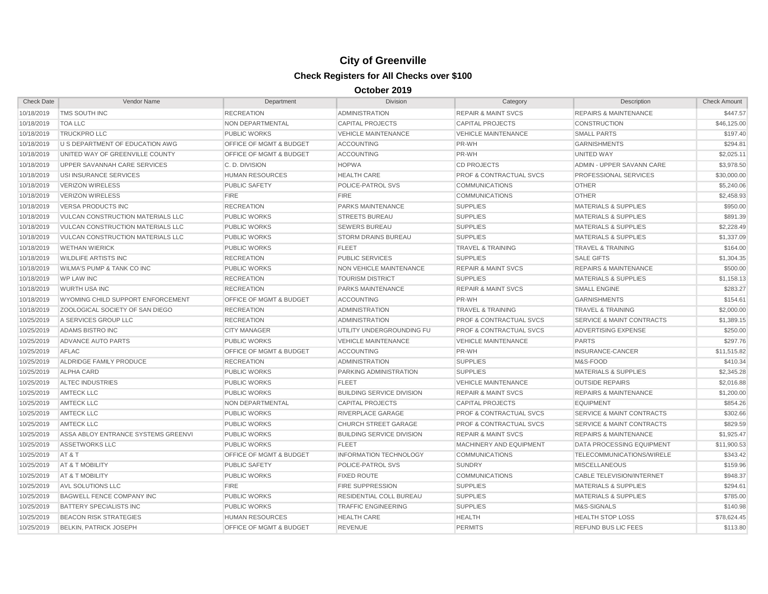# City of Greenville

## Check Registers for All Checks over $100

### October 2019

| Check Date | Vendor Name | Department | Division | Category | Description | Check Amount |
|---|---|---|---|---|---|---|
| 10/18/2019 | TMS SOUTH INC | RECREATION | ADMINISTRATION | REPAIR & MAINT SVCS | REPAIRS & MAINTENANCE | $447.57 |
| 10/18/2019 | TOA LLC | NON DEPARTMENTAL | CAPITAL PROJECTS | CAPITAL PROJECTS | CONSTRUCTION | $46,125.00 |
| 10/18/2019 | TRUCKPRO LLC | PUBLIC WORKS | VEHICLE MAINTENANCE | VEHICLE MAINTENANCE | SMALL PARTS | $197.40 |
| 10/18/2019 | U S DEPARTMENT OF EDUCATION AWG | OFFICE OF MGMT & BUDGET | ACCOUNTING | PR-WH | GARNISHMENTS | $294.81 |
| 10/18/2019 | UNITED WAY OF GREENVILLE COUNTY | OFFICE OF MGMT & BUDGET | ACCOUNTING | PR-WH | UNITED WAY | $2,025.11 |
| 10/18/2019 | UPPER SAVANNAH CARE SERVICES | C. D. DIVISION | HOPWA | CD PROJECTS | ADMIN - UPPER SAVANN CARE | $3,978.50 |
| 10/18/2019 | USI INSURANCE SERVICES | HUMAN RESOURCES | HEALTH CARE | PROF & CONTRACTUAL SVCS | PROFESSIONAL SERVICES | $30,000.00 |
| 10/18/2019 | VERIZON WIRELESS | PUBLIC SAFETY | POLICE-PATROL SVS | COMMUNICATIONS | OTHER | $5,240.06 |
| 10/18/2019 | VERIZON WIRELESS | FIRE | FIRE | COMMUNICATIONS | OTHER | $2,458.93 |
| 10/18/2019 | VERSA PRODUCTS INC | RECREATION | PARKS MAINTENANCE | SUPPLIES | MATERIALS & SUPPLIES | $950.00 |
| 10/18/2019 | VULCAN CONSTRUCTION MATERIALS LLC | PUBLIC WORKS | STREETS BUREAU | SUPPLIES | MATERIALS & SUPPLIES | $891.39 |
| 10/18/2019 | VULCAN CONSTRUCTION MATERIALS LLC | PUBLIC WORKS | SEWERS BUREAU | SUPPLIES | MATERIALS & SUPPLIES | $2,228.49 |
| 10/18/2019 | VULCAN CONSTRUCTION MATERIALS LLC | PUBLIC WORKS | STORM DRAINS BUREAU | SUPPLIES | MATERIALS & SUPPLIES | $1,337.09 |
| 10/18/2019 | WETHAN WIERICK | PUBLIC WORKS | FLEET | TRAVEL & TRAINING | TRAVEL & TRAINING | $164.00 |
| 10/18/2019 | WILDLIFE ARTISTS INC | RECREATION | PUBLIC SERVICES | SUPPLIES | SALE GIFTS | $1,304.35 |
| 10/18/2019 | WILMA'S PUMP & TANK CO INC | PUBLIC WORKS | NON VEHICLE MAINTENANCE | REPAIR & MAINT SVCS | REPAIRS & MAINTENANCE | $500.00 |
| 10/18/2019 | WP LAW INC | RECREATION | TOURISM DISTRICT | SUPPLIES | MATERIALS & SUPPLIES | $1,158.13 |
| 10/18/2019 | WURTH USA INC | RECREATION | PARKS MAINTENANCE | REPAIR & MAINT SVCS | SMALL ENGINE | $283.27 |
| 10/18/2019 | WYOMING CHILD SUPPORT ENFORCEMENT | OFFICE OF MGMT & BUDGET | ACCOUNTING | PR-WH | GARNISHMENTS | $154.61 |
| 10/18/2019 | ZOOLOGICAL SOCIETY OF SAN DIEGO | RECREATION | ADMINISTRATION | TRAVEL & TRAINING | TRAVEL & TRAINING | $2,000.00 |
| 10/25/2019 | A SERVICES GROUP LLC | RECREATION | ADMINISTRATION | PROF & CONTRACTUAL SVCS | SERVICE & MAINT CONTRACTS | $1,389.15 |
| 10/25/2019 | ADAMS BISTRO INC | CITY MANAGER | UTILITY UNDERGROUNDING FU | PROF & CONTRACTUAL SVCS | ADVERTISING EXPENSE | $250.00 |
| 10/25/2019 | ADVANCE AUTO PARTS | PUBLIC WORKS | VEHICLE MAINTENANCE | VEHICLE MAINTENANCE | PARTS | $297.76 |
| 10/25/2019 | AFLAC | OFFICE OF MGMT & BUDGET | ACCOUNTING | PR-WH | INSURANCE-CANCER | $11,515.82 |
| 10/25/2019 | ALDRIDGE FAMILY PRODUCE | RECREATION | ADMINISTRATION | SUPPLIES | M&S-FOOD | $410.34 |
| 10/25/2019 | ALPHA CARD | PUBLIC WORKS | PARKING ADMINISTRATION | SUPPLIES | MATERIALS & SUPPLIES | $2,345.28 |
| 10/25/2019 | ALTEC INDUSTRIES | PUBLIC WORKS | FLEET | VEHICLE MAINTENANCE | OUTSIDE REPAIRS | $2,016.88 |
| 10/25/2019 | AMTECK LLC | PUBLIC WORKS | BUILDING SERVICE DIVISION | REPAIR & MAINT SVCS | REPAIRS & MAINTENANCE | $1,200.00 |
| 10/25/2019 | AMTECK LLC | NON DEPARTMENTAL | CAPITAL PROJECTS | CAPITAL PROJECTS | EQUIPMENT | $854.26 |
| 10/25/2019 | AMTECK LLC | PUBLIC WORKS | RIVERPLACE GARAGE | PROF & CONTRACTUAL SVCS | SERVICE & MAINT CONTRACTS | $302.66 |
| 10/25/2019 | AMTECK LLC | PUBLIC WORKS | CHURCH STREET GARAGE | PROF & CONTRACTUAL SVCS | SERVICE & MAINT CONTRACTS | $829.59 |
| 10/25/2019 | ASSA ABLOY ENTRANCE SYSTEMS GREENVI | PUBLIC WORKS | BUILDING SERVICE DIVISION | REPAIR & MAINT SVCS | REPAIRS & MAINTENANCE | $1,925.47 |
| 10/25/2019 | ASSETWORKS LLC | PUBLIC WORKS | FLEET | MACHINERY AND EQUIPMENT | DATA PROCESSING EQUIPMENT | $11,900.53 |
| 10/25/2019 | AT & T | OFFICE OF MGMT & BUDGET | INFORMATION TECHNOLOGY | COMMUNICATIONS | TELECOMMUNICATIONS/WIRELE | $343.42 |
| 10/25/2019 | AT & T MOBILITY | PUBLIC SAFETY | POLICE-PATROL SVS | SUNDRY | MISCELLANEOUS | $159.96 |
| 10/25/2019 | AT & T MOBILITY | PUBLIC WORKS | FIXED ROUTE | COMMUNICATIONS | CABLE TELEVISION/INTERNET | $948.37 |
| 10/25/2019 | AVL SOLUTIONS LLC | FIRE | FIRE SUPPRESSION | SUPPLIES | MATERIALS & SUPPLIES | $294.61 |
| 10/25/2019 | BAGWELL FENCE COMPANY INC | PUBLIC WORKS | RESIDENTIAL COLL BUREAU | SUPPLIES | MATERIALS & SUPPLIES | $785.00 |
| 10/25/2019 | BATTERY SPECIALISTS INC | PUBLIC WORKS | TRAFFIC ENGINEERING | SUPPLIES | M&S-SIGNALS | $140.98 |
| 10/25/2019 | BEACON RISK STRATEGIES | HUMAN RESOURCES | HEALTH CARE | HEALTH | HEALTH STOP LOSS | $78,624.45 |
| 10/25/2019 | BELKIN, PATRICK JOSEPH | OFFICE OF MGMT & BUDGET | REVENUE | PERMITS | REFUND BUS LIC FEES | $113.80 |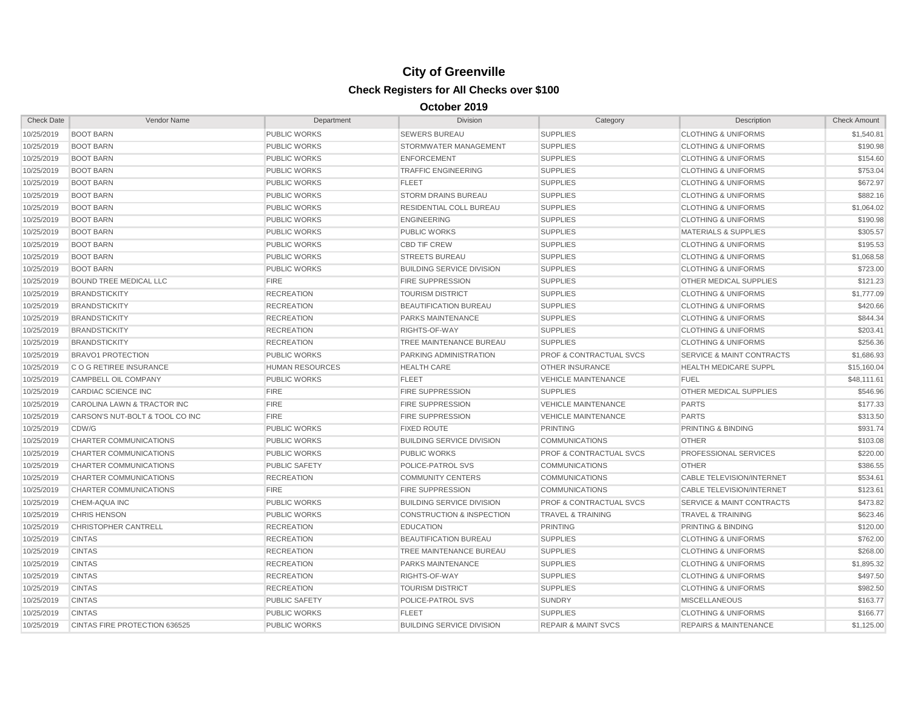# City of Greenville

## Check Registers for All Checks over $100

### October 2019

| Check Date | Vendor Name | Department | Division | Category | Description | Check Amount |
|---|---|---|---|---|---|---|
| 10/25/2019 | BOOT BARN | PUBLIC WORKS | SEWERS BUREAU | SUPPLIES | CLOTHING & UNIFORMS | $1,540.81 |
| 10/25/2019 | BOOT BARN | PUBLIC WORKS | STORMWATER MANAGEMENT | SUPPLIES | CLOTHING & UNIFORMS | $190.98 |
| 10/25/2019 | BOOT BARN | PUBLIC WORKS | ENFORCEMENT | SUPPLIES | CLOTHING & UNIFORMS | $154.60 |
| 10/25/2019 | BOOT BARN | PUBLIC WORKS | TRAFFIC ENGINEERING | SUPPLIES | CLOTHING & UNIFORMS | $753.04 |
| 10/25/2019 | BOOT BARN | PUBLIC WORKS | FLEET | SUPPLIES | CLOTHING & UNIFORMS | $672.97 |
| 10/25/2019 | BOOT BARN | PUBLIC WORKS | STORM DRAINS BUREAU | SUPPLIES | CLOTHING & UNIFORMS | $882.16 |
| 10/25/2019 | BOOT BARN | PUBLIC WORKS | RESIDENTIAL COLL BUREAU | SUPPLIES | CLOTHING & UNIFORMS | $1,064.02 |
| 10/25/2019 | BOOT BARN | PUBLIC WORKS | ENGINEERING | SUPPLIES | CLOTHING & UNIFORMS | $190.98 |
| 10/25/2019 | BOOT BARN | PUBLIC WORKS | PUBLIC WORKS | SUPPLIES | MATERIALS & SUPPLIES | $305.57 |
| 10/25/2019 | BOOT BARN | PUBLIC WORKS | CBD TIF CREW | SUPPLIES | CLOTHING & UNIFORMS | $195.53 |
| 10/25/2019 | BOOT BARN | PUBLIC WORKS | STREETS BUREAU | SUPPLIES | CLOTHING & UNIFORMS | $1,068.58 |
| 10/25/2019 | BOOT BARN | PUBLIC WORKS | BUILDING SERVICE DIVISION | SUPPLIES | CLOTHING & UNIFORMS | $723.00 |
| 10/25/2019 | BOUND TREE MEDICAL LLC | FIRE | FIRE SUPPRESSION | SUPPLIES | OTHER MEDICAL SUPPLIES | $121.23 |
| 10/25/2019 | BRANDSTICKITY | RECREATION | TOURISM DISTRICT | SUPPLIES | CLOTHING & UNIFORMS | $1,777.09 |
| 10/25/2019 | BRANDSTICKITY | RECREATION | BEAUTIFICATION BUREAU | SUPPLIES | CLOTHING & UNIFORMS | $420.66 |
| 10/25/2019 | BRANDSTICKITY | RECREATION | PARKS MAINTENANCE | SUPPLIES | CLOTHING & UNIFORMS | $844.34 |
| 10/25/2019 | BRANDSTICKITY | RECREATION | RIGHTS-OF-WAY | SUPPLIES | CLOTHING & UNIFORMS | $203.41 |
| 10/25/2019 | BRANDSTICKITY | RECREATION | TREE MAINTENANCE BUREAU | SUPPLIES | CLOTHING & UNIFORMS | $256.36 |
| 10/25/2019 | BRAVO1 PROTECTION | PUBLIC WORKS | PARKING ADMINISTRATION | PROF & CONTRACTUAL SVCS | SERVICE & MAINT CONTRACTS | $1,686.93 |
| 10/25/2019 | C O G RETIREE INSURANCE | HUMAN RESOURCES | HEALTH CARE | OTHER INSURANCE | HEALTH MEDICARE SUPPL | $15,160.04 |
| 10/25/2019 | CAMPBELL OIL COMPANY | PUBLIC WORKS | FLEET | VEHICLE MAINTENANCE | FUEL | $48,111.61 |
| 10/25/2019 | CARDIAC SCIENCE INC | FIRE | FIRE SUPPRESSION | SUPPLIES | OTHER MEDICAL SUPPLIES | $546.96 |
| 10/25/2019 | CAROLINA LAWN & TRACTOR INC | FIRE | FIRE SUPPRESSION | VEHICLE MAINTENANCE | PARTS | $177.33 |
| 10/25/2019 | CARSON'S NUT-BOLT & TOOL CO INC | FIRE | FIRE SUPPRESSION | VEHICLE MAINTENANCE | PARTS | $313.50 |
| 10/25/2019 | CDW/G | PUBLIC WORKS | FIXED ROUTE | PRINTING | PRINTING & BINDING | $931.74 |
| 10/25/2019 | CHARTER COMMUNICATIONS | PUBLIC WORKS | BUILDING SERVICE DIVISION | COMMUNICATIONS | OTHER | $103.08 |
| 10/25/2019 | CHARTER COMMUNICATIONS | PUBLIC WORKS | PUBLIC WORKS | PROF & CONTRACTUAL SVCS | PROFESSIONAL SERVICES | $220.00 |
| 10/25/2019 | CHARTER COMMUNICATIONS | PUBLIC SAFETY | POLICE-PATROL SVS | COMMUNICATIONS | OTHER | $386.55 |
| 10/25/2019 | CHARTER COMMUNICATIONS | RECREATION | COMMUNITY CENTERS | COMMUNICATIONS | CABLE TELEVISION/INTERNET | $534.61 |
| 10/25/2019 | CHARTER COMMUNICATIONS | FIRE | FIRE SUPPRESSION | COMMUNICATIONS | CABLE TELEVISION/INTERNET | $123.61 |
| 10/25/2019 | CHEM-AQUA INC | PUBLIC WORKS | BUILDING SERVICE DIVISION | PROF & CONTRACTUAL SVCS | SERVICE & MAINT CONTRACTS | $473.82 |
| 10/25/2019 | CHRIS HENSON | PUBLIC WORKS | CONSTRUCTION & INSPECTION | TRAVEL & TRAINING | TRAVEL & TRAINING | $623.46 |
| 10/25/2019 | CHRISTOPHER CANTRELL | RECREATION | EDUCATION | PRINTING | PRINTING & BINDING | $120.00 |
| 10/25/2019 | CINTAS | RECREATION | BEAUTIFICATION BUREAU | SUPPLIES | CLOTHING & UNIFORMS | $762.00 |
| 10/25/2019 | CINTAS | RECREATION | TREE MAINTENANCE BUREAU | SUPPLIES | CLOTHING & UNIFORMS | $268.00 |
| 10/25/2019 | CINTAS | RECREATION | PARKS MAINTENANCE | SUPPLIES | CLOTHING & UNIFORMS | $1,895.32 |
| 10/25/2019 | CINTAS | RECREATION | RIGHTS-OF-WAY | SUPPLIES | CLOTHING & UNIFORMS | $497.50 |
| 10/25/2019 | CINTAS | RECREATION | TOURISM DISTRICT | SUPPLIES | CLOTHING & UNIFORMS | $982.50 |
| 10/25/2019 | CINTAS | PUBLIC SAFETY | POLICE-PATROL SVS | SUNDRY | MISCELLANEOUS | $163.77 |
| 10/25/2019 | CINTAS | PUBLIC WORKS | FLEET | SUPPLIES | CLOTHING & UNIFORMS | $166.77 |
| 10/25/2019 | CINTAS FIRE PROTECTION 636525 | PUBLIC WORKS | BUILDING SERVICE DIVISION | REPAIR & MAINT SVCS | REPAIRS & MAINTENANCE | $1,125.00 |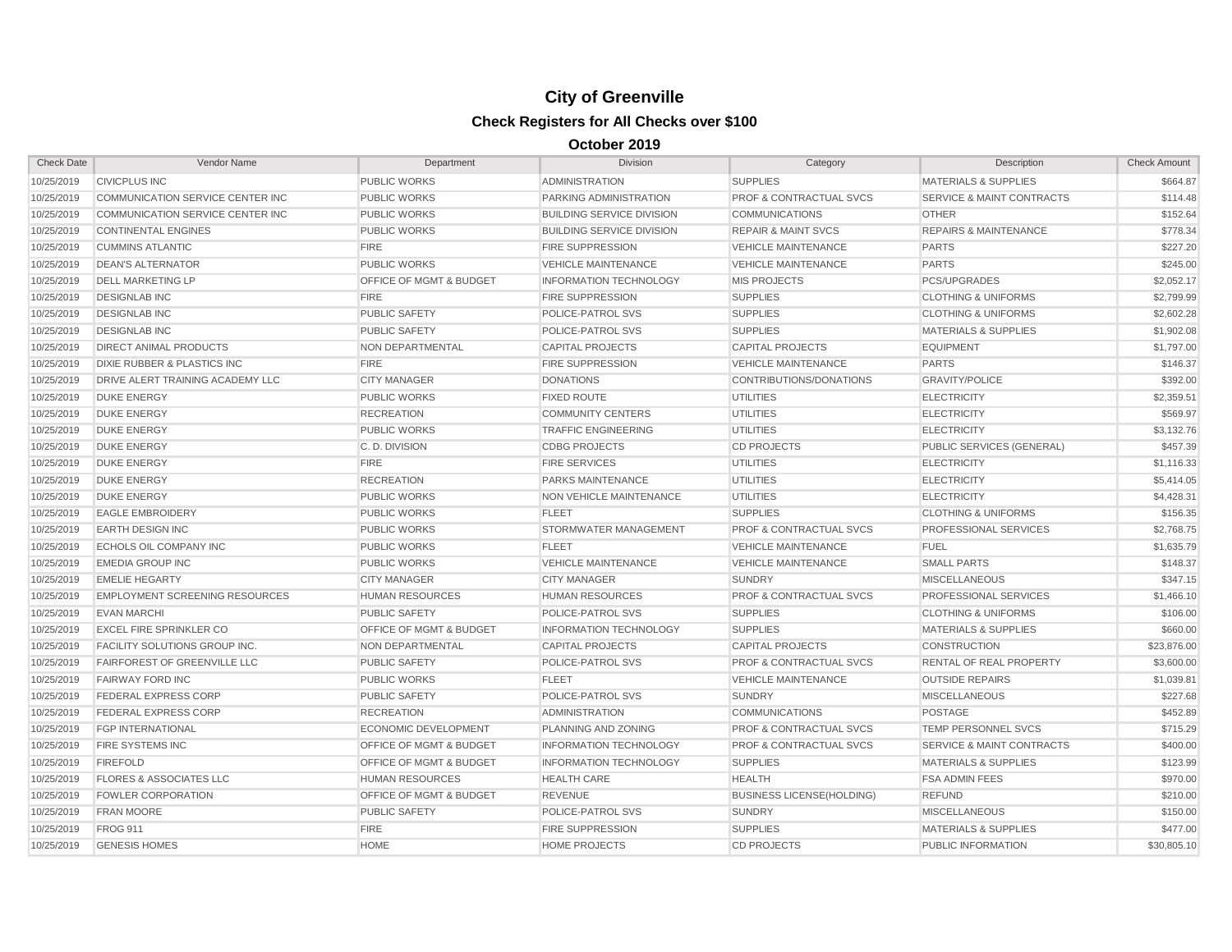# City of Greenville

## Check Registers for All Checks over $100

### October 2019

| Check Date | Vendor Name | Department | Division | Category | Description | Check Amount |
|---|---|---|---|---|---|---|
| 10/25/2019 | CIVICPLUS INC | PUBLIC WORKS | ADMINISTRATION | SUPPLIES | MATERIALS & SUPPLIES | $664.87 |
| 10/25/2019 | COMMUNICATION SERVICE CENTER INC | PUBLIC WORKS | PARKING ADMINISTRATION | PROF & CONTRACTUAL SVCS | SERVICE & MAINT CONTRACTS | $114.48 |
| 10/25/2019 | COMMUNICATION SERVICE CENTER INC | PUBLIC WORKS | BUILDING SERVICE DIVISION | COMMUNICATIONS | OTHER | $152.64 |
| 10/25/2019 | CONTINENTAL ENGINES | PUBLIC WORKS | BUILDING SERVICE DIVISION | REPAIR & MAINT SVCS | REPAIRS & MAINTENANCE | $778.34 |
| 10/25/2019 | CUMMINS ATLANTIC | FIRE | FIRE SUPPRESSION | VEHICLE MAINTENANCE | PARTS | $227.20 |
| 10/25/2019 | DEAN'S ALTERNATOR | PUBLIC WORKS | VEHICLE MAINTENANCE | VEHICLE MAINTENANCE | PARTS | $245.00 |
| 10/25/2019 | DELL MARKETING LP | OFFICE OF MGMT & BUDGET | INFORMATION TECHNOLOGY | MIS PROJECTS | PCS/UPGRADES | $2,052.17 |
| 10/25/2019 | DESIGNLAB INC | FIRE | FIRE SUPPRESSION | SUPPLIES | CLOTHING & UNIFORMS | $2,799.99 |
| 10/25/2019 | DESIGNLAB INC | PUBLIC SAFETY | POLICE-PATROL SVS | SUPPLIES | CLOTHING & UNIFORMS | $2,602.28 |
| 10/25/2019 | DESIGNLAB INC | PUBLIC SAFETY | POLICE-PATROL SVS | SUPPLIES | MATERIALS & SUPPLIES | $1,902.08 |
| 10/25/2019 | DIRECT ANIMAL PRODUCTS | NON DEPARTMENTAL | CAPITAL PROJECTS | CAPITAL PROJECTS | EQUIPMENT | $1,797.00 |
| 10/25/2019 | DIXIE RUBBER & PLASTICS INC | FIRE | FIRE SUPPRESSION | VEHICLE MAINTENANCE | PARTS | $146.37 |
| 10/25/2019 | DRIVE ALERT TRAINING ACADEMY LLC | CITY MANAGER | DONATIONS | CONTRIBUTIONS/DONATIONS | GRAVITY/POLICE | $392.00 |
| 10/25/2019 | DUKE ENERGY | PUBLIC WORKS | FIXED ROUTE | UTILITIES | ELECTRICITY | $2,359.51 |
| 10/25/2019 | DUKE ENERGY | RECREATION | COMMUNITY CENTERS | UTILITIES | ELECTRICITY | $569.97 |
| 10/25/2019 | DUKE ENERGY | PUBLIC WORKS | TRAFFIC ENGINEERING | UTILITIES | ELECTRICITY | $3,132.76 |
| 10/25/2019 | DUKE ENERGY | C. D. DIVISION | CDBG PROJECTS | CD PROJECTS | PUBLIC SERVICES (GENERAL) | $457.39 |
| 10/25/2019 | DUKE ENERGY | FIRE | FIRE SERVICES | UTILITIES | ELECTRICITY | $1,116.33 |
| 10/25/2019 | DUKE ENERGY | RECREATION | PARKS MAINTENANCE | UTILITIES | ELECTRICITY | $5,414.05 |
| 10/25/2019 | DUKE ENERGY | PUBLIC WORKS | NON VEHICLE MAINTENANCE | UTILITIES | ELECTRICITY | $4,428.31 |
| 10/25/2019 | EAGLE EMBROIDERY | PUBLIC WORKS | FLEET | SUPPLIES | CLOTHING & UNIFORMS | $156.35 |
| 10/25/2019 | EARTH DESIGN INC | PUBLIC WORKS | STORMWATER MANAGEMENT | PROF & CONTRACTUAL SVCS | PROFESSIONAL SERVICES | $2,768.75 |
| 10/25/2019 | ECHOLS OIL COMPANY INC | PUBLIC WORKS | FLEET | VEHICLE MAINTENANCE | FUEL | $1,635.79 |
| 10/25/2019 | EMEDIA GROUP INC | PUBLIC WORKS | VEHICLE MAINTENANCE | VEHICLE MAINTENANCE | SMALL PARTS | $148.37 |
| 10/25/2019 | EMELIE HEGARTY | CITY MANAGER | CITY MANAGER | SUNDRY | MISCELLANEOUS | $347.15 |
| 10/25/2019 | EMPLOYMENT SCREENING RESOURCES | HUMAN RESOURCES | HUMAN RESOURCES | PROF & CONTRACTUAL SVCS | PROFESSIONAL SERVICES | $1,466.10 |
| 10/25/2019 | EVAN MARCHI | PUBLIC SAFETY | POLICE-PATROL SVS | SUPPLIES | CLOTHING & UNIFORMS | $106.00 |
| 10/25/2019 | EXCEL FIRE SPRINKLER CO | OFFICE OF MGMT & BUDGET | INFORMATION TECHNOLOGY | SUPPLIES | MATERIALS & SUPPLIES | $660.00 |
| 10/25/2019 | FACILITY SOLUTIONS GROUP INC. | NON DEPARTMENTAL | CAPITAL PROJECTS | CAPITAL PROJECTS | CONSTRUCTION | $23,876.00 |
| 10/25/2019 | FAIRFOREST OF GREENVILLE LLC | PUBLIC SAFETY | POLICE-PATROL SVS | PROF & CONTRACTUAL SVCS | RENTAL OF REAL PROPERTY | $3,600.00 |
| 10/25/2019 | FAIRWAY FORD INC | PUBLIC WORKS | FLEET | VEHICLE MAINTENANCE | OUTSIDE REPAIRS | $1,039.81 |
| 10/25/2019 | FEDERAL EXPRESS CORP | PUBLIC SAFETY | POLICE-PATROL SVS | SUNDRY | MISCELLANEOUS | $227.68 |
| 10/25/2019 | FEDERAL EXPRESS CORP | RECREATION | ADMINISTRATION | COMMUNICATIONS | POSTAGE | $452.89 |
| 10/25/2019 | FGP INTERNATIONAL | ECONOMIC DEVELOPMENT | PLANNING AND ZONING | PROF & CONTRACTUAL SVCS | TEMP PERSONNEL SVCS | $715.29 |
| 10/25/2019 | FIRE SYSTEMS INC | OFFICE OF MGMT & BUDGET | INFORMATION TECHNOLOGY | PROF & CONTRACTUAL SVCS | SERVICE & MAINT CONTRACTS | $400.00 |
| 10/25/2019 | FIREFOLD | OFFICE OF MGMT & BUDGET | INFORMATION TECHNOLOGY | SUPPLIES | MATERIALS & SUPPLIES | $123.99 |
| 10/25/2019 | FLORES & ASSOCIATES LLC | HUMAN RESOURCES | HEALTH CARE | HEALTH | FSA ADMIN FEES | $970.00 |
| 10/25/2019 | FOWLER CORPORATION | OFFICE OF MGMT & BUDGET | REVENUE | BUSINESS LICENSE(HOLDING) | REFUND | $210.00 |
| 10/25/2019 | FRAN MOORE | PUBLIC SAFETY | POLICE-PATROL SVS | SUNDRY | MISCELLANEOUS | $150.00 |
| 10/25/2019 | FROG 911 | FIRE | FIRE SUPPRESSION | SUPPLIES | MATERIALS & SUPPLIES | $477.00 |
| 10/25/2019 | GENESIS HOMES | HOME | HOME PROJECTS | CD PROJECTS | PUBLIC INFORMATION | $30,805.10 |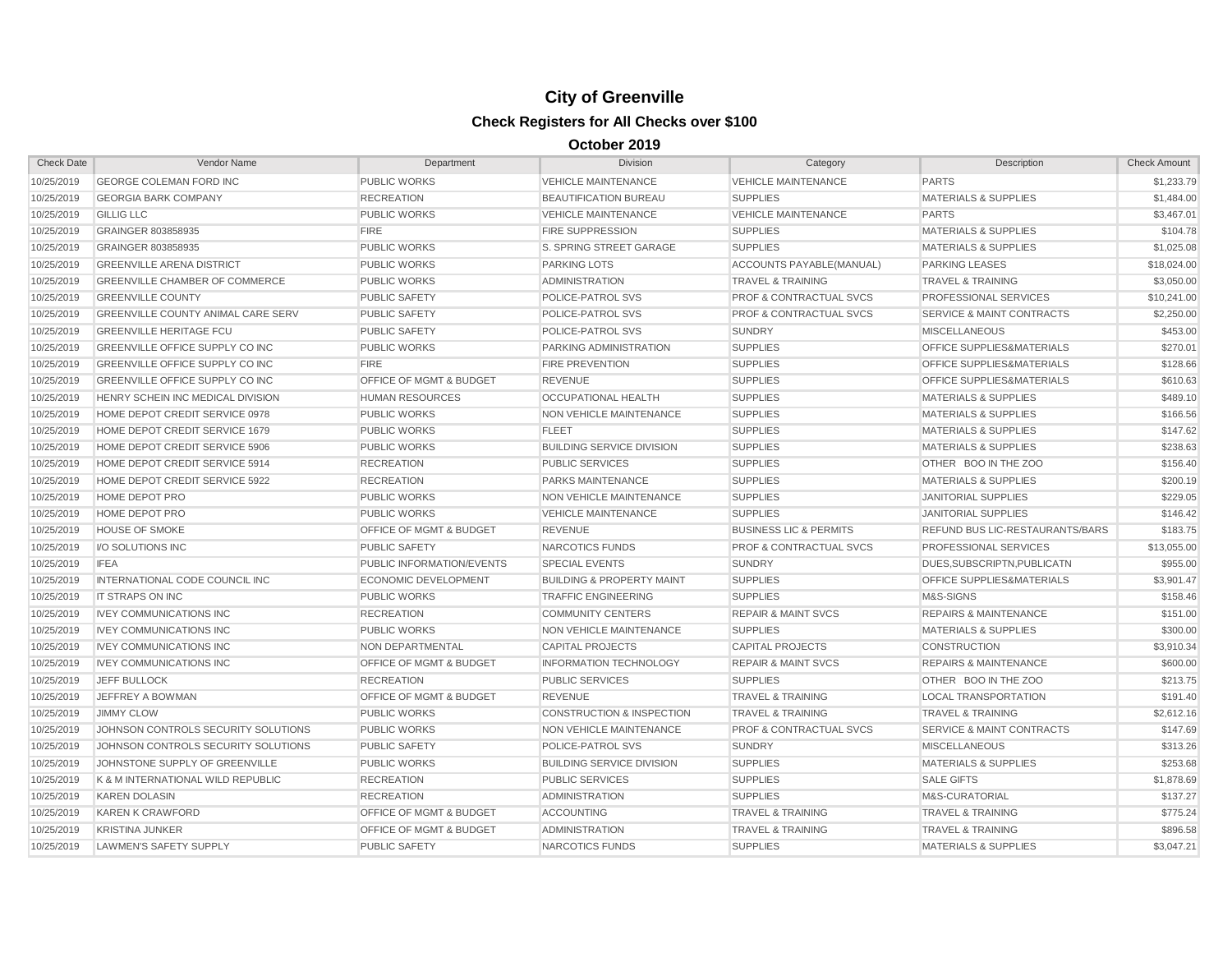# City of Greenville

## Check Registers for All Checks over $100

### October 2019

| Check Date | Vendor Name | Department | Division | Category | Description | Check Amount |
|---|---|---|---|---|---|---|
| 10/25/2019 | GEORGE COLEMAN FORD INC | PUBLIC WORKS | VEHICLE MAINTENANCE | VEHICLE MAINTENANCE | PARTS | $1,233.79 |
| 10/25/2019 | GEORGIA BARK COMPANY | RECREATION | BEAUTIFICATION BUREAU | SUPPLIES | MATERIALS & SUPPLIES | $1,484.00 |
| 10/25/2019 | GILLIG LLC | PUBLIC WORKS | VEHICLE MAINTENANCE | VEHICLE MAINTENANCE | PARTS | $3,467.01 |
| 10/25/2019 | GRAINGER 803858935 | FIRE | FIRE SUPPRESSION | SUPPLIES | MATERIALS & SUPPLIES | $104.78 |
| 10/25/2019 | GRAINGER 803858935 | PUBLIC WORKS | S. SPRING STREET GARAGE | SUPPLIES | MATERIALS & SUPPLIES | $1,025.08 |
| 10/25/2019 | GREENVILLE ARENA DISTRICT | PUBLIC WORKS | PARKING LOTS | ACCOUNTS PAYABLE(MANUAL) | PARKING LEASES | $18,024.00 |
| 10/25/2019 | GREENVILLE CHAMBER OF COMMERCE | PUBLIC WORKS | ADMINISTRATION | TRAVEL & TRAINING | TRAVEL & TRAINING | $3,050.00 |
| 10/25/2019 | GREENVILLE COUNTY | PUBLIC SAFETY | POLICE-PATROL SVS | PROF & CONTRACTUAL SVCS | PROFESSIONAL SERVICES | $10,241.00 |
| 10/25/2019 | GREENVILLE COUNTY ANIMAL CARE SERV | PUBLIC SAFETY | POLICE-PATROL SVS | PROF & CONTRACTUAL SVCS | SERVICE & MAINT CONTRACTS | $2,250.00 |
| 10/25/2019 | GREENVILLE HERITAGE FCU | PUBLIC SAFETY | POLICE-PATROL SVS | SUNDRY | MISCELLANEOUS | $453.00 |
| 10/25/2019 | GREENVILLE OFFICE SUPPLY CO INC | PUBLIC WORKS | PARKING ADMINISTRATION | SUPPLIES | OFFICE SUPPLIES&MATERIALS | $270.01 |
| 10/25/2019 | GREENVILLE OFFICE SUPPLY CO INC | FIRE | FIRE PREVENTION | SUPPLIES | OFFICE SUPPLIES&MATERIALS | $128.66 |
| 10/25/2019 | GREENVILLE OFFICE SUPPLY CO INC | OFFICE OF MGMT & BUDGET | REVENUE | SUPPLIES | OFFICE SUPPLIES&MATERIALS | $610.63 |
| 10/25/2019 | HENRY SCHEIN INC MEDICAL DIVISION | HUMAN RESOURCES | OCCUPATIONAL HEALTH | SUPPLIES | MATERIALS & SUPPLIES | $489.10 |
| 10/25/2019 | HOME DEPOT CREDIT SERVICE 0978 | PUBLIC WORKS | NON VEHICLE MAINTENANCE | SUPPLIES | MATERIALS & SUPPLIES | $166.56 |
| 10/25/2019 | HOME DEPOT CREDIT SERVICE 1679 | PUBLIC WORKS | FLEET | SUPPLIES | MATERIALS & SUPPLIES | $147.62 |
| 10/25/2019 | HOME DEPOT CREDIT SERVICE 5906 | PUBLIC WORKS | BUILDING SERVICE DIVISION | SUPPLIES | MATERIALS & SUPPLIES | $238.63 |
| 10/25/2019 | HOME DEPOT CREDIT SERVICE 5914 | RECREATION | PUBLIC SERVICES | SUPPLIES | OTHER BOO IN THE ZOO | $156.40 |
| 10/25/2019 | HOME DEPOT CREDIT SERVICE 5922 | RECREATION | PARKS MAINTENANCE | SUPPLIES | MATERIALS & SUPPLIES | $200.19 |
| 10/25/2019 | HOME DEPOT PRO | PUBLIC WORKS | NON VEHICLE MAINTENANCE | SUPPLIES | JANITORIAL SUPPLIES | $229.05 |
| 10/25/2019 | HOME DEPOT PRO | PUBLIC WORKS | VEHICLE MAINTENANCE | SUPPLIES | JANITORIAL SUPPLIES | $146.42 |
| 10/25/2019 | HOUSE OF SMOKE | OFFICE OF MGMT & BUDGET | REVENUE | BUSINESS LIC & PERMITS | REFUND BUS LIC-RESTAURANTS/BARS | $183.75 |
| 10/25/2019 | I/O SOLUTIONS INC | PUBLIC SAFETY | NARCOTICS FUNDS | PROF & CONTRACTUAL SVCS | PROFESSIONAL SERVICES | $13,055.00 |
| 10/25/2019 | IFEA | PUBLIC INFORMATION/EVENTS | SPECIAL EVENTS | SUNDRY | DUES,SUBSCRIPTN,PUBLICATN | $955.00 |
| 10/25/2019 | INTERNATIONAL CODE COUNCIL INC | ECONOMIC DEVELOPMENT | BUILDING & PROPERTY MAINT | SUPPLIES | OFFICE SUPPLIES&MATERIALS | $3,901.47 |
| 10/25/2019 | IT STRAPS ON INC | PUBLIC WORKS | TRAFFIC ENGINEERING | SUPPLIES | M&S-SIGNS | $158.46 |
| 10/25/2019 | IVEY COMMUNICATIONS INC | RECREATION | COMMUNITY CENTERS | REPAIR & MAINT SVCS | REPAIRS & MAINTENANCE | $151.00 |
| 10/25/2019 | IVEY COMMUNICATIONS INC | PUBLIC WORKS | NON VEHICLE MAINTENANCE | SUPPLIES | MATERIALS & SUPPLIES | $300.00 |
| 10/25/2019 | IVEY COMMUNICATIONS INC | NON DEPARTMENTAL | CAPITAL PROJECTS | CAPITAL PROJECTS | CONSTRUCTION | $3,910.34 |
| 10/25/2019 | IVEY COMMUNICATIONS INC | OFFICE OF MGMT & BUDGET | INFORMATION TECHNOLOGY | REPAIR & MAINT SVCS | REPAIRS & MAINTENANCE | $600.00 |
| 10/25/2019 | JEFF BULLOCK | RECREATION | PUBLIC SERVICES | SUPPLIES | OTHER BOO IN THE ZOO | $213.75 |
| 10/25/2019 | JEFFREY A BOWMAN | OFFICE OF MGMT & BUDGET | REVENUE | TRAVEL & TRAINING | LOCAL TRANSPORTATION | $191.40 |
| 10/25/2019 | JIMMY CLOW | PUBLIC WORKS | CONSTRUCTION & INSPECTION | TRAVEL & TRAINING | TRAVEL & TRAINING | $2,612.16 |
| 10/25/2019 | JOHNSON CONTROLS SECURITY SOLUTIONS | PUBLIC WORKS | NON VEHICLE MAINTENANCE | PROF & CONTRACTUAL SVCS | SERVICE & MAINT CONTRACTS | $147.69 |
| 10/25/2019 | JOHNSON CONTROLS SECURITY SOLUTIONS | PUBLIC SAFETY | POLICE-PATROL SVS | SUNDRY | MISCELLANEOUS | $313.26 |
| 10/25/2019 | JOHNSTONE SUPPLY OF GREENVILLE | PUBLIC WORKS | BUILDING SERVICE DIVISION | SUPPLIES | MATERIALS & SUPPLIES | $253.68 |
| 10/25/2019 | K & M INTERNATIONAL WILD REPUBLIC | RECREATION | PUBLIC SERVICES | SUPPLIES | SALE GIFTS | $1,878.69 |
| 10/25/2019 | KAREN DOLASIN | RECREATION | ADMINISTRATION | SUPPLIES | M&S-CURATORIAL | $137.27 |
| 10/25/2019 | KAREN K CRAWFORD | OFFICE OF MGMT & BUDGET | ACCOUNTING | TRAVEL & TRAINING | TRAVEL & TRAINING | $775.24 |
| 10/25/2019 | KRISTINA JUNKER | OFFICE OF MGMT & BUDGET | ADMINISTRATION | TRAVEL & TRAINING | TRAVEL & TRAINING | $896.58 |
| 10/25/2019 | LAWMEN'S SAFETY SUPPLY | PUBLIC SAFETY | NARCOTICS FUNDS | SUPPLIES | MATERIALS & SUPPLIES | $3,047.21 |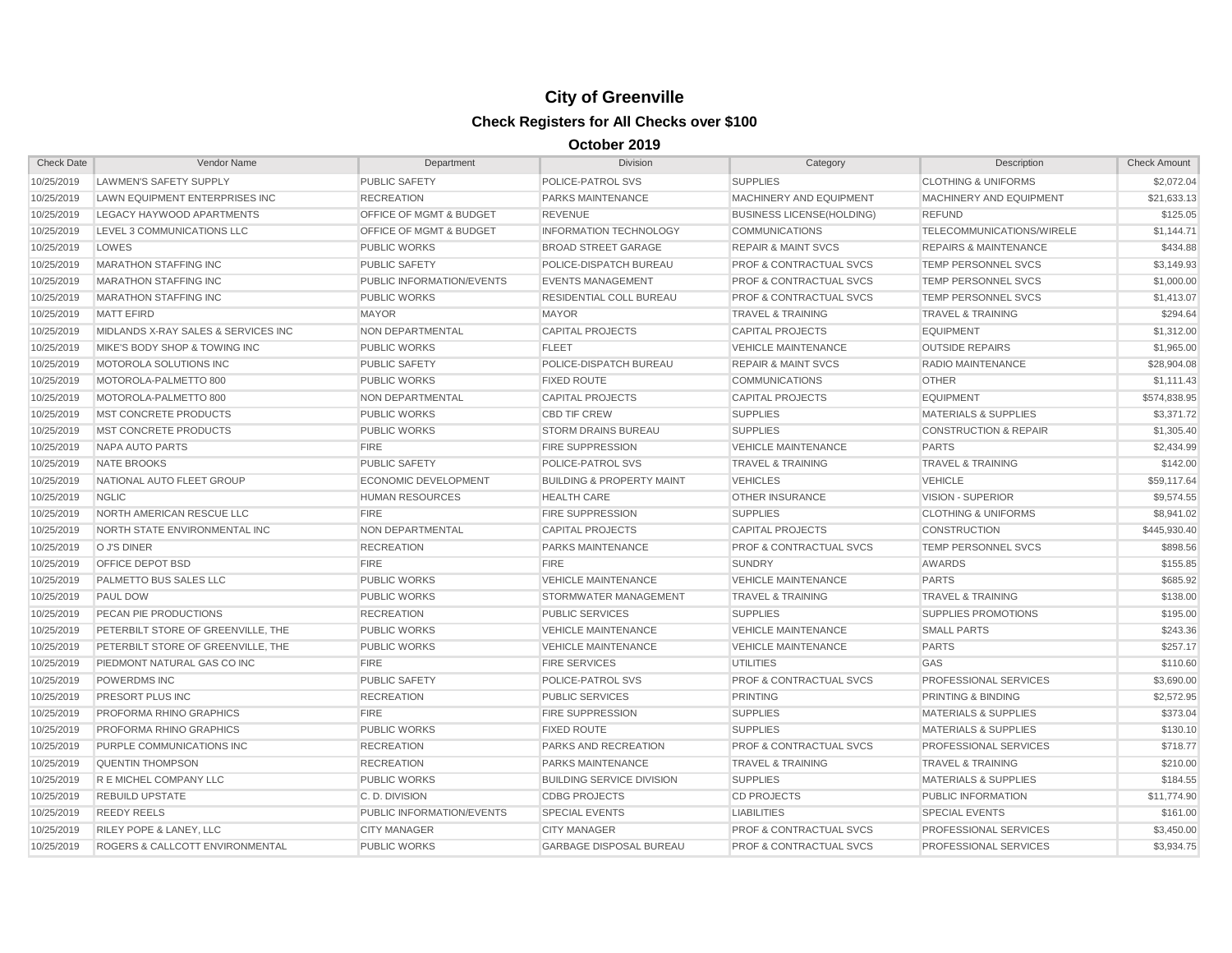# City of Greenville

## Check Registers for All Checks over $100

### October 2019

| Check Date | Vendor Name | Department | Division | Category | Description | Check Amount |
|---|---|---|---|---|---|---|
| 10/25/2019 | LAWMEN'S SAFETY SUPPLY | PUBLIC SAFETY | POLICE-PATROL SVS | SUPPLIES | CLOTHING & UNIFORMS | $2,072.04 |
| 10/25/2019 | LAWN EQUIPMENT ENTERPRISES INC | RECREATION | PARKS MAINTENANCE | MACHINERY AND EQUIPMENT | MACHINERY AND EQUIPMENT | $21,633.13 |
| 10/25/2019 | LEGACY HAYWOOD APARTMENTS | OFFICE OF MGMT & BUDGET | REVENUE | BUSINESS LICENSE(HOLDING) | REFUND | $125.05 |
| 10/25/2019 | LEVEL 3 COMMUNICATIONS LLC | OFFICE OF MGMT & BUDGET | INFORMATION TECHNOLOGY | COMMUNICATIONS | TELECOMMUNICATIONS/WIRELE | $1,144.71 |
| 10/25/2019 | LOWES | PUBLIC WORKS | BROAD STREET GARAGE | REPAIR & MAINT SVCS | REPAIRS & MAINTENANCE | $434.88 |
| 10/25/2019 | MARATHON STAFFING INC | PUBLIC SAFETY | POLICE-DISPATCH BUREAU | PROF & CONTRACTUAL SVCS | TEMP PERSONNEL SVCS | $3,149.93 |
| 10/25/2019 | MARATHON STAFFING INC | PUBLIC INFORMATION/EVENTS | EVENTS MANAGEMENT | PROF & CONTRACTUAL SVCS | TEMP PERSONNEL SVCS | $1,000.00 |
| 10/25/2019 | MARATHON STAFFING INC | PUBLIC WORKS | RESIDENTIAL COLL BUREAU | PROF & CONTRACTUAL SVCS | TEMP PERSONNEL SVCS | $1,413.07 |
| 10/25/2019 | MATT EFIRD | MAYOR | MAYOR | TRAVEL & TRAINING | TRAVEL & TRAINING | $294.64 |
| 10/25/2019 | MIDLANDS X-RAY SALES & SERVICES INC | NON DEPARTMENTAL | CAPITAL PROJECTS | CAPITAL PROJECTS | EQUIPMENT | $1,312.00 |
| 10/25/2019 | MIKE'S BODY SHOP & TOWING INC | PUBLIC WORKS | FLEET | VEHICLE MAINTENANCE | OUTSIDE REPAIRS | $1,965.00 |
| 10/25/2019 | MOTOROLA SOLUTIONS INC | PUBLIC SAFETY | POLICE-DISPATCH BUREAU | REPAIR & MAINT SVCS | RADIO MAINTENANCE | $28,904.08 |
| 10/25/2019 | MOTOROLA-PALMETTO 800 | PUBLIC WORKS | FIXED ROUTE | COMMUNICATIONS | OTHER | $1,111.43 |
| 10/25/2019 | MOTOROLA-PALMETTO 800 | NON DEPARTMENTAL | CAPITAL PROJECTS | CAPITAL PROJECTS | EQUIPMENT | $574,838.95 |
| 10/25/2019 | MST CONCRETE PRODUCTS | PUBLIC WORKS | CBD TIF CREW | SUPPLIES | MATERIALS & SUPPLIES | $3,371.72 |
| 10/25/2019 | MST CONCRETE PRODUCTS | PUBLIC WORKS | STORM DRAINS BUREAU | SUPPLIES | CONSTRUCTION & REPAIR | $1,305.40 |
| 10/25/2019 | NAPA AUTO PARTS | FIRE | FIRE SUPPRESSION | VEHICLE MAINTENANCE | PARTS | $2,434.99 |
| 10/25/2019 | NATE BROOKS | PUBLIC SAFETY | POLICE-PATROL SVS | TRAVEL & TRAINING | TRAVEL & TRAINING | $142.00 |
| 10/25/2019 | NATIONAL AUTO FLEET GROUP | ECONOMIC DEVELOPMENT | BUILDING & PROPERTY MAINT | VEHICLES | VEHICLE | $59,117.64 |
| 10/25/2019 | NGLIC | HUMAN RESOURCES | HEALTH CARE | OTHER INSURANCE | VISION - SUPERIOR | $9,574.55 |
| 10/25/2019 | NORTH AMERICAN RESCUE LLC | FIRE | FIRE SUPPRESSION | SUPPLIES | CLOTHING & UNIFORMS | $8,941.02 |
| 10/25/2019 | NORTH STATE ENVIRONMENTAL INC | NON DEPARTMENTAL | CAPITAL PROJECTS | CAPITAL PROJECTS | CONSTRUCTION | $445,930.40 |
| 10/25/2019 | O J'S DINER | RECREATION | PARKS MAINTENANCE | PROF & CONTRACTUAL SVCS | TEMP PERSONNEL SVCS | $898.56 |
| 10/25/2019 | OFFICE DEPOT BSD | FIRE | FIRE | SUNDRY | AWARDS | $155.85 |
| 10/25/2019 | PALMETTO BUS SALES LLC | PUBLIC WORKS | VEHICLE MAINTENANCE | VEHICLE MAINTENANCE | PARTS | $685.92 |
| 10/25/2019 | PAUL DOW | PUBLIC WORKS | STORMWATER MANAGEMENT | TRAVEL & TRAINING | TRAVEL & TRAINING | $138.00 |
| 10/25/2019 | PECAN PIE PRODUCTIONS | RECREATION | PUBLIC SERVICES | SUPPLIES | SUPPLIES PROMOTIONS | $195.00 |
| 10/25/2019 | PETERBILT STORE OF GREENVILLE, THE | PUBLIC WORKS | VEHICLE MAINTENANCE | VEHICLE MAINTENANCE | SMALL PARTS | $243.36 |
| 10/25/2019 | PETERBILT STORE OF GREENVILLE, THE | PUBLIC WORKS | VEHICLE MAINTENANCE | VEHICLE MAINTENANCE | PARTS | $257.17 |
| 10/25/2019 | PIEDMONT NATURAL GAS CO INC | FIRE | FIRE SERVICES | UTILITIES | GAS | $110.60 |
| 10/25/2019 | POWERDMS INC | PUBLIC SAFETY | POLICE-PATROL SVS | PROF & CONTRACTUAL SVCS | PROFESSIONAL SERVICES | $3,690.00 |
| 10/25/2019 | PRESORT PLUS INC | RECREATION | PUBLIC SERVICES | PRINTING | PRINTING & BINDING | $2,572.95 |
| 10/25/2019 | PROFORMA RHINO GRAPHICS | FIRE | FIRE SUPPRESSION | SUPPLIES | MATERIALS & SUPPLIES | $373.04 |
| 10/25/2019 | PROFORMA RHINO GRAPHICS | PUBLIC WORKS | FIXED ROUTE | SUPPLIES | MATERIALS & SUPPLIES | $130.10 |
| 10/25/2019 | PURPLE COMMUNICATIONS INC | RECREATION | PARKS AND RECREATION | PROF & CONTRACTUAL SVCS | PROFESSIONAL SERVICES | $718.77 |
| 10/25/2019 | QUENTIN THOMPSON | RECREATION | PARKS MAINTENANCE | TRAVEL & TRAINING | TRAVEL & TRAINING | $210.00 |
| 10/25/2019 | R E MICHEL COMPANY LLC | PUBLIC WORKS | BUILDING SERVICE DIVISION | SUPPLIES | MATERIALS & SUPPLIES | $184.55 |
| 10/25/2019 | REBUILD UPSTATE | C. D. DIVISION | CDBG PROJECTS | CD PROJECTS | PUBLIC INFORMATION | $11,774.90 |
| 10/25/2019 | REEDY REELS | PUBLIC INFORMATION/EVENTS | SPECIAL EVENTS | LIABILITIES | SPECIAL EVENTS | $161.00 |
| 10/25/2019 | RILEY POPE & LANEY, LLC | CITY MANAGER | CITY MANAGER | PROF & CONTRACTUAL SVCS | PROFESSIONAL SERVICES | $3,450.00 |
| 10/25/2019 | ROGERS & CALLCOTT ENVIRONMENTAL | PUBLIC WORKS | GARBAGE DISPOSAL BUREAU | PROF & CONTRACTUAL SVCS | PROFESSIONAL SERVICES | $3,934.75 |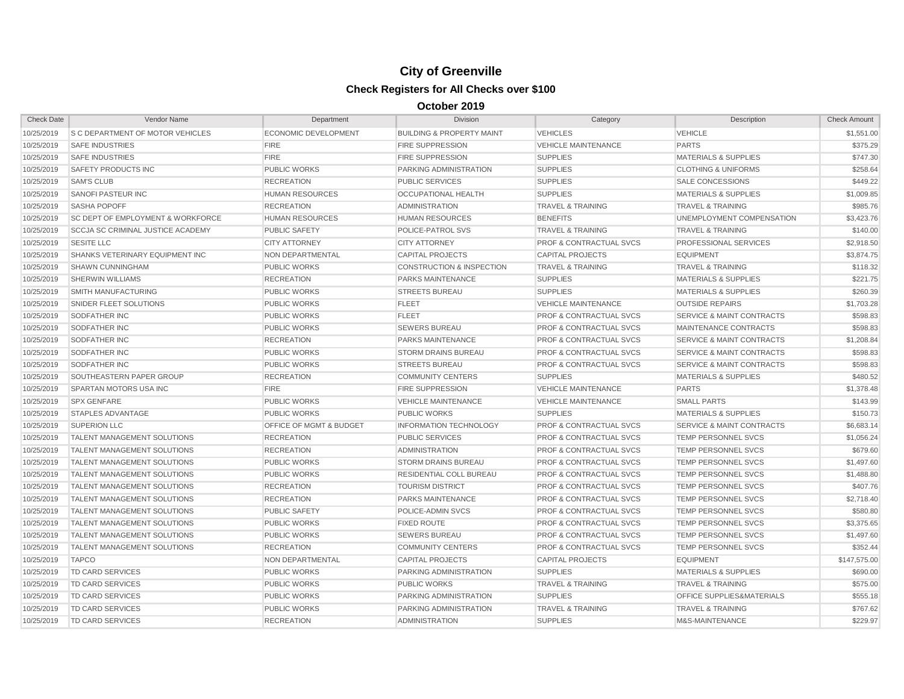# City of Greenville

## Check Registers for All Checks over $100

### October 2019

| Check Date | Vendor Name | Department | Division | Category | Description | Check Amount |
|---|---|---|---|---|---|---|
| 10/25/2019 | S C DEPARTMENT OF MOTOR VEHICLES | ECONOMIC DEVELOPMENT | BUILDING & PROPERTY MAINT | VEHICLES | VEHICLE | $1,551.00 |
| 10/25/2019 | SAFE INDUSTRIES | FIRE | FIRE SUPPRESSION | VEHICLE MAINTENANCE | PARTS | $375.29 |
| 10/25/2019 | SAFE INDUSTRIES | FIRE | FIRE SUPPRESSION | SUPPLIES | MATERIALS & SUPPLIES | $747.30 |
| 10/25/2019 | SAFETY PRODUCTS INC | PUBLIC WORKS | PARKING ADMINISTRATION | SUPPLIES | CLOTHING & UNIFORMS | $258.64 |
| 10/25/2019 | SAM'S CLUB | RECREATION | PUBLIC SERVICES | SUPPLIES | SALE CONCESSIONS | $449.22 |
| 10/25/2019 | SANOFI PASTEUR INC | HUMAN RESOURCES | OCCUPATIONAL HEALTH | SUPPLIES | MATERIALS & SUPPLIES | $1,009.85 |
| 10/25/2019 | SASHA POPOFF | RECREATION | ADMINISTRATION | TRAVEL & TRAINING | TRAVEL & TRAINING | $985.76 |
| 10/25/2019 | SC DEPT OF EMPLOYMENT & WORKFORCE | HUMAN RESOURCES | HUMAN RESOURCES | BENEFITS | UNEMPLOYMENT COMPENSATION | $3,423.76 |
| 10/25/2019 | SCCJA SC CRIMINAL JUSTICE ACADEMY | PUBLIC SAFETY | POLICE-PATROL SVS | TRAVEL & TRAINING | TRAVEL & TRAINING | $140.00 |
| 10/25/2019 | SESITE LLC | CITY ATTORNEY | CITY ATTORNEY | PROF & CONTRACTUAL SVCS | PROFESSIONAL SERVICES | $2,918.50 |
| 10/25/2019 | SHANKS VETERINARY EQUIPMENT INC | NON DEPARTMENTAL | CAPITAL PROJECTS | CAPITAL PROJECTS | EQUIPMENT | $3,874.75 |
| 10/25/2019 | SHAWN CUNNINGHAM | PUBLIC WORKS | CONSTRUCTION & INSPECTION | TRAVEL & TRAINING | TRAVEL & TRAINING | $118.32 |
| 10/25/2019 | SHERWIN WILLIAMS | RECREATION | PARKS MAINTENANCE | SUPPLIES | MATERIALS & SUPPLIES | $221.75 |
| 10/25/2019 | SMITH MANUFACTURING | PUBLIC WORKS | STREETS BUREAU | SUPPLIES | MATERIALS & SUPPLIES | $260.39 |
| 10/25/2019 | SNIDER FLEET SOLUTIONS | PUBLIC WORKS | FLEET | VEHICLE MAINTENANCE | OUTSIDE REPAIRS | $1,703.28 |
| 10/25/2019 | SODFATHER INC | PUBLIC WORKS | FLEET | PROF & CONTRACTUAL SVCS | SERVICE & MAINT CONTRACTS | $598.83 |
| 10/25/2019 | SODFATHER INC | PUBLIC WORKS | SEWERS BUREAU | PROF & CONTRACTUAL SVCS | MAINTENANCE CONTRACTS | $598.83 |
| 10/25/2019 | SODFATHER INC | RECREATION | PARKS MAINTENANCE | PROF & CONTRACTUAL SVCS | SERVICE & MAINT CONTRACTS | $1,208.84 |
| 10/25/2019 | SODFATHER INC | PUBLIC WORKS | STORM DRAINS BUREAU | PROF & CONTRACTUAL SVCS | SERVICE & MAINT CONTRACTS | $598.83 |
| 10/25/2019 | SODFATHER INC | PUBLIC WORKS | STREETS BUREAU | PROF & CONTRACTUAL SVCS | SERVICE & MAINT CONTRACTS | $598.83 |
| 10/25/2019 | SOUTHEASTERN PAPER GROUP | RECREATION | COMMUNITY CENTERS | SUPPLIES | MATERIALS & SUPPLIES | $480.52 |
| 10/25/2019 | SPARTAN MOTORS USA INC | FIRE | FIRE SUPPRESSION | VEHICLE MAINTENANCE | PARTS | $1,378.48 |
| 10/25/2019 | SPX GENFARE | PUBLIC WORKS | VEHICLE MAINTENANCE | VEHICLE MAINTENANCE | SMALL PARTS | $143.99 |
| 10/25/2019 | STAPLES ADVANTAGE | PUBLIC WORKS | PUBLIC WORKS | SUPPLIES | MATERIALS & SUPPLIES | $150.73 |
| 10/25/2019 | SUPERION LLC | OFFICE OF MGMT & BUDGET | INFORMATION TECHNOLOGY | PROF & CONTRACTUAL SVCS | SERVICE & MAINT CONTRACTS | $6,683.14 |
| 10/25/2019 | TALENT MANAGEMENT SOLUTIONS | RECREATION | PUBLIC SERVICES | PROF & CONTRACTUAL SVCS | TEMP PERSONNEL SVCS | $1,056.24 |
| 10/25/2019 | TALENT MANAGEMENT SOLUTIONS | RECREATION | ADMINISTRATION | PROF & CONTRACTUAL SVCS | TEMP PERSONNEL SVCS | $679.60 |
| 10/25/2019 | TALENT MANAGEMENT SOLUTIONS | PUBLIC WORKS | STORM DRAINS BUREAU | PROF & CONTRACTUAL SVCS | TEMP PERSONNEL SVCS | $1,497.60 |
| 10/25/2019 | TALENT MANAGEMENT SOLUTIONS | PUBLIC WORKS | RESIDENTIAL COLL BUREAU | PROF & CONTRACTUAL SVCS | TEMP PERSONNEL SVCS | $1,488.80 |
| 10/25/2019 | TALENT MANAGEMENT SOLUTIONS | RECREATION | TOURISM DISTRICT | PROF & CONTRACTUAL SVCS | TEMP PERSONNEL SVCS | $407.76 |
| 10/25/2019 | TALENT MANAGEMENT SOLUTIONS | RECREATION | PARKS MAINTENANCE | PROF & CONTRACTUAL SVCS | TEMP PERSONNEL SVCS | $2,718.40 |
| 10/25/2019 | TALENT MANAGEMENT SOLUTIONS | PUBLIC SAFETY | POLICE-ADMIN SVCS | PROF & CONTRACTUAL SVCS | TEMP PERSONNEL SVCS | $580.80 |
| 10/25/2019 | TALENT MANAGEMENT SOLUTIONS | PUBLIC WORKS | FIXED ROUTE | PROF & CONTRACTUAL SVCS | TEMP PERSONNEL SVCS | $3,375.65 |
| 10/25/2019 | TALENT MANAGEMENT SOLUTIONS | PUBLIC WORKS | SEWERS BUREAU | PROF & CONTRACTUAL SVCS | TEMP PERSONNEL SVCS | $1,497.60 |
| 10/25/2019 | TALENT MANAGEMENT SOLUTIONS | RECREATION | COMMUNITY CENTERS | PROF & CONTRACTUAL SVCS | TEMP PERSONNEL SVCS | $352.44 |
| 10/25/2019 | TAPCO | NON DEPARTMENTAL | CAPITAL PROJECTS | CAPITAL PROJECTS | EQUIPMENT | $147,575.00 |
| 10/25/2019 | TD CARD SERVICES | PUBLIC WORKS | PARKING ADMINISTRATION | SUPPLIES | MATERIALS & SUPPLIES | $690.00 |
| 10/25/2019 | TD CARD SERVICES | PUBLIC WORKS | PUBLIC WORKS | TRAVEL & TRAINING | TRAVEL & TRAINING | $575.00 |
| 10/25/2019 | TD CARD SERVICES | PUBLIC WORKS | PARKING ADMINISTRATION | SUPPLIES | OFFICE SUPPLIES&MATERIALS | $555.18 |
| 10/25/2019 | TD CARD SERVICES | PUBLIC WORKS | PARKING ADMINISTRATION | TRAVEL & TRAINING | TRAVEL & TRAINING | $767.62 |
| 10/25/2019 | TD CARD SERVICES | RECREATION | ADMINISTRATION | SUPPLIES | M&S-MAINTENANCE | $229.97 |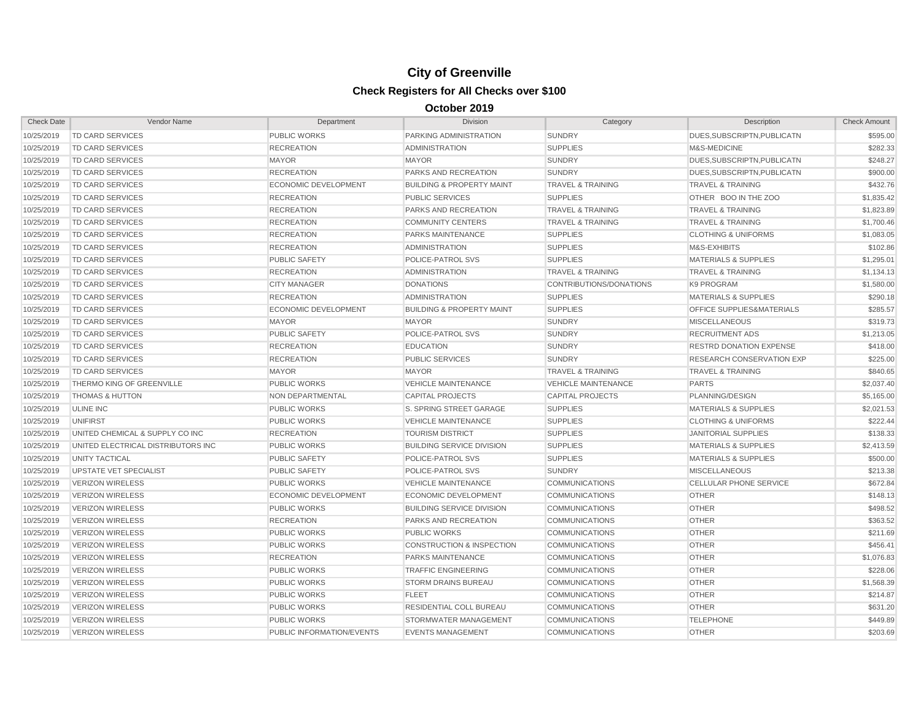# City of Greenville

## Check Registers for All Checks over $100

### October 2019

| Check Date | Vendor Name | Department | Division | Category | Description | Check Amount |
|---|---|---|---|---|---|---|
| 10/25/2019 | TD CARD SERVICES | PUBLIC WORKS | PARKING ADMINISTRATION | SUNDRY | DUES,SUBSCRIPTN,PUBLICATN | $595.00 |
| 10/25/2019 | TD CARD SERVICES | RECREATION | ADMINISTRATION | SUPPLIES | M&S-MEDICINE | $282.33 |
| 10/25/2019 | TD CARD SERVICES | MAYOR | MAYOR | SUNDRY | DUES,SUBSCRIPTN,PUBLICATN | $248.27 |
| 10/25/2019 | TD CARD SERVICES | RECREATION | PARKS AND RECREATION | SUNDRY | DUES,SUBSCRIPTN,PUBLICATN | $900.00 |
| 10/25/2019 | TD CARD SERVICES | ECONOMIC DEVELOPMENT | BUILDING & PROPERTY MAINT | TRAVEL & TRAINING | TRAVEL & TRAINING | $432.76 |
| 10/25/2019 | TD CARD SERVICES | RECREATION | PUBLIC SERVICES | SUPPLIES | OTHER BOO IN THE ZOO | $1,835.42 |
| 10/25/2019 | TD CARD SERVICES | RECREATION | PARKS AND RECREATION | TRAVEL & TRAINING | TRAVEL & TRAINING | $1,823.89 |
| 10/25/2019 | TD CARD SERVICES | RECREATION | COMMUNITY CENTERS | TRAVEL & TRAINING | TRAVEL & TRAINING | $1,700.46 |
| 10/25/2019 | TD CARD SERVICES | RECREATION | PARKS MAINTENANCE | SUPPLIES | CLOTHING & UNIFORMS | $1,083.05 |
| 10/25/2019 | TD CARD SERVICES | RECREATION | ADMINISTRATION | SUPPLIES | M&S-EXHIBITS | $102.86 |
| 10/25/2019 | TD CARD SERVICES | PUBLIC SAFETY | POLICE-PATROL SVS | SUPPLIES | MATERIALS & SUPPLIES | $1,295.01 |
| 10/25/2019 | TD CARD SERVICES | RECREATION | ADMINISTRATION | TRAVEL & TRAINING | TRAVEL & TRAINING | $1,134.13 |
| 10/25/2019 | TD CARD SERVICES | CITY MANAGER | DONATIONS | CONTRIBUTIONS/DONATIONS | K9 PROGRAM | $1,580.00 |
| 10/25/2019 | TD CARD SERVICES | RECREATION | ADMINISTRATION | SUPPLIES | MATERIALS & SUPPLIES | $290.18 |
| 10/25/2019 | TD CARD SERVICES | ECONOMIC DEVELOPMENT | BUILDING & PROPERTY MAINT | SUPPLIES | OFFICE SUPPLIES&MATERIALS | $285.57 |
| 10/25/2019 | TD CARD SERVICES | MAYOR | MAYOR | SUNDRY | MISCELLANEOUS | $319.73 |
| 10/25/2019 | TD CARD SERVICES | PUBLIC SAFETY | POLICE-PATROL SVS | SUNDRY | RECRUITMENT ADS | $1,213.05 |
| 10/25/2019 | TD CARD SERVICES | RECREATION | EDUCATION | SUNDRY | RESTRD DONATION EXPENSE | $418.00 |
| 10/25/2019 | TD CARD SERVICES | RECREATION | PUBLIC SERVICES | SUNDRY | RESEARCH CONSERVATION EXP | $225.00 |
| 10/25/2019 | TD CARD SERVICES | MAYOR | MAYOR | TRAVEL & TRAINING | TRAVEL & TRAINING | $840.65 |
| 10/25/2019 | THERMO KING OF GREENVILLE | PUBLIC WORKS | VEHICLE MAINTENANCE | VEHICLE MAINTENANCE | PARTS | $2,037.40 |
| 10/25/2019 | THOMAS & HUTTON | NON DEPARTMENTAL | CAPITAL PROJECTS | CAPITAL PROJECTS | PLANNING/DESIGN | $5,165.00 |
| 10/25/2019 | ULINE INC | PUBLIC WORKS | S. SPRING STREET GARAGE | SUPPLIES | MATERIALS & SUPPLIES | $2,021.53 |
| 10/25/2019 | UNIFIRST | PUBLIC WORKS | VEHICLE MAINTENANCE | SUPPLIES | CLOTHING & UNIFORMS | $222.44 |
| 10/25/2019 | UNITED CHEMICAL & SUPPLY CO INC | RECREATION | TOURISM DISTRICT | SUPPLIES | JANITORIAL SUPPLIES | $138.33 |
| 10/25/2019 | UNITED ELECTRICAL DISTRIBUTORS INC | PUBLIC WORKS | BUILDING SERVICE DIVISION | SUPPLIES | MATERIALS & SUPPLIES | $2,413.59 |
| 10/25/2019 | UNITY TACTICAL | PUBLIC SAFETY | POLICE-PATROL SVS | SUPPLIES | MATERIALS & SUPPLIES | $500.00 |
| 10/25/2019 | UPSTATE VET SPECIALIST | PUBLIC SAFETY | POLICE-PATROL SVS | SUNDRY | MISCELLANEOUS | $213.38 |
| 10/25/2019 | VERIZON WIRELESS | PUBLIC WORKS | VEHICLE MAINTENANCE | COMMUNICATIONS | CELLULAR PHONE SERVICE | $672.84 |
| 10/25/2019 | VERIZON WIRELESS | ECONOMIC DEVELOPMENT | ECONOMIC DEVELOPMENT | COMMUNICATIONS | OTHER | $148.13 |
| 10/25/2019 | VERIZON WIRELESS | PUBLIC WORKS | BUILDING SERVICE DIVISION | COMMUNICATIONS | OTHER | $498.52 |
| 10/25/2019 | VERIZON WIRELESS | RECREATION | PARKS AND RECREATION | COMMUNICATIONS | OTHER | $363.52 |
| 10/25/2019 | VERIZON WIRELESS | PUBLIC WORKS | PUBLIC WORKS | COMMUNICATIONS | OTHER | $211.69 |
| 10/25/2019 | VERIZON WIRELESS | PUBLIC WORKS | CONSTRUCTION & INSPECTION | COMMUNICATIONS | OTHER | $456.41 |
| 10/25/2019 | VERIZON WIRELESS | RECREATION | PARKS MAINTENANCE | COMMUNICATIONS | OTHER | $1,076.83 |
| 10/25/2019 | VERIZON WIRELESS | PUBLIC WORKS | TRAFFIC ENGINEERING | COMMUNICATIONS | OTHER | $228.06 |
| 10/25/2019 | VERIZON WIRELESS | PUBLIC WORKS | STORM DRAINS BUREAU | COMMUNICATIONS | OTHER | $1,568.39 |
| 10/25/2019 | VERIZON WIRELESS | PUBLIC WORKS | FLEET | COMMUNICATIONS | OTHER | $214.87 |
| 10/25/2019 | VERIZON WIRELESS | PUBLIC WORKS | RESIDENTIAL COLL BUREAU | COMMUNICATIONS | OTHER | $631.20 |
| 10/25/2019 | VERIZON WIRELESS | PUBLIC WORKS | STORMWATER MANAGEMENT | COMMUNICATIONS | TELEPHONE | $449.89 |
| 10/25/2019 | VERIZON WIRELESS | PUBLIC INFORMATION/EVENTS | EVENTS MANAGEMENT | COMMUNICATIONS | OTHER | $203.69 |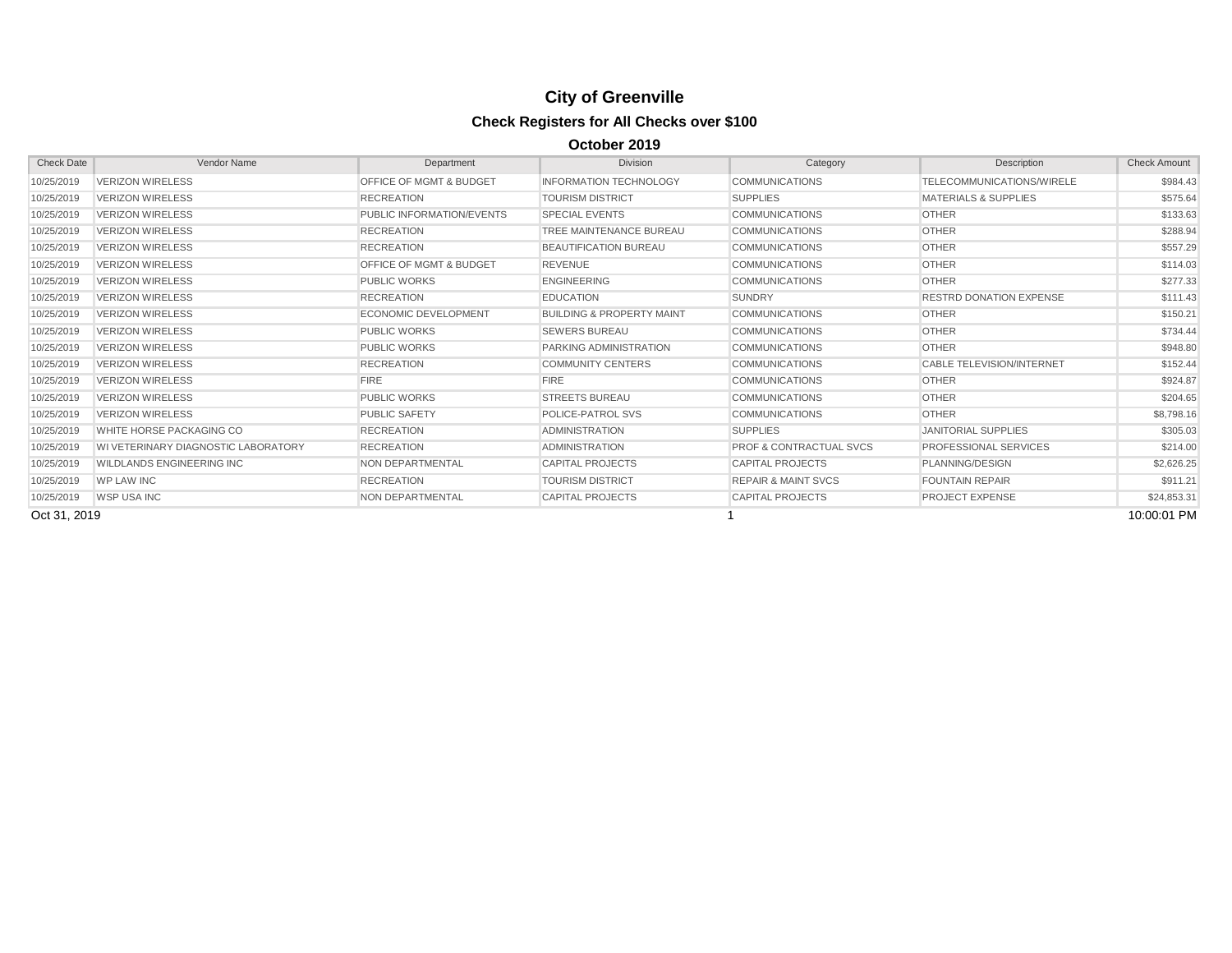# City of Greenville

## Check Registers for All Checks over $100

### October 2019

| Check Date | Vendor Name | Department | Division | Category | Description | Check Amount |
|---|---|---|---|---|---|---|
| 10/25/2019 | VERIZON WIRELESS | OFFICE OF MGMT & BUDGET | INFORMATION TECHNOLOGY | COMMUNICATIONS | TELECOMMUNICATIONS/WIRELE | $984.43 |
| 10/25/2019 | VERIZON WIRELESS | RECREATION | TOURISM DISTRICT | SUPPLIES | MATERIALS & SUPPLIES | $575.64 |
| 10/25/2019 | VERIZON WIRELESS | PUBLIC INFORMATION/EVENTS | SPECIAL EVENTS | COMMUNICATIONS | OTHER | $133.63 |
| 10/25/2019 | VERIZON WIRELESS | RECREATION | TREE MAINTENANCE BUREAU | COMMUNICATIONS | OTHER | $288.94 |
| 10/25/2019 | VERIZON WIRELESS | RECREATION | BEAUTIFICATION BUREAU | COMMUNICATIONS | OTHER | $557.29 |
| 10/25/2019 | VERIZON WIRELESS | OFFICE OF MGMT & BUDGET | REVENUE | COMMUNICATIONS | OTHER | $114.03 |
| 10/25/2019 | VERIZON WIRELESS | PUBLIC WORKS | ENGINEERING | COMMUNICATIONS | OTHER | $277.33 |
| 10/25/2019 | VERIZON WIRELESS | RECREATION | EDUCATION | SUNDRY | RESTRD DONATION EXPENSE | $111.43 |
| 10/25/2019 | VERIZON WIRELESS | ECONOMIC DEVELOPMENT | BUILDING & PROPERTY MAINT | COMMUNICATIONS | OTHER | $150.21 |
| 10/25/2019 | VERIZON WIRELESS | PUBLIC WORKS | SEWERS BUREAU | COMMUNICATIONS | OTHER | $734.44 |
| 10/25/2019 | VERIZON WIRELESS | PUBLIC WORKS | PARKING ADMINISTRATION | COMMUNICATIONS | OTHER | $948.80 |
| 10/25/2019 | VERIZON WIRELESS | RECREATION | COMMUNITY CENTERS | COMMUNICATIONS | CABLE TELEVISION/INTERNET | $152.44 |
| 10/25/2019 | VERIZON WIRELESS | FIRE | FIRE | COMMUNICATIONS | OTHER | $924.87 |
| 10/25/2019 | VERIZON WIRELESS | PUBLIC WORKS | STREETS BUREAU | COMMUNICATIONS | OTHER | $204.65 |
| 10/25/2019 | VERIZON WIRELESS | PUBLIC SAFETY | POLICE-PATROL SVS | COMMUNICATIONS | OTHER | $8,798.16 |
| 10/25/2019 | WHITE HORSE PACKAGING CO | RECREATION | ADMINISTRATION | SUPPLIES | JANITORIAL SUPPLIES | $305.03 |
| 10/25/2019 | WI VETERINARY DIAGNOSTIC LABORATORY | RECREATION | ADMINISTRATION | PROF & CONTRACTUAL SVCS | PROFESSIONAL SERVICES | $214.00 |
| 10/25/2019 | WILDLANDS ENGINEERING INC | NON DEPARTMENTAL | CAPITAL PROJECTS | CAPITAL PROJECTS | PLANNING/DESIGN | $2,626.25 |
| 10/25/2019 | WP LAW INC | RECREATION | TOURISM DISTRICT | REPAIR & MAINT SVCS | FOUNTAIN REPAIR | $911.21 |
| 10/25/2019 | WSP USA INC | NON DEPARTMENTAL | CAPITAL PROJECTS | CAPITAL PROJECTS | PROJECT EXPENSE | $24,853.31 |